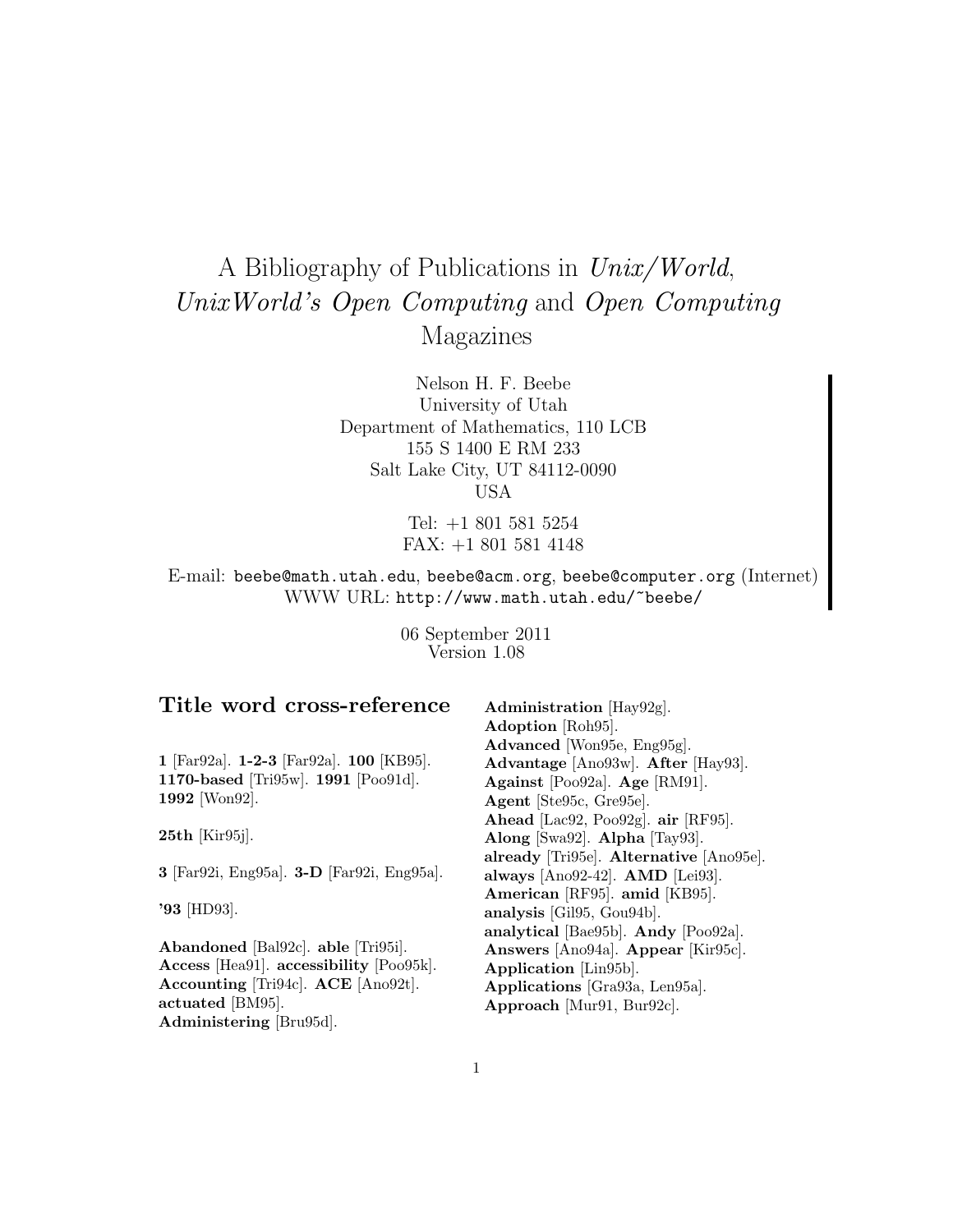# A Bibliography of Publications in *Unix/World*, *UnixWorld's Open Computing* and *Open Computing* Magazines

Nelson H. F. Beebe
University of Utah
Department of Mathematics, 110 LCB
155 S 1400 E RM 233
Salt Lake City, UT 84112-0090
USA

Tel: +1 801 581 5254
FAX: +1 801 581 4148

E-mail: `beebe@math.utah.edu`, `beebe@acm.org`, `beebe@computer.org` (Internet)
WWW URL: `http://www.math.utah.edu/~beebe/`

06 September 2011
Version 1.08

## Title word cross-reference

**1** [Far92a]. **1-2-3** [Far92a]. **100** [KB95]. **1170-based** [Tri95w]. **1991** [Poo91d]. **1992** [Won92].

**25th** [Kir95j].

**3** [Far92i, Eng95a]. **3-D** [Far92i, Eng95a].

**'93** [HD93].

**Abandoned** [Bal92c]. **able** [Tri95i]. **Access** [Hea91]. **accessibility** [Poo95k]. **Accounting** [Tri94c]. **ACE** [Ano92t]. **actuated** [BM95]. **Administering** [Bru95d]. **Administration** [Hay92g]. **Adoption** [Roh95]. **Advanced** [Won95e, Eng95g]. **Advantage** [Ano93w]. **After** [Hay93]. **Against** [Poo92a]. **Age** [RM91]. **Agent** [Ste95c, Gre95e]. **Ahead** [Lac92, Poo92g]. **air** [RF95]. **Along** [Swa92]. **Alpha** [Tay93]. **already** [Tri95e]. **Alternative** [Ano95e]. **always** [Ano92-42]. **AMD** [Lei93]. **American** [RF95]. **amid** [KB95]. **analysis** [Gil95, Gou94b]. **analytical** [Bae95b]. **Andy** [Poo92a]. **Answers** [Ano94a]. **Appear** [Kir95c]. **Application** [Lin95b]. **Applications** [Gra93a, Len95a]. **Approach** [Mur91, Bur92c].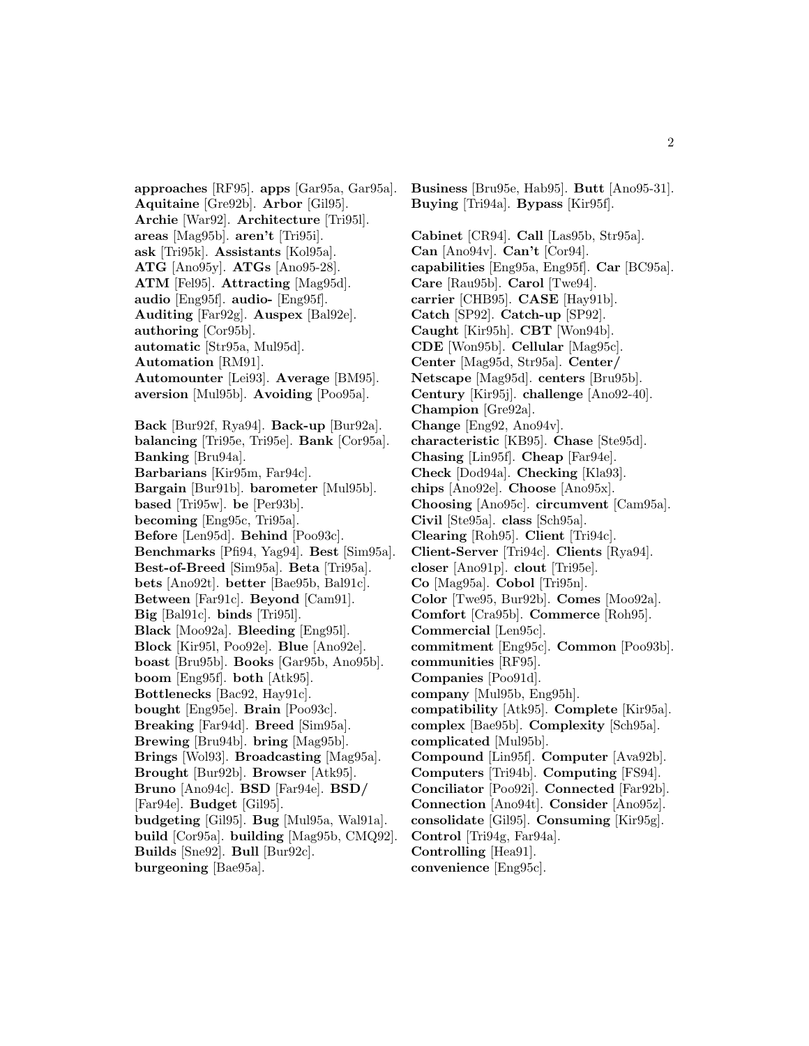**approaches** [RF95]. **apps** [Gar95a, Gar95a]. **Aquitaine** [Gre92b]. **Arbor** [Gil95]. **Archie** [War92]. **Architecture** [Tri95l]. **areas** [Mag95b]. **aren't** [Tri95i]. **ask** [Tri95k]. **Assistants** [Kol95a]. **ATG** [Ano95y]. **ATGs** [Ano95-28]. **ATM** [Fel95]. **Attracting** [Mag95d]. **audio** [Eng95f]. **audio-** [Eng95f]. **Auditing** [Far92g]. **Auspex** [Bal92e]. **authoring** [Cor95b]. **automatic** [Str95a, Mul95d]. **Automation** [RM91]. **Automounter** [Lei93]. **Average** [BM95]. **aversion** [Mul95b]. **Avoiding** [Poo95a].

**Back** [Bur92f, Rya94]. **Back-up** [Bur92a]. **balancing** [Tri95e, Tri95e]. **Bank** [Cor95a]. **Banking** [Bru94a]. **Barbarians** [Kir95m, Far94c]. **Bargain** [Bur91b]. **barometer** [Mul95b]. **based** [Tri95w]. **be** [Per93b]. **becoming** [Eng95c, Tri95a]. **Before** [Len95d]. **Behind** [Poo93c]. **Benchmarks** [Pfi94, Yag94]. **Best** [Sim95a]. **Best-of-Breed** [Sim95a]. **Beta** [Tri95a]. **bets** [Ano92t]. **better** [Bae95b, Bal91c]. **Between** [Far91c]. **Beyond** [Cam91]. **Big** [Bal91c]. **binds** [Tri95l]. **Black** [Moo92a]. **Bleeding** [Eng95l]. **Block** [Kir95l, Poo92e]. **Blue** [Ano92e]. **boast** [Bru95b]. **Books** [Gar95b, Ano95b]. **boom** [Eng95f]. **both** [Atk95]. **Bottlenecks** [Bac92, Hay91c]. **bought** [Eng95e]. **Brain** [Poo93c]. **Breaking** [Far94d]. **Breed** [Sim95a]. **Brewing** [Bru94b]. **bring** [Mag95b]. **Brings** [Wol93]. **Broadcasting** [Mag95a]. **Brought** [Bur92b]. **Browser** [Atk95]. **Bruno** [Ano94c]. **BSD** [Far94e]. **BSD/** [Far94e]. **Budget** [Gil95]. **budgeting** [Gil95]. **Bug** [Mul95a, Wal91a]. **build** [Cor95a]. **building** [Mag95b, CMQ92]. **Builds** [Sne92]. **Bull** [Bur92c]. **burgeoning** [Bae95a].

**Business** [Bru95e, Hab95]. **Butt** [Ano95-31]. **Buying** [Tri94a]. **Bypass** [Kir95f].

**Cabinet** [CR94]. **Call** [Las95b, Str95a]. **Can** [Ano94v]. **Can't** [Cor94]. **capabilities** [Eng95a, Eng95f]. **Car** [BC95a]. **Care** [Rau95b]. **Carol** [Twe94]. **carrier** [CHB95]. **CASE** [Hay91b]. **Catch** [SP92]. **Catch-up** [SP92]. **Caught** [Kir95h]. **CBT** [Won94b]. **CDE** [Won95b]. **Cellular** [Mag95c]. **Center** [Mag95d, Str95a]. **Center/ Netscape** [Mag95d]. **centers** [Bru95b]. **Century** [Kir95j]. **challenge** [Ano92-40]. **Champion** [Gre92a]. **Change** [Eng92, Ano94v]. **characteristic** [KB95]. **Chase** [Ste95d]. **Chasing** [Lin95f]. **Cheap** [Far94e]. **Check** [Dod94a]. **Checking** [Kla93]. **chips** [Ano92e]. **Choose** [Ano95x]. **Choosing** [Ano95c]. **circumvent** [Cam95a]. **Civil** [Ste95a]. **class** [Sch95a]. **Clearing** [Roh95]. **Client** [Tri94c]. **Client-Server** [Tri94c]. **Clients** [Rya94]. **closer** [Ano91p]. **clout** [Tri95e]. **Co** [Mag95a]. **Cobol** [Tri95n]. **Color** [Twe95, Bur92b]. **Comes** [Moo92a]. **Comfort** [Cra95b]. **Commerce** [Roh95]. **Commercial** [Len95c]. **commitment** [Eng95c]. **Common** [Poo93b]. **communities** [RF95]. **Companies** [Poo91d]. **company** [Mul95b, Eng95h]. **compatibility** [Atk95]. **Complete** [Kir95a]. **complex** [Bae95b]. **Complexity** [Sch95a]. **complicated** [Mul95b]. **Compound** [Lin95f]. **Computer** [Ava92b]. **Computers** [Tri94b]. **Computing** [FS94]. **Conciliator** [Poo92i]. **Connected** [Far92b]. **Connection** [Ano94t]. **Consider** [Ano95z]. **consolidate** [Gil95]. **Consuming** [Kir95g]. **Control** [Tri94g, Far94a]. **Controlling** [Hea91]. **convenience** [Eng95c].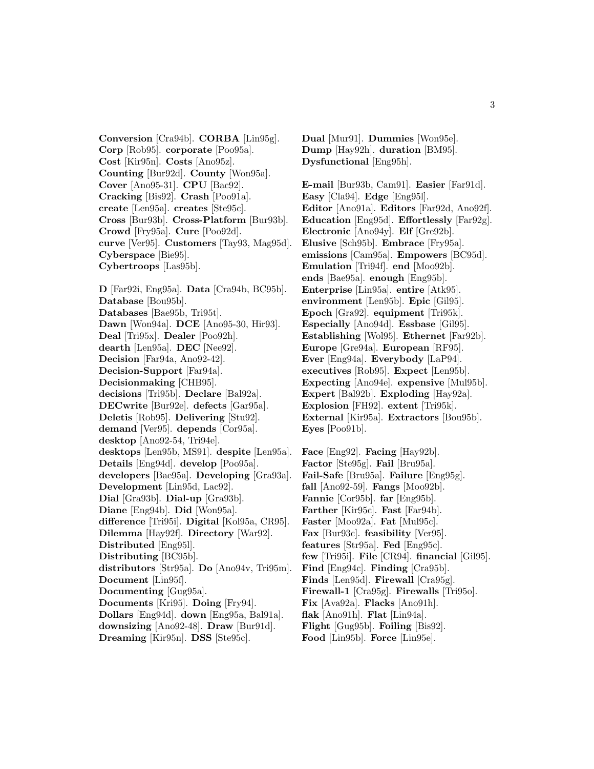**Conversion** [Cra94b]. **CORBA** [Lin95g]. **Corp** [Rob95]. **corporate** [Poo95a]. **Cost** [Kir95n]. **Costs** [Ano95z]. **Counting** [Bur92d]. **County** [Won95a]. **Cover** [Ano95-31]. **CPU** [Bac92]. **Cracking** [Bis92]. **Crash** [Poo91a]. **create** [Len95a]. **creates** [Ste95c]. **Cross** [Bur93b]. **Cross-Platform** [Bur93b]. **Crowd** [Fry95a]. **Cure** [Poo92d]. **curve** [Ver95]. **Customers** [Tay93, Mag95d]. **Cyberspace** [Bie95]. **Cybertroops** [Las95b].

**D** [Far92i, Eng95a]. **Data** [Cra94b, BC95b]. **Database** [Bou95b]. **Databases** [Bae95b, Tri95t]. **Dawn** [Won94a]. **DCE** [Ano95-30, Hir93]. **Deal** [Tri95x]. **Dealer** [Poo92h]. **dearth** [Len95a]. **DEC** [Nee92]. **Decision** [Far94a, Ano92-42]. **Decision-Support** [Far94a]. **Decisionmaking** [CHB95]. **decisions** [Tri95b]. **Declare** [Bal92a]. **DECwrite** [Bur92e]. **defects** [Gar95a]. **Deletis** [Rob95]. **Delivering** [Stu92]. **demand** [Ver95]. **depends** [Cor95a]. **desktop** [Ano92-54, Tri94e]. **desktops** [Len95b, MS91]. **despite** [Len95a]. **Details** [Eng94d]. **develop** [Poo95a]. **developers** [Bae95a]. **Developing** [Gra93a]. **Development** [Lin95d, Lac92]. **Dial** [Gra93b]. **Dial-up** [Gra93b]. **Diane** [Eng94b]. **Did** [Won95a]. **difference** [Tri95i]. **Digital** [Kol95a, CR95]. **Dilemma** [Hay92f]. **Directory** [War92]. **Distributed** [Eng95l]. **Distributing** [BC95b]. **distributors** [Str95a]. **Do** [Ano94v, Tri95m]. **Document** [Lin95f]. **Documenting** [Gug95a]. **Documents** [Kri95]. **Doing** [Fry94]. **Dollars** [Eng94d]. **down** [Eng95a, Bal91a]. **downsizing** [Ano92-48]. **Draw** [Bur91d]. **Dreaming** [Kir95n]. **DSS** [Ste95c].

**Dual** [Mur91]. **Dummies** [Won95e]. **Dump** [Hay92h]. **duration** [BM95]. **Dysfunctional** [Eng95h].

**E-mail** [Bur93b, Cam91]. **Easier** [Far91d]. **Easy** [Cla94]. **Edge** [Eng95l]. **Editor** [Ano91a]. **Editors** [Far92d, Ano92f]. **Education** [Eng95d]. **Effortlessly** [Far92g]. **Electronic** [Ano94y]. **Elf** [Gre92b]. **Elusive** [Sch95b]. **Embrace** [Fry95a]. **emissions** [Cam95a]. **Empowers** [BC95d]. **Emulation** [Tri94f]. **end** [Moo92b]. **ends** [Bae95a]. **enough** [Eng95b]. **Enterprise** [Lin95a]. **entire** [Atk95]. **environment** [Len95b]. **Epic** [Gil95]. **Epoch** [Gra92]. **equipment** [Tri95k]. **Especially** [Ano94d]. **Essbase** [Gil95]. **Establishing** [Wol95]. **Ethernet** [Far92b]. **Europe** [Gre94a]. **European** [RF95]. **Ever** [Eng94a]. **Everybody** [LaP94]. **executives** [Rob95]. **Expect** [Len95b]. **Expecting** [Ano94e]. **expensive** [Mul95b]. **Expert** [Bal92b]. **Exploding** [Hay92a]. **Explosion** [FH92]. **extent** [Tri95k]. **External** [Kir95a]. **Extractors** [Bou95b]. **Eyes** [Poo91b].

**Face** [Eng92]. **Facing** [Hay92b]. **Factor** [Ste95g]. **Fail** [Bru95a]. **Fail-Safe** [Bru95a]. **Failure** [Eng95g]. **fall** [Ano92-59]. **Fangs** [Moo92b]. **Fannie** [Cor95b]. **far** [Eng95b]. **Farther** [Kir95c]. **Fast** [Far94b]. **Faster** [Moo92a]. **Fat** [Mul95c]. **Fax** [Bur93c]. **feasibility** [Ver95]. **features** [Str95a]. **Fed** [Eng95c]. **few** [Tri95i]. **File** [CR94]. **financial** [Gil95]. **Find** [Eng94c]. **Finding** [Cra95b]. **Finds** [Len95d]. **Firewall** [Cra95g]. **Firewall-1** [Cra95g]. **Firewalls** [Tri95o]. **Fix** [Ava92a]. **Flacks** [Ano91h]. **flak** [Ano91h]. **Flat** [Lin94a]. **Flight** [Gug95b]. **Foiling** [Bis92]. **Food** [Lin95b]. **Force** [Lin95e].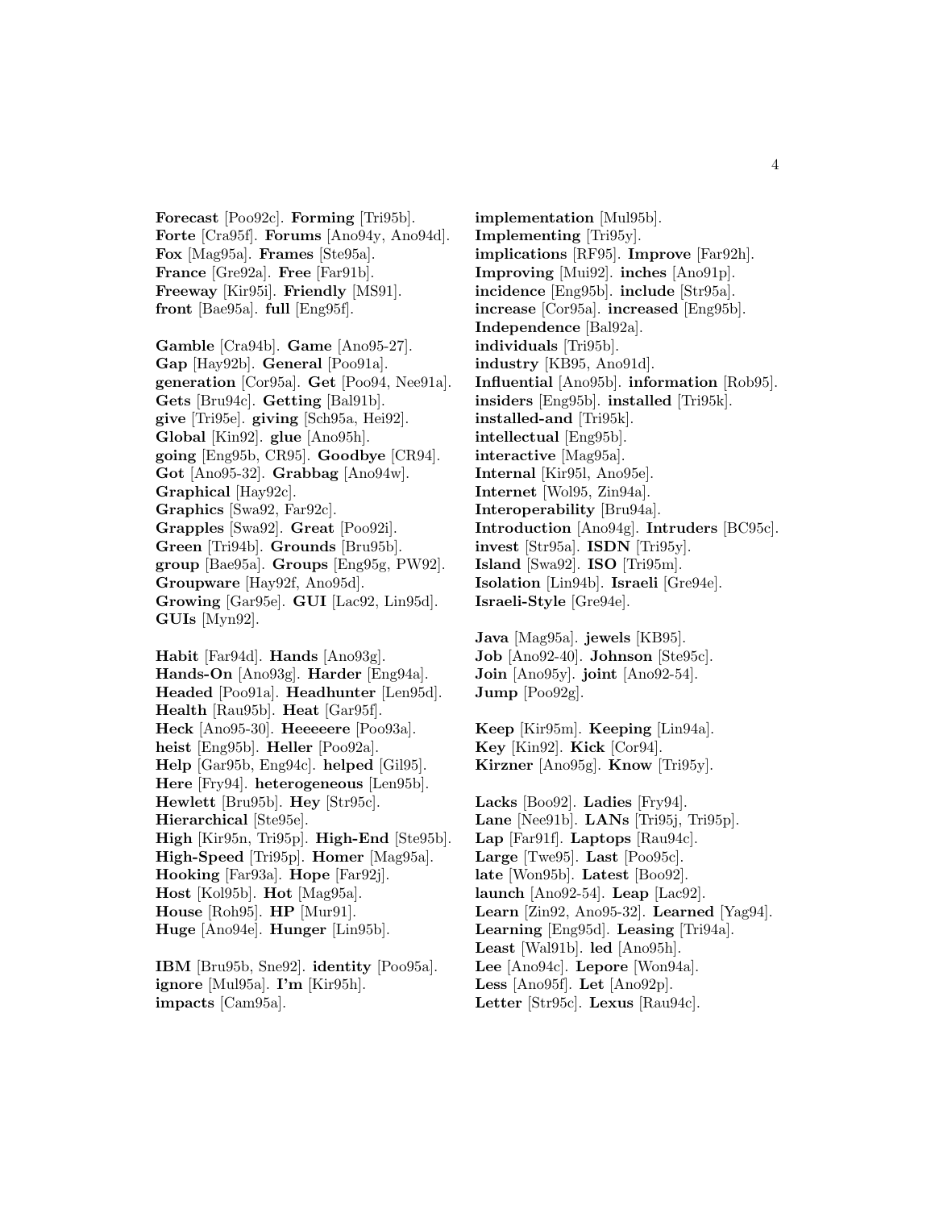**Forecast** [Poo92c]. **Forming** [Tri95b]. **Forte** [Cra95f]. **Forums** [Ano94y, Ano94d]. **Fox** [Mag95a]. **Frames** [Ste95a]. **France** [Gre92a]. **Free** [Far91b]. **Freeway** [Kir95i]. **Friendly** [MS91]. **front** [Bae95a]. **full** [Eng95f].

**Gamble** [Cra94b]. **Game** [Ano95-27]. **Gap** [Hay92b]. **General** [Poo91a]. **generation** [Cor95a]. **Get** [Poo94, Nee91a]. **Gets** [Bru94c]. **Getting** [Bal91b]. **give** [Tri95e]. **giving** [Sch95a, Hei92]. **Global** [Kin92]. **glue** [Ano95h]. **going** [Eng95b, CR95]. **Goodbye** [CR94]. **Got** [Ano95-32]. **Grabbag** [Ano94w]. **Graphical** [Hay92c]. **Graphics** [Swa92, Far92c]. **Grapples** [Swa92]. **Great** [Poo92i]. **Green** [Tri94b]. **Grounds** [Bru95b]. **group** [Bae95a]. **Groups** [Eng95g, PW92]. **Groupware** [Hay92f, Ano95d]. **Growing** [Gar95e]. **GUI** [Lac92, Lin95d]. **GUIs** [Myn92].

**Habit** [Far94d]. **Hands** [Ano93g]. **Hands-On** [Ano93g]. **Harder** [Eng94a]. **Headed** [Poo91a]. **Headhunter** [Len95d]. **Health** [Rau95b]. **Heat** [Gar95f]. **Heck** [Ano95-30]. **Heeeeere** [Poo93a]. **heist** [Eng95b]. **Heller** [Poo92a]. **Help** [Gar95b, Eng94c]. **helped** [Gil95]. **Here** [Fry94]. **heterogeneous** [Len95b]. **Hewlett** [Bru95b]. **Hey** [Str95c]. **Hierarchical** [Ste95e]. **High** [Kir95n, Tri95p]. **High-End** [Ste95b]. **High-Speed** [Tri95p]. **Homer** [Mag95a]. **Hooking** [Far93a]. **Hope** [Far92j]. **Host** [Kol95b]. **Hot** [Mag95a]. **House** [Roh95]. **HP** [Mur91]. **Huge** [Ano94e]. **Hunger** [Lin95b].

**IBM** [Bru95b, Sne92]. **identity** [Poo95a]. **ignore** [Mul95a]. **I'm** [Kir95h]. **impacts** [Cam95a]. **implementation** [Mul95b]. **Implementing** [Tri95y]. **implications** [RF95]. **Improve** [Far92h]. **Improving** [Mui92]. **inches** [Ano91p]. **incidence** [Eng95b]. **include** [Str95a]. **increase** [Cor95a]. **increased** [Eng95b]. **Independence** [Bal92a]. **individuals** [Tri95b]. **industry** [KB95, Ano91d]. **Influential** [Ano95b]. **information** [Rob95]. **insiders** [Eng95b]. **installed** [Tri95k]. **installed-and** [Tri95k]. **intellectual** [Eng95b]. **interactive** [Mag95a]. **Internal** [Kir95l, Ano95e]. **Internet** [Wol95, Zin94a]. **Interoperability** [Bru94a]. **Introduction** [Ano94g]. **Intruders** [BC95c]. **invest** [Str95a]. **ISDN** [Tri95y]. **Island** [Swa92]. **ISO** [Tri95m]. **Isolation** [Lin94b]. **Israeli** [Gre94e]. **Israeli-Style** [Gre94e].

**Java** [Mag95a]. **jewels** [KB95]. **Job** [Ano92-40]. **Johnson** [Ste95c]. **Join** [Ano95y]. **joint** [Ano92-54]. **Jump** [Poo92g].

**Keep** [Kir95m]. **Keeping** [Lin94a]. **Key** [Kin92]. **Kick** [Cor94]. **Kirzner** [Ano95g]. **Know** [Tri95y].

**Lacks** [Boo92]. **Ladies** [Fry94]. **Lane** [Nee91b]. **LANs** [Tri95j, Tri95p]. **Lap** [Far91f]. **Laptops** [Rau94c]. **Large** [Twe95]. **Last** [Poo95c]. **late** [Won95b]. **Latest** [Boo92]. **launch** [Ano92-54]. **Leap** [Lac92]. **Learn** [Zin92, Ano95-32]. **Learned** [Yag94]. **Learning** [Eng95d]. **Leasing** [Tri94a]. **Least** [Wal91b]. **led** [Ano95h]. **Lee** [Ano94c]. **Lepore** [Won94a]. **Less** [Ano95f]. **Let** [Ano92p]. **Letter** [Str95c]. **Lexus** [Rau94c].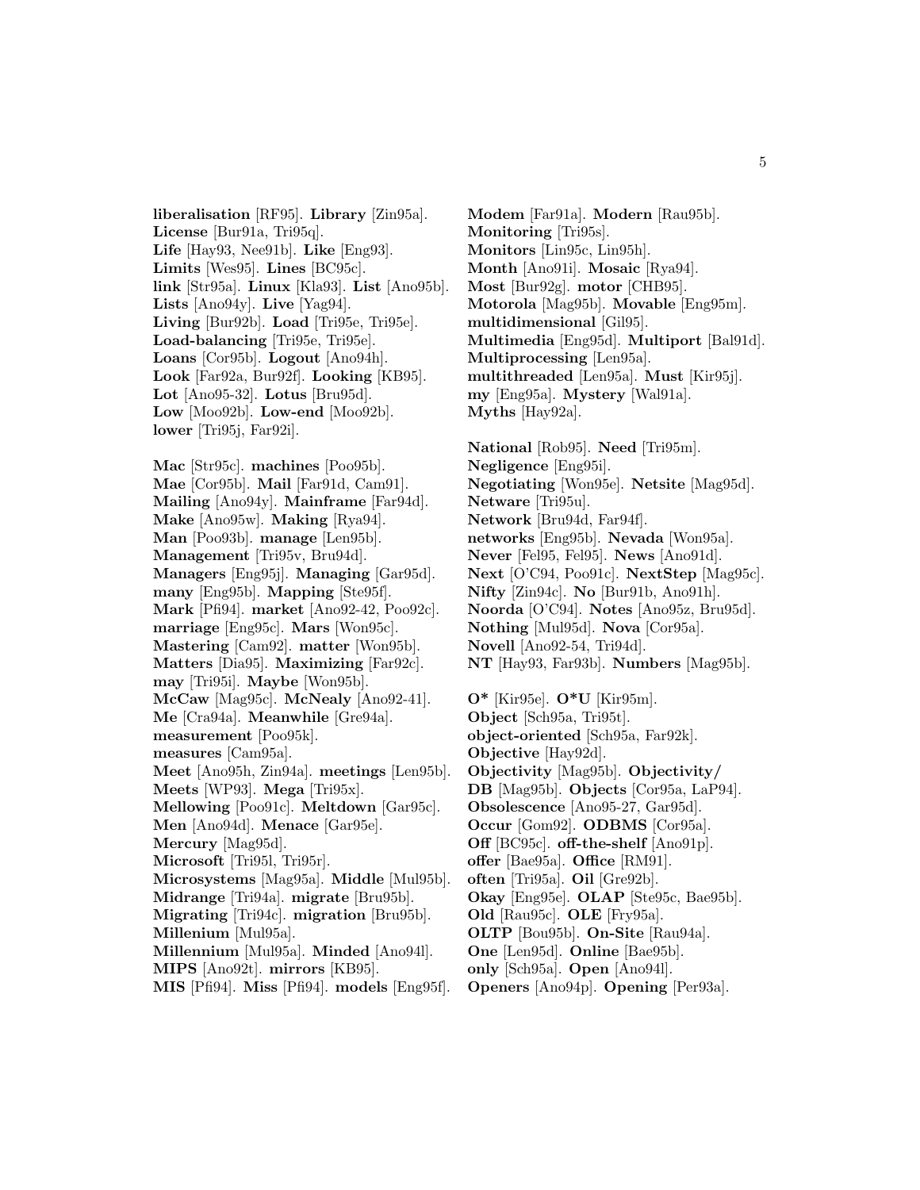**liberalisation** [RF95]. **Library** [Zin95a]. **License** [Bur91a, Tri95q]. **Life** [Hay93, Nee91b]. **Like** [Eng93]. **Limits** [Wes95]. **Lines** [BC95c]. **link** [Str95a]. **Linux** [Kla93]. **List** [Ano95b]. **Lists** [Ano94y]. **Live** [Yag94]. **Living** [Bur92b]. **Load** [Tri95e, Tri95e]. **Load-balancing** [Tri95e, Tri95e]. **Loans** [Cor95b]. **Logout** [Ano94h]. **Look** [Far92a, Bur92f]. **Looking** [KB95]. **Lot** [Ano95-32]. **Lotus** [Bru95d]. **Low** [Moo92b]. **Low-end** [Moo92b]. **lower** [Tri95j, Far92i].

**Mac** [Str95c]. **machines** [Poo95b]. **Mae** [Cor95b]. **Mail** [Far91d, Cam91]. **Mailing** [Ano94y]. **Mainframe** [Far94d]. **Make** [Ano95w]. **Making** [Rya94]. **Man** [Poo93b]. **manage** [Len95b]. **Management** [Tri95v, Bru94d]. **Managers** [Eng95j]. **Managing** [Gar95d]. **many** [Eng95b]. **Mapping** [Ste95f]. **Mark** [Pfi94]. **market** [Ano92-42, Poo92c]. **marriage** [Eng95c]. **Mars** [Won95c]. **Mastering** [Cam92]. **matter** [Won95b]. **Matters** [Dia95]. **Maximizing** [Far92c]. **may** [Tri95i]. **Maybe** [Won95b]. **McCaw** [Mag95c]. **McNealy** [Ano92-41]. **Me** [Cra94a]. **Meanwhile** [Gre94a]. **measurement** [Poo95k]. **measures** [Cam95a]. **Meet** [Ano95h, Zin94a]. **meetings** [Len95b]. **Meets** [WP93]. **Mega** [Tri95x]. **Mellowing** [Poo91c]. **Meltdown** [Gar95c]. **Men** [Ano94d]. **Menace** [Gar95e]. **Mercury** [Mag95d]. **Microsoft** [Tri95l, Tri95r]. **Microsystems** [Mag95a]. **Middle** [Mul95b]. **Midrange** [Tri94a]. **migrate** [Bru95b]. **Migrating** [Tri94c]. **migration** [Bru95b]. **Millenium** [Mul95a]. **Millennium** [Mul95a]. **Minded** [Ano94l]. **MIPS** [Ano92t]. **mirrors** [KB95]. **MIS** [Pfi94]. **Miss** [Pfi94]. **models** [Eng95f]. **Modem** [Far91a]. **Modern** [Rau95b]. **Monitoring** [Tri95s]. **Monitors** [Lin95c, Lin95h]. **Month** [Ano91i]. **Mosaic** [Rya94]. **Most** [Bur92g]. **motor** [CHB95]. **Motorola** [Mag95b]. **Movable** [Eng95m]. **multidimensional** [Gil95]. **Multimedia** [Eng95d]. **Multiport** [Bal91d]. **Multiprocessing** [Len95a]. **multithreaded** [Len95a]. **Must** [Kir95j]. **my** [Eng95a]. **Mystery** [Wal91a]. **Myths** [Hay92a].

**National** [Rob95]. **Need** [Tri95m]. **Negligence** [Eng95i]. **Negotiating** [Won95e]. **Netsite** [Mag95d]. **Netware** [Tri95u]. **Network** [Bru94d, Far94f]. **networks** [Eng95b]. **Nevada** [Won95a]. **Never** [Fel95, Fel95]. **News** [Ano91d]. **Next** [O'C94, Poo91c]. **NextStep** [Mag95c]. **Nifty** [Zin94c]. **No** [Bur91b, Ano91h]. **Noorda** [O'C94]. **Notes** [Ano95z, Bru95d]. **Nothing** [Mul95d]. **Nova** [Cor95a]. **Novell** [Ano92-54, Tri94d]. **NT** [Hay93, Far93b]. **Numbers** [Mag95b].

**O*** [Kir95e]. **O*U** [Kir95m]. **Object** [Sch95a, Tri95t]. **object-oriented** [Sch95a, Far92k]. **Objective** [Hay92d]. **Objectivity** [Mag95b]. **Objectivity/DB** [Mag95b]. **Objects** [Cor95a, LaP94]. **Obsolescence** [Ano95-27, Gar95d]. **Occur** [Gom92]. **ODBMS** [Cor95a]. **Off** [BC95c]. **off-the-shelf** [Ano91p]. **offer** [Bae95a]. **Office** [RM91]. **often** [Tri95a]. **Oil** [Gre92b]. **Okay** [Eng95e]. **OLAP** [Ste95c, Bae95b]. **Old** [Rau95c]. **OLE** [Fry95a]. **OLTP** [Bou95b]. **On-Site** [Rau94a]. **One** [Len95d]. **Online** [Bae95b]. **only** [Sch95a]. **Open** [Ano94l]. **Openers** [Ano94p]. **Opening** [Per93a].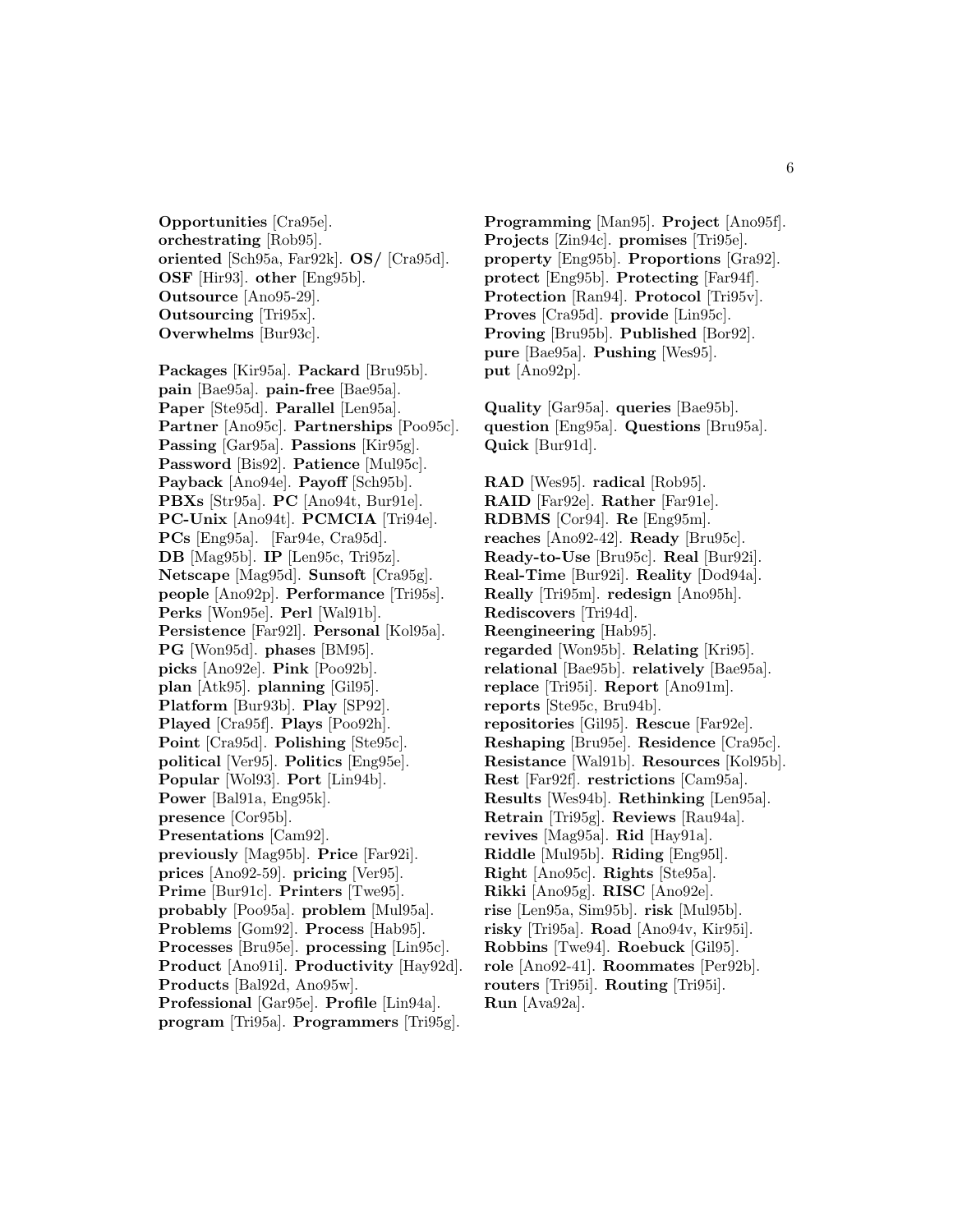**Opportunities** [Cra95e]. **orchestrating** [Rob95]. **oriented** [Sch95a, Far92k]. **OS/** [Cra95d]. **OSF** [Hir93]. **other** [Eng95b]. **Outsource** [Ano95-29]. **Outsourcing** [Tri95x]. **Overwhelms** [Bur93c].

**Packages** [Kir95a]. **Packard** [Bru95b]. **pain** [Bae95a]. **pain-free** [Bae95a]. **Paper** [Ste95d]. **Parallel** [Len95a]. **Partner** [Ano95c]. **Partnerships** [Poo95c]. **Passing** [Gar95a]. **Passions** [Kir95g]. **Password** [Bis92]. **Patience** [Mul95c]. **Payback** [Ano94e]. **Payoff** [Sch95b]. **PBXs** [Str95a]. **PC** [Ano94t, Bur91e]. **PC-Unix** [Ano94t]. **PCMCIA** [Tri94e]. **PCs** [Eng95a]. [Far94e, Cra95d]. **DB** [Mag95b]. **IP** [Len95c, Tri95z]. **Netscape** [Mag95d]. **Sunsoft** [Cra95g]. **people** [Ano92p]. **Performance** [Tri95s]. **Perks** [Won95e]. **Perl** [Wal91b]. **Persistence** [Far92l]. **Personal** [Kol95a]. **PG** [Won95d]. **phases** [BM95]. **picks** [Ano92e]. **Pink** [Poo92b]. **plan** [Atk95]. **planning** [Gil95]. **Platform** [Bur93b]. **Play** [SP92]. **Played** [Cra95f]. **Plays** [Poo92h]. **Point** [Cra95d]. **Polishing** [Ste95c]. **political** [Ver95]. **Politics** [Eng95e]. **Popular** [Wol93]. **Port** [Lin94b]. **Power** [Bal91a, Eng95k]. **presence** [Cor95b]. **Presentations** [Cam92]. **previously** [Mag95b]. **Price** [Far92i]. **prices** [Ano92-59]. **pricing** [Ver95]. **Prime** [Bur91c]. **Printers** [Twe95]. **probably** [Poo95a]. **problem** [Mul95a]. **Problems** [Gom92]. **Process** [Hab95]. **Processes** [Bru95e]. **processing** [Lin95c]. **Product** [Ano91i]. **Productivity** [Hay92d]. **Products** [Bal92d, Ano95w]. **Professional** [Gar95e]. **Profile** [Lin94a]. **program** [Tri95a]. **Programmers** [Tri95g]. **Programming** [Man95]. **Project** [Ano95f]. **Projects** [Zin94c]. **promises** [Tri95e]. **property** [Eng95b]. **Proportions** [Gra92]. **protect** [Eng95b]. **Protecting** [Far94f]. **Protection** [Ran94]. **Protocol** [Tri95v]. **Proves** [Cra95d]. **provide** [Lin95c]. **Proving** [Bru95b]. **Published** [Bor92]. **pure** [Bae95a]. **Pushing** [Wes95]. **put** [Ano92p].

**Quality** [Gar95a]. **queries** [Bae95b]. **question** [Eng95a]. **Questions** [Bru95a]. **Quick** [Bur91d].

**RAD** [Wes95]. **radical** [Rob95]. **RAID** [Far92e]. **Rather** [Far91e]. **RDBMS** [Cor94]. **Re** [Eng95m]. **reaches** [Ano92-42]. **Ready** [Bru95c]. **Ready-to-Use** [Bru95c]. **Real** [Bur92i]. **Real-Time** [Bur92i]. **Reality** [Dod94a]. **Really** [Tri95m]. **redesign** [Ano95h]. **Rediscovers** [Tri94d]. **Reengineering** [Hab95]. **regarded** [Won95b]. **Relating** [Kri95]. **relational** [Bae95b]. **relatively** [Bae95a]. **replace** [Tri95i]. **Report** [Ano91m]. **reports** [Ste95c, Bru94b]. **repositories** [Gil95]. **Rescue** [Far92e]. **Reshaping** [Bru95e]. **Residence** [Cra95c]. **Resistance** [Wal91b]. **Resources** [Kol95b]. **Rest** [Far92f]. **restrictions** [Cam95a]. **Results** [Wes94b]. **Rethinking** [Len95a]. **Retrain** [Tri95g]. **Reviews** [Rau94a]. **revives** [Mag95a]. **Rid** [Hay91a]. **Riddle** [Mul95b]. **Riding** [Eng95l]. **Right** [Ano95c]. **Rights** [Ste95a]. **Rikki** [Ano95g]. **RISC** [Ano92e]. **rise** [Len95a, Sim95b]. **risk** [Mul95b]. **risky** [Tri95a]. **Road** [Ano94v, Kir95i]. **Robbins** [Twe94]. **Roebuck** [Gil95]. **role** [Ano92-41]. **Roommates** [Per92b]. **routers** [Tri95i]. **Routing** [Tri95i]. **Run** [Ava92a].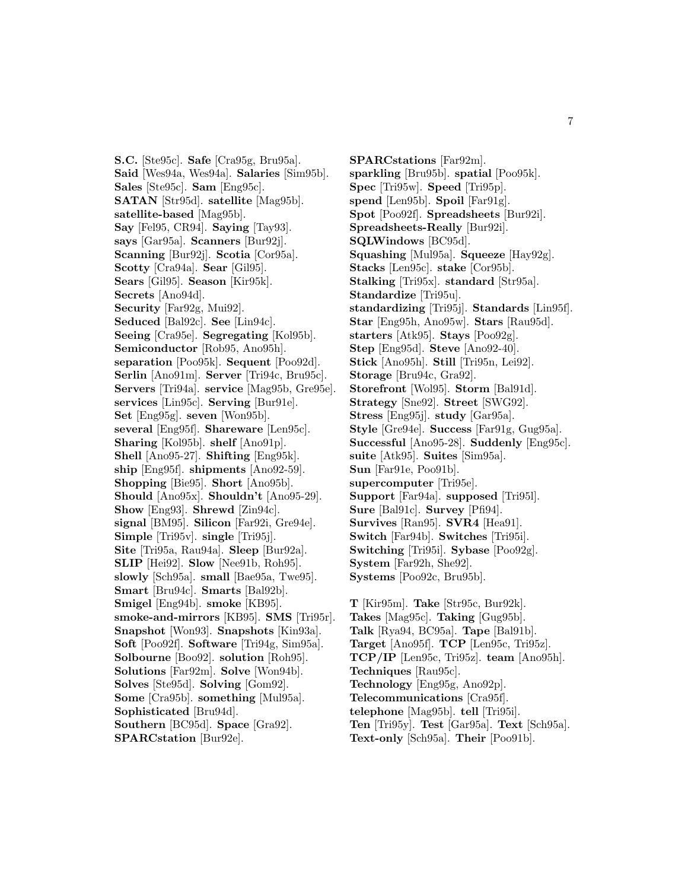**S.C.** [Ste95c]. **Safe** [Cra95g, Bru95a]. **Said** [Wes94a, Wes94a]. **Salaries** [Sim95b]. **Sales** [Ste95c]. **Sam** [Eng95c]. **SATAN** [Str95d]. **satellite** [Mag95b]. **satellite-based** [Mag95b]. **Say** [Fel95, CR94]. **Saying** [Tay93]. **says** [Gar95a]. **Scanners** [Bur92j]. **Scanning** [Bur92j]. **Scotia** [Cor95a]. **Scotty** [Cra94a]. **Sear** [Gil95]. **Sears** [Gil95]. **Season** [Kir95k]. **Secrets** [Ano94d]. **Security** [Far92g, Mui92]. **Seduced** [Bal92c]. **See** [Lin94c]. **Seeing** [Cra95e]. **Segregating** [Kol95b]. **Semiconductor** [Rob95, Ano95h]. **separation** [Poo95k]. **Sequent** [Poo92d]. **Serlin** [Ano91m]. **Server** [Tri94c, Bru95c]. **Servers** [Tri94a]. **service** [Mag95b, Gre95e]. **services** [Lin95c]. **Serving** [Bur91e]. **Set** [Eng95g]. **seven** [Won95b]. **several** [Eng95f]. **Shareware** [Len95c]. **Sharing** [Kol95b]. **shelf** [Ano91p]. **Shell** [Ano95-27]. **Shifting** [Eng95k]. **ship** [Eng95f]. **shipments** [Ano92-59]. **Shopping** [Bie95]. **Short** [Ano95b]. **Should** [Ano95x]. **Shouldn't** [Ano95-29]. **Show** [Eng93]. **Shrewd** [Zin94c]. **signal** [BM95]. **Silicon** [Far92i, Gre94e]. **Simple** [Tri95v]. **single** [Tri95j]. **Site** [Tri95a, Rau94a]. **Sleep** [Bur92a]. **SLIP** [Hei92]. **Slow** [Nee91b, Roh95]. **slowly** [Sch95a]. **small** [Bae95a, Twe95]. **Smart** [Bru94c]. **Smarts** [Bal92b]. **Smigel** [Eng94b]. **smoke** [KB95]. **smoke-and-mirrors** [KB95]. **SMS** [Tri95r]. **Snapshot** [Won93]. **Snapshots** [Kin93a]. **Soft** [Poo92f]. **Software** [Tri94g, Sim95a]. **Solbourne** [Boo92]. **solution** [Roh95]. **Solutions** [Far92m]. **Solve** [Won94b]. **Solves** [Ste95d]. **Solving** [Gom92]. **Some** [Cra95b]. **something** [Mul95a]. **Sophisticated** [Bru94d]. **Southern** [BC95d]. **Space** [Gra92]. **SPARCstation** [Bur92e]. **SPARCstations** [Far92m]. **sparkling** [Bru95b]. **spatial** [Poo95k]. **Spec** [Tri95w]. **Speed** [Tri95p]. **spend** [Len95b]. **Spoil** [Far91g]. **Spot** [Poo92f]. **Spreadsheets** [Bur92i]. **Spreadsheets-Really** [Bur92i]. **SQLWindows** [BC95d]. **Squashing** [Mul95a]. **Squeeze** [Hay92g]. **Stacks** [Len95c]. **stake** [Cor95b]. **Stalking** [Tri95x]. **standard** [Str95a]. **Standardize** [Tri95u]. **standardizing** [Tri95j]. **Standards** [Lin95f]. **Star** [Eng95h, Ano95w]. **Stars** [Rau95d]. **starters** [Atk95]. **Stays** [Poo92g]. **Step** [Eng95d]. **Steve** [Ano92-40]. **Stick** [Ano95h]. **Still** [Tri95n, Lei92]. **Storage** [Bru94c, Gra92]. **Storefront** [Wol95]. **Storm** [Bal91d]. **Strategy** [Sne92]. **Street** [SWG92]. **Stress** [Eng95j]. **study** [Gar95a]. **Style** [Gre94e]. **Success** [Far91g, Gug95a]. **Successful** [Ano95-28]. **Suddenly** [Eng95c]. **suite** [Atk95]. **Suites** [Sim95a]. **Sun** [Far91e, Poo91b]. **supercomputer** [Tri95e]. **Support** [Far94a]. **supposed** [Tri95l]. **Sure** [Bal91c]. **Survey** [Pfi94]. **Survives** [Ran95]. **SVR4** [Hea91]. **Switch** [Far94b]. **Switches** [Tri95i]. **Switching** [Tri95i]. **Sybase** [Poo92g]. **System** [Far92h, She92]. **Systems** [Poo92c, Bru95b].

**T** [Kir95m]. **Take** [Str95c, Bur92k]. **Takes** [Mag95c]. **Taking** [Gug95b]. **Talk** [Rya94, BC95a]. **Tape** [Bal91b]. **Target** [Ano95f]. **TCP** [Len95c, Tri95z]. **TCP/IP** [Len95c, Tri95z]. **team** [Ano95h]. **Techniques** [Rau95c]. **Technology** [Eng95g, Ano92p]. **Telecommunications** [Cra95f]. **telephone** [Mag95b]. **tell** [Tri95i]. **Ten** [Tri95y]. **Test** [Gar95a]. **Text** [Sch95a]. **Text-only** [Sch95a]. **Their** [Poo91b].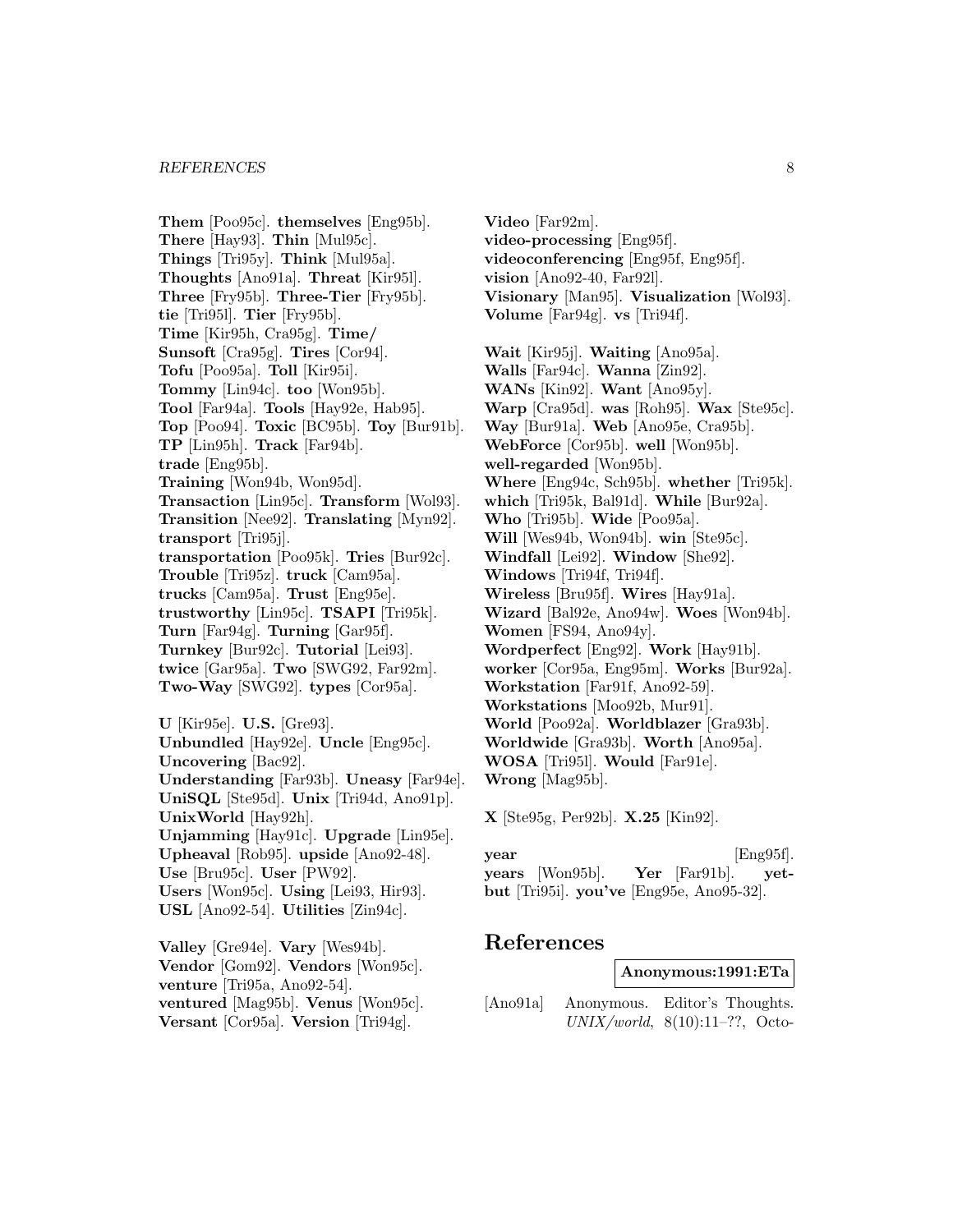**Them** [Poo95c]. **themselves** [Eng95b]. **There** [Hay93]. **Thin** [Mul95c]. **Things** [Tri95y]. **Think** [Mul95a]. **Thoughts** [Ano91a]. **Threat** [Kir95l]. **Three** [Fry95b]. **Three-Tier** [Fry95b]. **tie** [Tri95l]. **Tier** [Fry95b]. **Time** [Kir95h, Cra95g]. **Time/ Sunsoft** [Cra95g]. **Tires** [Cor94]. **Tofu** [Poo95a]. **Toll** [Kir95i]. **Tommy** [Lin94c]. **too** [Won95b]. **Tool** [Far94a]. **Tools** [Hay92e, Hab95]. **Top** [Poo94]. **Toxic** [BC95b]. **Toy** [Bur91b]. **TP** [Lin95h]. **Track** [Far94b]. **trade** [Eng95b]. **Training** [Won94b, Won95d]. **Transaction** [Lin95c]. **Transform** [Wol93]. **Transition** [Nee92]. **Translating** [Myn92]. **transport** [Tri95j]. **transportation** [Poo95k]. **Tries** [Bur92c]. **Trouble** [Tri95z]. **truck** [Cam95a]. **trucks** [Cam95a]. **Trust** [Eng95e]. **trustworthy** [Lin95c]. **TSAPI** [Tri95k]. **Turn** [Far94g]. **Turning** [Gar95f]. **Turnkey** [Bur92c]. **Tutorial** [Lei93]. **twice** [Gar95a]. **Two** [SWG92, Far92m]. **Two-Way** [SWG92]. **types** [Cor95a].

**U** [Kir95e]. **U.S.** [Gre93]. **Unbundled** [Hay92e]. **Uncle** [Eng95c]. **Uncovering** [Bac92]. **Understanding** [Far93b]. **Uneasy** [Far94e]. **UniSQL** [Ste95d]. **Unix** [Tri94d, Ano91p]. **UnixWorld** [Hay92h]. **Unjamming** [Hay91c]. **Upgrade** [Lin95e]. **Upheaval** [Rob95]. **upside** [Ano92-48]. **Use** [Bru95c]. **User** [PW92]. **Users** [Won95c]. **Using** [Lei93, Hir93]. **USL** [Ano92-54]. **Utilities** [Zin94c].

**Valley** [Gre94e]. **Vary** [Wes94b]. **Vendor** [Gom92]. **Vendors** [Won95c]. **venture** [Tri95a, Ano92-54]. **ventured** [Mag95b]. **Venus** [Won95c]. **Versant** [Cor95a]. **Version** [Tri94g]. **Video** [Far92m]. **video-processing** [Eng95f]. **videoconferencing** [Eng95f, Eng95f]. **vision** [Ano92-40, Far92l]. **Visionary** [Man95]. **Visualization** [Wol93]. **Volume** [Far94g]. **vs** [Tri94f].

**Wait** [Kir95j]. **Waiting** [Ano95a]. **Walls** [Far94c]. **Wanna** [Zin92]. **WANs** [Kin92]. **Want** [Ano95y]. **Warp** [Cra95d]. **was** [Roh95]. **Wax** [Ste95c]. **Way** [Bur91a]. **Web** [Ano95e, Cra95b]. **WebForce** [Cor95b]. **well** [Won95b]. **well-regarded** [Won95b]. **Where** [Eng94c, Sch95b]. **whether** [Tri95k]. **which** [Tri95k, Bal91d]. **While** [Bur92a]. **Who** [Tri95b]. **Wide** [Poo95a]. **Will** [Wes94b, Won94b]. **win** [Ste95c]. **Windfall** [Lei92]. **Window** [She92]. **Windows** [Tri94f, Tri94f]. **Wireless** [Bru95f]. **Wires** [Hay91a]. **Wizard** [Bal92e, Ano94w]. **Woes** [Won94b]. **Women** [FS94, Ano94y]. **Wordperfect** [Eng92]. **Work** [Hay91b]. **worker** [Cor95a, Eng95m]. **Works** [Bur92a]. **Workstation** [Far91f, Ano92-59]. **Workstations** [Moo92b, Mur91]. **World** [Poo92a]. **Worldblazer** [Gra93b]. **Worldwide** [Gra93b]. **Worth** [Ano95a]. **WOSA** [Tri95l]. **Would** [Far91e]. **Wrong** [Mag95b].

**X** [Ste95g, Per92b]. **X.25** [Kin92].

**year** [Eng95f]. **years** [Won95b]. **Yer** [Far91b]. **yet-but** [Tri95i]. **you've** [Eng95e, Ano95-32].

# References

**Anonymous:1991:ETa**

[Ano91a] Anonymous. Editor's Thoughts. *UNIX/world*, 8(10):11–??, Octo-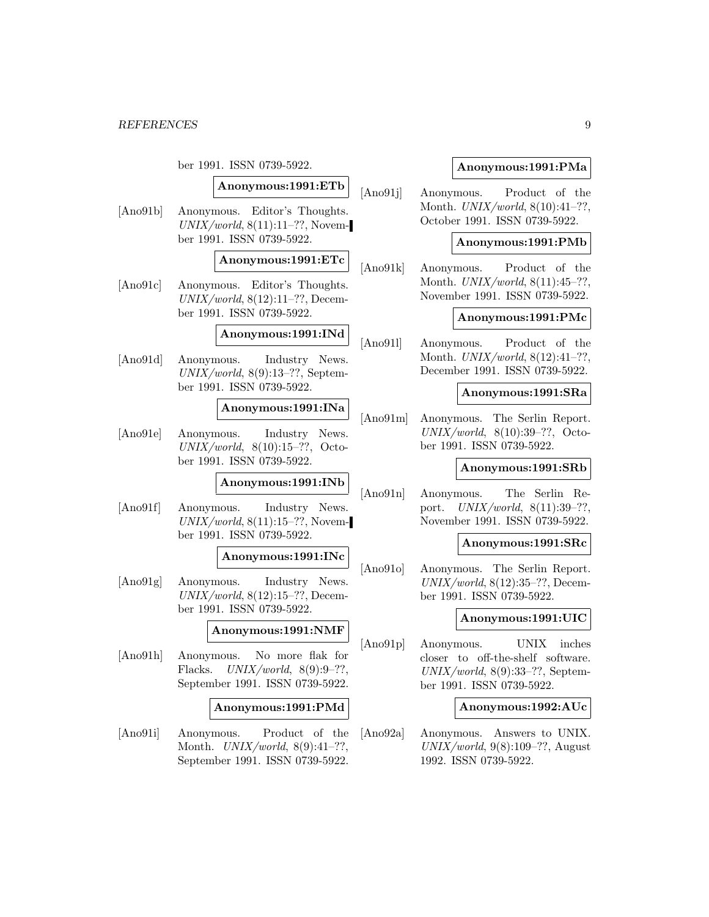ber 1991. ISSN 0739-5922.

**Anonymous:1991:ETb**

[Ano91b] Anonymous. Editor's Thoughts. *UNIX/world*, 8(11):11–??, November 1991. ISSN 0739-5922.

**Anonymous:1991:ETc**

[Ano91c] Anonymous. Editor's Thoughts. *UNIX/world*, 8(12):11–??, December 1991. ISSN 0739-5922.

**Anonymous:1991:INd**

[Ano91d] Anonymous. Industry News. *UNIX/world*, 8(9):13–??, September 1991. ISSN 0739-5922.

**Anonymous:1991:INa**

[Ano91e] Anonymous. Industry News. *UNIX/world*, 8(10):15–??, October 1991. ISSN 0739-5922.

**Anonymous:1991:INb**

[Ano91f] Anonymous. Industry News. *UNIX/world*, 8(11):15–??, November 1991. ISSN 0739-5922.

**Anonymous:1991:INc**

[Ano91g] Anonymous. Industry News. *UNIX/world*, 8(12):15–??, December 1991. ISSN 0739-5922.

**Anonymous:1991:NMF**

[Ano91h] Anonymous. No more flak for Flacks. *UNIX/world*, 8(9):9–??, September 1991. ISSN 0739-5922.

**Anonymous:1991:PMd**

[Ano91i] Anonymous. Product of the Month. *UNIX/world*, 8(9):41–??, September 1991. ISSN 0739-5922.

**Anonymous:1991:PMa**

[Ano91j] Anonymous. Product of the Month. *UNIX/world*, 8(10):41–??, October 1991. ISSN 0739-5922.

**Anonymous:1991:PMb**

[Ano91k] Anonymous. Product of the Month. *UNIX/world*, 8(11):45–??, November 1991. ISSN 0739-5922.

**Anonymous:1991:PMc**

[Ano91l] Anonymous. Product of the Month. *UNIX/world*, 8(12):41–??, December 1991. ISSN 0739-5922.

**Anonymous:1991:SRa**

[Ano91m] Anonymous. The Serlin Report. *UNIX/world*, 8(10):39–??, October 1991. ISSN 0739-5922.

**Anonymous:1991:SRb**

[Ano91n] Anonymous. The Serlin Report. *UNIX/world*, 8(11):39–??, November 1991. ISSN 0739-5922.

**Anonymous:1991:SRc**

[Ano91o] Anonymous. The Serlin Report. *UNIX/world*, 8(12):35–??, December 1991. ISSN 0739-5922.

**Anonymous:1991:UIC**

[Ano91p] Anonymous. UNIX inches closer to off-the-shelf software. *UNIX/world*, 8(9):33–??, September 1991. ISSN 0739-5922.

**Anonymous:1992:AUc**

[Ano92a] Anonymous. Answers to UNIX. *UNIX/world*, 9(8):109–??, August 1992. ISSN 0739-5922.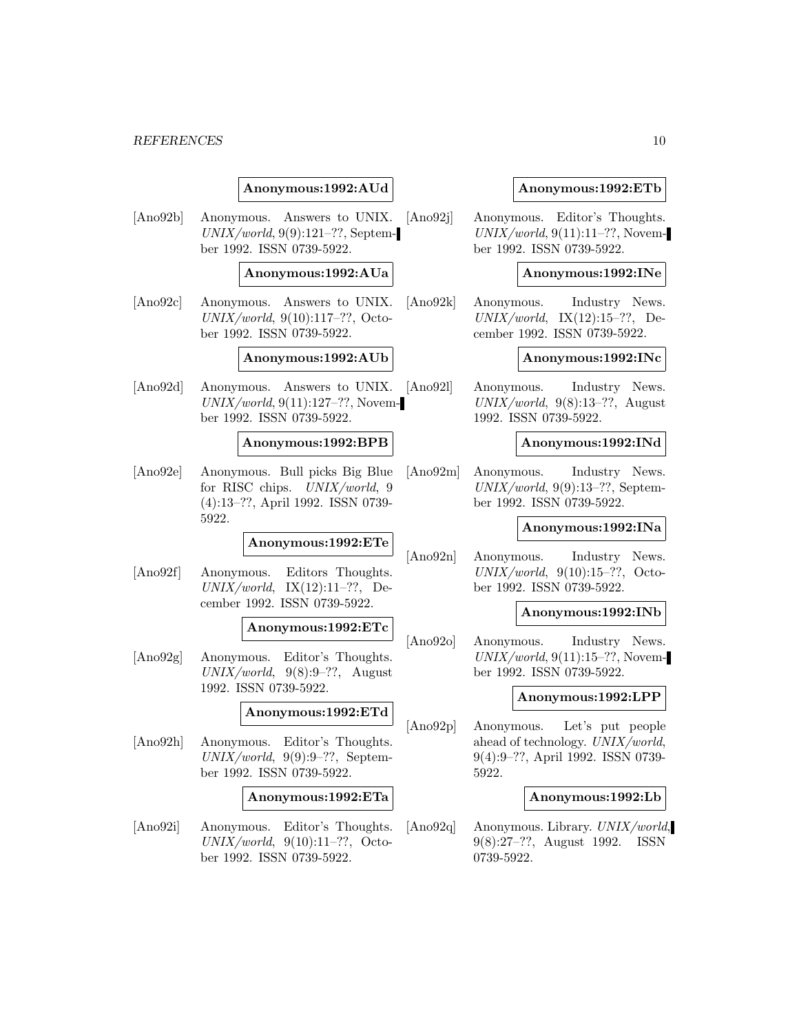**Anonymous:1992:AUd**

[Ano92b] Anonymous. Answers to UNIX. *UNIX/world*, 9(9):121–??, September 1992. ISSN 0739-5922.

**Anonymous:1992:AUa**

[Ano92c] Anonymous. Answers to UNIX. *UNIX/world*, 9(10):117–??, October 1992. ISSN 0739-5922.

**Anonymous:1992:AUb**

[Ano92d] Anonymous. Answers to UNIX. *UNIX/world*, 9(11):127–??, November 1992. ISSN 0739-5922.

**Anonymous:1992:BPB**

[Ano92e] Anonymous. Bull picks Big Blue for RISC chips. *UNIX/world*, 9 (4):13–??, April 1992. ISSN 0739-5922.

**Anonymous:1992:ETe**

[Ano92f] Anonymous. Editors Thoughts. *UNIX/world*, IX(12):11–??, December 1992. ISSN 0739-5922.

**Anonymous:1992:ETc**

[Ano92g] Anonymous. Editor's Thoughts. *UNIX/world*, 9(8):9–??, August 1992. ISSN 0739-5922.

**Anonymous:1992:ETd**

[Ano92h] Anonymous. Editor's Thoughts. *UNIX/world*, 9(9):9–??, September 1992. ISSN 0739-5922.

**Anonymous:1992:ETa**

[Ano92i] Anonymous. Editor's Thoughts. *UNIX/world*, 9(10):11–??, October 1992. ISSN 0739-5922.

**Anonymous:1992:ETb**

[Ano92j] Anonymous. Editor's Thoughts. *UNIX/world*, 9(11):11–??, November 1992. ISSN 0739-5922.

**Anonymous:1992:INe**

[Ano92k] Anonymous. Industry News. *UNIX/world*, IX(12):15–??, December 1992. ISSN 0739-5922.

**Anonymous:1992:INc**

[Ano92l] Anonymous. Industry News. *UNIX/world*, 9(8):13–??, August 1992. ISSN 0739-5922.

**Anonymous:1992:INd**

[Ano92m] Anonymous. Industry News. *UNIX/world*, 9(9):13–??, September 1992. ISSN 0739-5922.

**Anonymous:1992:INa**

[Ano92n] Anonymous. Industry News. *UNIX/world*, 9(10):15–??, October 1992. ISSN 0739-5922.

**Anonymous:1992:INb**

[Ano92o] Anonymous. Industry News. *UNIX/world*, 9(11):15–??, November 1992. ISSN 0739-5922.

**Anonymous:1992:LPP**

[Ano92p] Anonymous. Let's put people ahead of technology. *UNIX/world*, 9(4):9–??, April 1992. ISSN 0739-5922.

**Anonymous:1992:Lb**

[Ano92q] Anonymous. Library. *UNIX/world*, 9(8):27–??, August 1992. ISSN 0739-5922.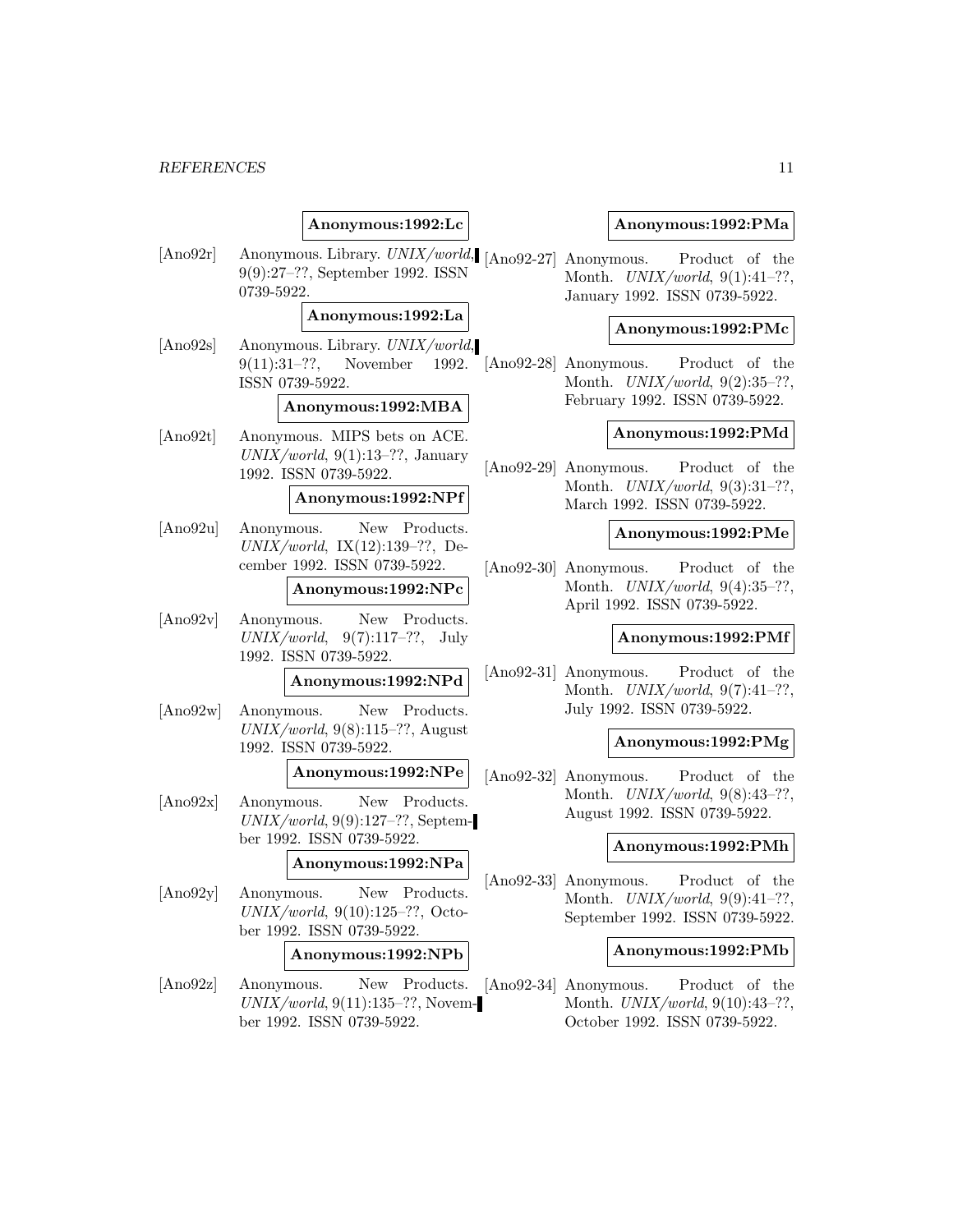**Anonymous:1992:Lc**

[Ano92r] Anonymous. Library. *UNIX/world*, 9(9):27–??, September 1992. ISSN 0739-5922.

**Anonymous:1992:La**

[Ano92s] Anonymous. Library. *UNIX/world*, 9(11):31–??, November 1992. ISSN 0739-5922.

**Anonymous:1992:MBA**

[Ano92t] Anonymous. MIPS bets on ACE. *UNIX/world*, 9(1):13–??, January 1992. ISSN 0739-5922.

**Anonymous:1992:NPf**

[Ano92u] Anonymous. New Products. *UNIX/world*, IX(12):139–??, December 1992. ISSN 0739-5922.

**Anonymous:1992:NPc**

[Ano92v] Anonymous. New Products. *UNIX/world*, 9(7):117–??, July 1992. ISSN 0739-5922.

**Anonymous:1992:NPd**

[Ano92w] Anonymous. New Products. *UNIX/world*, 9(8):115–??, August 1992. ISSN 0739-5922.

**Anonymous:1992:NPe**

[Ano92x] Anonymous. New Products. *UNIX/world*, 9(9):127–??, September 1992. ISSN 0739-5922.

**Anonymous:1992:NPa**

[Ano92y] Anonymous. New Products. *UNIX/world*, 9(10):125–??, October 1992. ISSN 0739-5922.

**Anonymous:1992:NPb**

[Ano92z] Anonymous. New Products. *UNIX/world*, 9(11):135–??, November 1992. ISSN 0739-5922.

**Anonymous:1992:PMa**

[Ano92-27] Anonymous. Product of the Month. *UNIX/world*, 9(1):41–??, January 1992. ISSN 0739-5922.

**Anonymous:1992:PMc**

[Ano92-28] Anonymous. Product of the Month. *UNIX/world*, 9(2):35–??, February 1992. ISSN 0739-5922.

**Anonymous:1992:PMd**

[Ano92-29] Anonymous. Product of the Month. *UNIX/world*, 9(3):31–??, March 1992. ISSN 0739-5922.

**Anonymous:1992:PMe**

[Ano92-30] Anonymous. Product of the Month. *UNIX/world*, 9(4):35–??, April 1992. ISSN 0739-5922.

**Anonymous:1992:PMf**

[Ano92-31] Anonymous. Product of the Month. *UNIX/world*, 9(7):41–??, July 1992. ISSN 0739-5922.

**Anonymous:1992:PMg**

[Ano92-32] Anonymous. Product of the Month. *UNIX/world*, 9(8):43–??, August 1992. ISSN 0739-5922.

**Anonymous:1992:PMh**

[Ano92-33] Anonymous. Product of the Month. *UNIX/world*, 9(9):41–??, September 1992. ISSN 0739-5922.

**Anonymous:1992:PMb**

[Ano92-34] Anonymous. Product of the Month. *UNIX/world*, 9(10):43–??, October 1992. ISSN 0739-5922.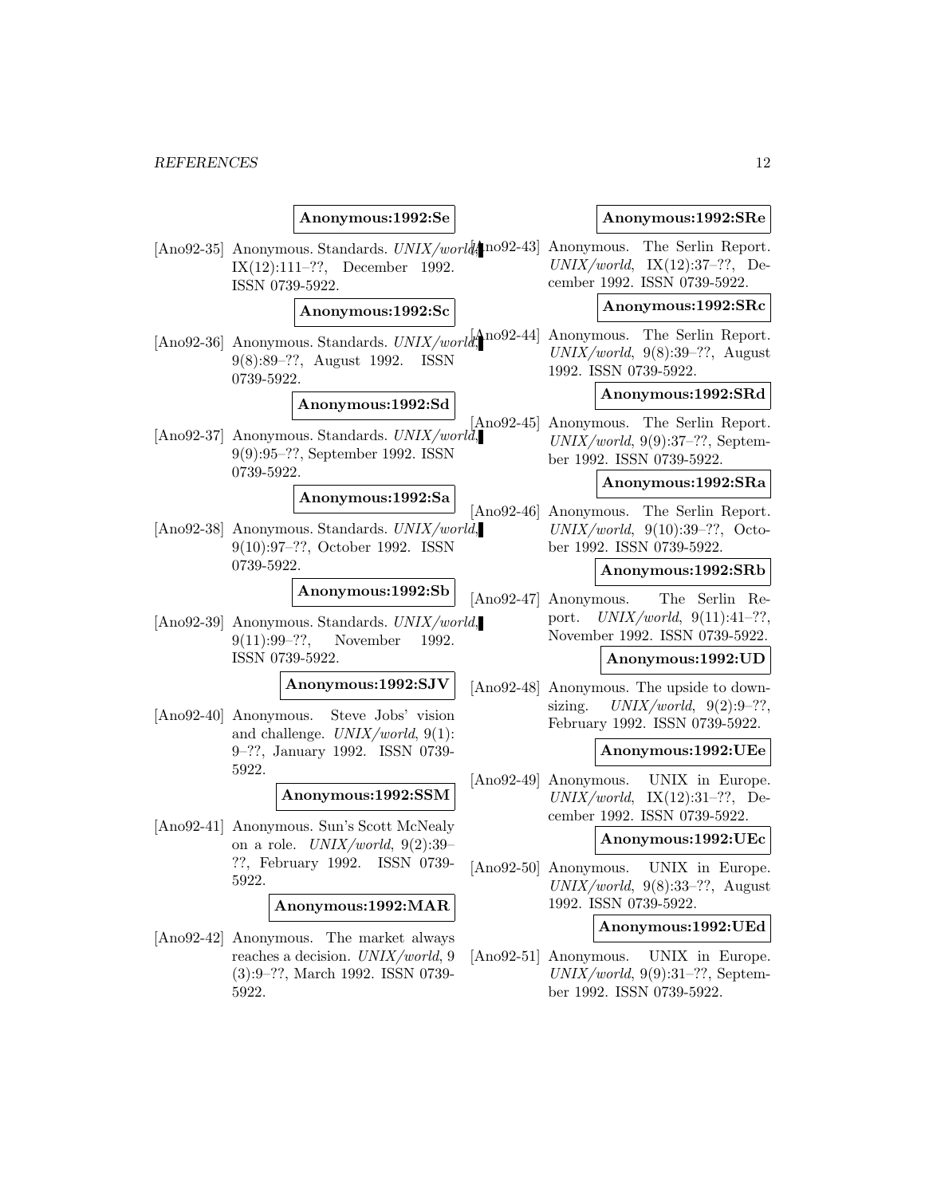**Anonymous:1992:Se**

[Ano92-35] Anonymous. Standards. *UNIX/world*, IX(12):111–??, December 1992. ISSN 0739-5922.

**Anonymous:1992:Sc**

[Ano92-36] Anonymous. Standards. *UNIX/world*, 9(8):89–??, August 1992. ISSN 0739-5922.

**Anonymous:1992:Sd**

[Ano92-37] Anonymous. Standards. *UNIX/world*, 9(9):95–??, September 1992. ISSN 0739-5922.

**Anonymous:1992:Sa**

[Ano92-38] Anonymous. Standards. *UNIX/world*, 9(10):97–??, October 1992. ISSN 0739-5922.

**Anonymous:1992:Sb**

[Ano92-39] Anonymous. Standards. *UNIX/world*, 9(11):99–??, November 1992. ISSN 0739-5922.

**Anonymous:1992:SJV**

[Ano92-40] Anonymous. Steve Jobs' vision and challenge. *UNIX/world*, 9(1): 9–??, January 1992. ISSN 0739-5922.

**Anonymous:1992:SSM**

[Ano92-41] Anonymous. Sun's Scott McNealy on a role. *UNIX/world*, 9(2):39–??, February 1992. ISSN 0739-5922.

**Anonymous:1992:MAR**

[Ano92-42] Anonymous. The market always reaches a decision. *UNIX/world*, 9 (3):9–??, March 1992. ISSN 0739-5922.

**Anonymous:1992:SRe**

[Ano92-43] Anonymous. The Serlin Report. *UNIX/world*, IX(12):37–??, December 1992. ISSN 0739-5922.

**Anonymous:1992:SRc**

[Ano92-44] Anonymous. The Serlin Report. *UNIX/world*, 9(8):39–??, August 1992. ISSN 0739-5922.

**Anonymous:1992:SRd**

[Ano92-45] Anonymous. The Serlin Report. *UNIX/world*, 9(9):37–??, September 1992. ISSN 0739-5922.

**Anonymous:1992:SRa**

[Ano92-46] Anonymous. The Serlin Report. *UNIX/world*, 9(10):39–??, October 1992. ISSN 0739-5922.

**Anonymous:1992:SRb**

[Ano92-47] Anonymous. The Serlin Report. *UNIX/world*, 9(11):41–??, November 1992. ISSN 0739-5922.

**Anonymous:1992:UD**

[Ano92-48] Anonymous. The upside to downsizing. *UNIX/world*, 9(2):9–??, February 1992. ISSN 0739-5922.

**Anonymous:1992:UEe**

[Ano92-49] Anonymous. UNIX in Europe. *UNIX/world*, IX(12):31–??, December 1992. ISSN 0739-5922.

**Anonymous:1992:UEc**

[Ano92-50] Anonymous. UNIX in Europe. *UNIX/world*, 9(8):33–??, August 1992. ISSN 0739-5922.

**Anonymous:1992:UEd**

[Ano92-51] Anonymous. UNIX in Europe. *UNIX/world*, 9(9):31–??, September 1992. ISSN 0739-5922.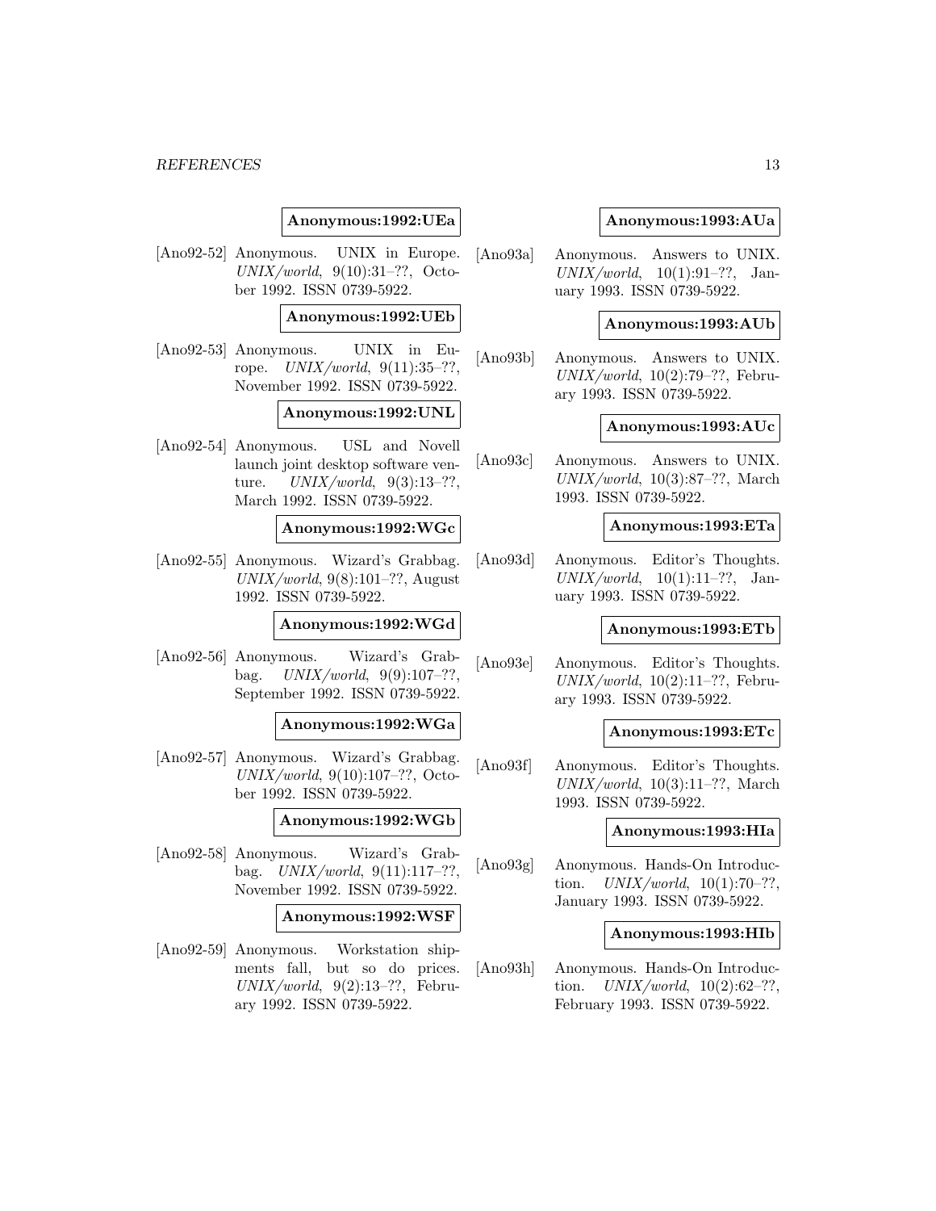**Anonymous:1992:UEa**

[Ano92-52] Anonymous. UNIX in Europe. *UNIX/world*, 9(10):31–??, October 1992. ISSN 0739-5922.

**Anonymous:1992:UEb**

[Ano92-53] Anonymous. UNIX in Europe. *UNIX/world*, 9(11):35–??, November 1992. ISSN 0739-5922.

**Anonymous:1992:UNL**

[Ano92-54] Anonymous. USL and Novell launch joint desktop software venture. *UNIX/world*, 9(3):13–??, March 1992. ISSN 0739-5922.

**Anonymous:1992:WGc**

[Ano92-55] Anonymous. Wizard's Grabbag. *UNIX/world*, 9(8):101–??, August 1992. ISSN 0739-5922.

**Anonymous:1992:WGd**

[Ano92-56] Anonymous. Wizard's Grabbag. *UNIX/world*, 9(9):107–??, September 1992. ISSN 0739-5922.

**Anonymous:1992:WGa**

[Ano92-57] Anonymous. Wizard's Grabbag. *UNIX/world*, 9(10):107–??, October 1992. ISSN 0739-5922.

**Anonymous:1992:WGb**

[Ano92-58] Anonymous. Wizard's Grabbag. *UNIX/world*, 9(11):117–??, November 1992. ISSN 0739-5922.

**Anonymous:1992:WSF**

[Ano92-59] Anonymous. Workstation shipments fall, but so do prices. *UNIX/world*, 9(2):13–??, February 1992. ISSN 0739-5922.

**Anonymous:1993:AUa**

[Ano93a] Anonymous. Answers to UNIX. *UNIX/world*, 10(1):91–??, January 1993. ISSN 0739-5922.

**Anonymous:1993:AUb**

[Ano93b] Anonymous. Answers to UNIX. *UNIX/world*, 10(2):79–??, February 1993. ISSN 0739-5922.

**Anonymous:1993:AUc**

[Ano93c] Anonymous. Answers to UNIX. *UNIX/world*, 10(3):87–??, March 1993. ISSN 0739-5922.

**Anonymous:1993:ETa**

[Ano93d] Anonymous. Editor's Thoughts. *UNIX/world*, 10(1):11–??, January 1993. ISSN 0739-5922.

**Anonymous:1993:ETb**

[Ano93e] Anonymous. Editor's Thoughts. *UNIX/world*, 10(2):11–??, February 1993. ISSN 0739-5922.

**Anonymous:1993:ETc**

[Ano93f] Anonymous. Editor's Thoughts. *UNIX/world*, 10(3):11–??, March 1993. ISSN 0739-5922.

**Anonymous:1993:HIa**

[Ano93g] Anonymous. Hands-On Introduction. *UNIX/world*, 10(1):70–??, January 1993. ISSN 0739-5922.

**Anonymous:1993:HIb**

[Ano93h] Anonymous. Hands-On Introduction. *UNIX/world*, 10(2):62–??, February 1993. ISSN 0739-5922.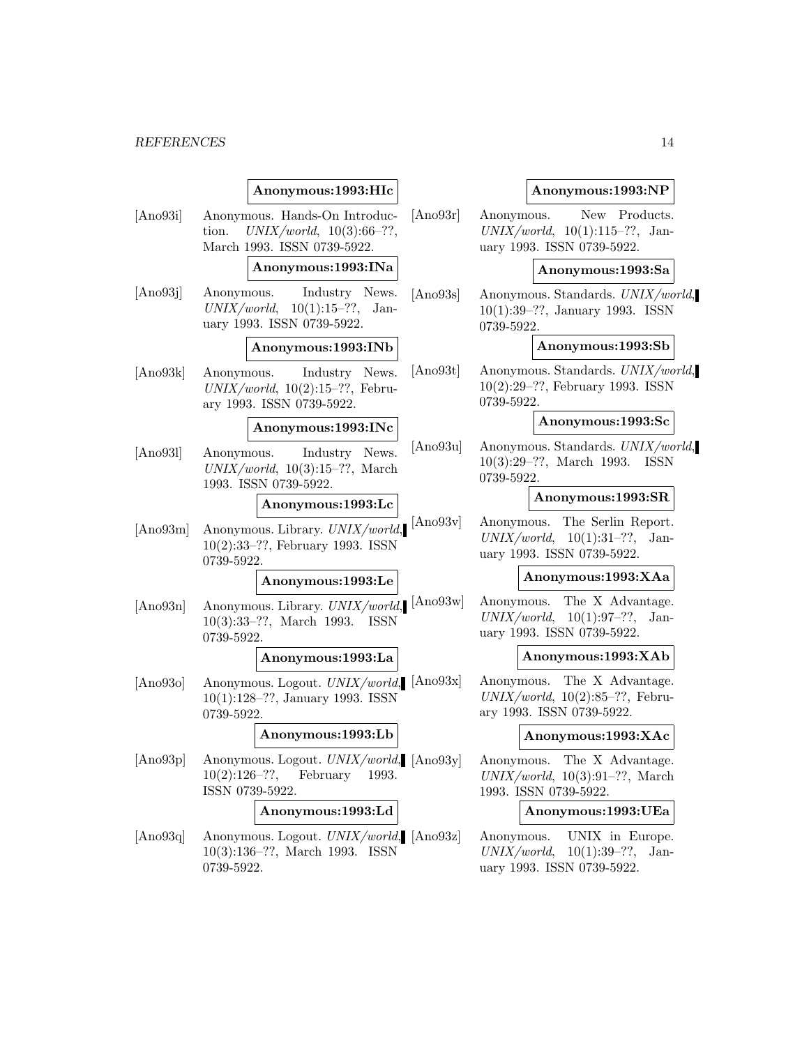**Anonymous:1993:HIc**

[Ano93i] Anonymous. Hands-On Introduction. *UNIX/world*, 10(3):66–??, March 1993. ISSN 0739-5922.

**Anonymous:1993:INa**

[Ano93j] Anonymous. Industry News. *UNIX/world*, 10(1):15–??, January 1993. ISSN 0739-5922.

**Anonymous:1993:INb**

[Ano93k] Anonymous. Industry News. *UNIX/world*, 10(2):15–??, February 1993. ISSN 0739-5922.

**Anonymous:1993:INc**

[Ano93l] Anonymous. Industry News. *UNIX/world*, 10(3):15–??, March 1993. ISSN 0739-5922.

**Anonymous:1993:Lc**

[Ano93m] Anonymous. Library. *UNIX/world*, 10(2):33–??, February 1993. ISSN 0739-5922.

**Anonymous:1993:Le**

[Ano93n] Anonymous. Library. *UNIX/world*, 10(3):33–??, March 1993. ISSN 0739-5922.

**Anonymous:1993:La**

[Ano93o] Anonymous. Logout. *UNIX/world*, 10(1):128–??, January 1993. ISSN 0739-5922.

**Anonymous:1993:Lb**

[Ano93p] Anonymous. Logout. *UNIX/world*, 10(2):126–??, February 1993. ISSN 0739-5922.

**Anonymous:1993:Ld**

[Ano93q] Anonymous. Logout. *UNIX/world*, 10(3):136–??, March 1993. ISSN 0739-5922.

**Anonymous:1993:NP**

[Ano93r] Anonymous. New Products. *UNIX/world*, 10(1):115–??, January 1993. ISSN 0739-5922.

**Anonymous:1993:Sa**

[Ano93s] Anonymous. Standards. *UNIX/world*, 10(1):39–??, January 1993. ISSN 0739-5922.

**Anonymous:1993:Sb**

[Ano93t] Anonymous. Standards. *UNIX/world*, 10(2):29–??, February 1993. ISSN 0739-5922.

**Anonymous:1993:Sc**

[Ano93u] Anonymous. Standards. *UNIX/world*, 10(3):29–??, March 1993. ISSN 0739-5922.

**Anonymous:1993:SR**

[Ano93v] Anonymous. The Serlin Report. *UNIX/world*, 10(1):31–??, January 1993. ISSN 0739-5922.

**Anonymous:1993:XAa**

[Ano93w] Anonymous. The X Advantage. *UNIX/world*, 10(1):97–??, January 1993. ISSN 0739-5922.

**Anonymous:1993:XAb**

[Ano93x] Anonymous. The X Advantage. *UNIX/world*, 10(2):85–??, February 1993. ISSN 0739-5922.

**Anonymous:1993:XAc**

[Ano93y] Anonymous. The X Advantage. *UNIX/world*, 10(3):91–??, March 1993. ISSN 0739-5922.

**Anonymous:1993:UEa**

[Ano93z] Anonymous. UNIX in Europe. *UNIX/world*, 10(1):39–??, January 1993. ISSN 0739-5922.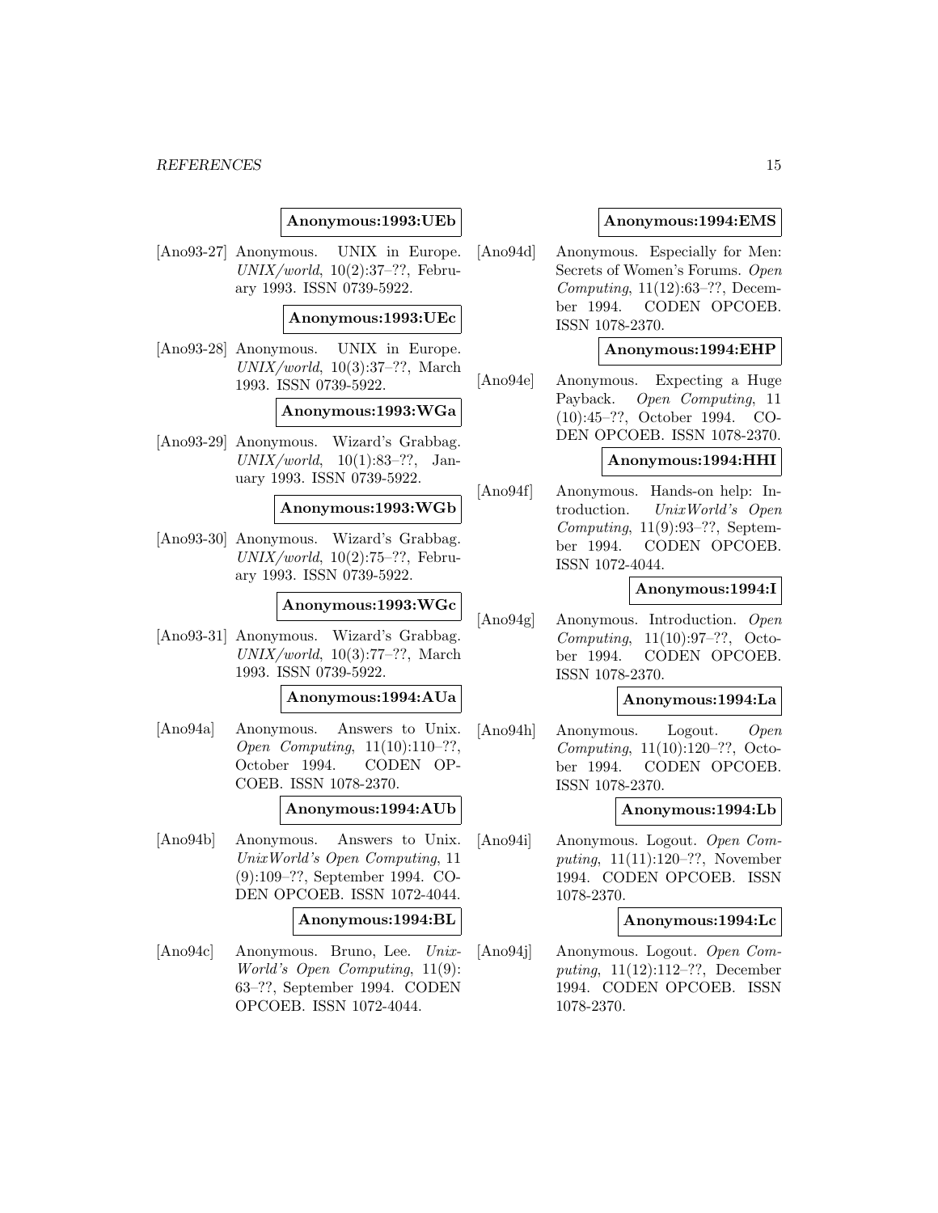**Anonymous:1993:UEb**

[Ano93-27] Anonymous. UNIX in Europe. *UNIX/world*, 10(2):37–??, February 1993. ISSN 0739-5922.

**Anonymous:1993:UEc**

[Ano93-28] Anonymous. UNIX in Europe. *UNIX/world*, 10(3):37–??, March 1993. ISSN 0739-5922.

**Anonymous:1993:WGa**

[Ano93-29] Anonymous. Wizard's Grabbag. *UNIX/world*, 10(1):83–??, January 1993. ISSN 0739-5922.

**Anonymous:1993:WGb**

[Ano93-30] Anonymous. Wizard's Grabbag. *UNIX/world*, 10(2):75–??, February 1993. ISSN 0739-5922.

**Anonymous:1993:WGc**

[Ano93-31] Anonymous. Wizard's Grabbag. *UNIX/world*, 10(3):77–??, March 1993. ISSN 0739-5922.

**Anonymous:1994:AUa**

[Ano94a] Anonymous. Answers to Unix. *Open Computing*, 11(10):110–??, October 1994. CODEN OPCOEB. ISSN 1078-2370.

**Anonymous:1994:AUb**

[Ano94b] Anonymous. Answers to Unix. *UnixWorld's Open Computing*, 11 (9):109–??, September 1994. CODEN OPCOEB. ISSN 1072-4044.

**Anonymous:1994:BL**

[Ano94c] Anonymous. Bruno, Lee. *UnixWorld's Open Computing*, 11(9): 63–??, September 1994. CODEN OPCOEB. ISSN 1072-4044.

**Anonymous:1994:EMS**

[Ano94d] Anonymous. Especially for Men: Secrets of Women's Forums. *Open Computing*, 11(12):63–??, December 1994. CODEN OPCOEB. ISSN 1078-2370.

**Anonymous:1994:EHP**

[Ano94e] Anonymous. Expecting a Huge Payback. *Open Computing*, 11 (10):45–??, October 1994. CODEN OPCOEB. ISSN 1078-2370.

**Anonymous:1994:HHI**

[Ano94f] Anonymous. Hands-on help: Introduction. *UnixWorld's Open Computing*, 11(9):93–??, September 1994. CODEN OPCOEB. ISSN 1072-4044.

**Anonymous:1994:I**

[Ano94g] Anonymous. Introduction. *Open Computing*, 11(10):97–??, October 1994. CODEN OPCOEB. ISSN 1078-2370.

**Anonymous:1994:La**

[Ano94h] Anonymous. Logout. *Open Computing*, 11(10):120–??, October 1994. CODEN OPCOEB. ISSN 1078-2370.

**Anonymous:1994:Lb**

[Ano94i] Anonymous. Logout. *Open Computing*, 11(11):120–??, November 1994. CODEN OPCOEB. ISSN 1078-2370.

**Anonymous:1994:Lc**

[Ano94j] Anonymous. Logout. *Open Computing*, 11(12):112–??, December 1994. CODEN OPCOEB. ISSN 1078-2370.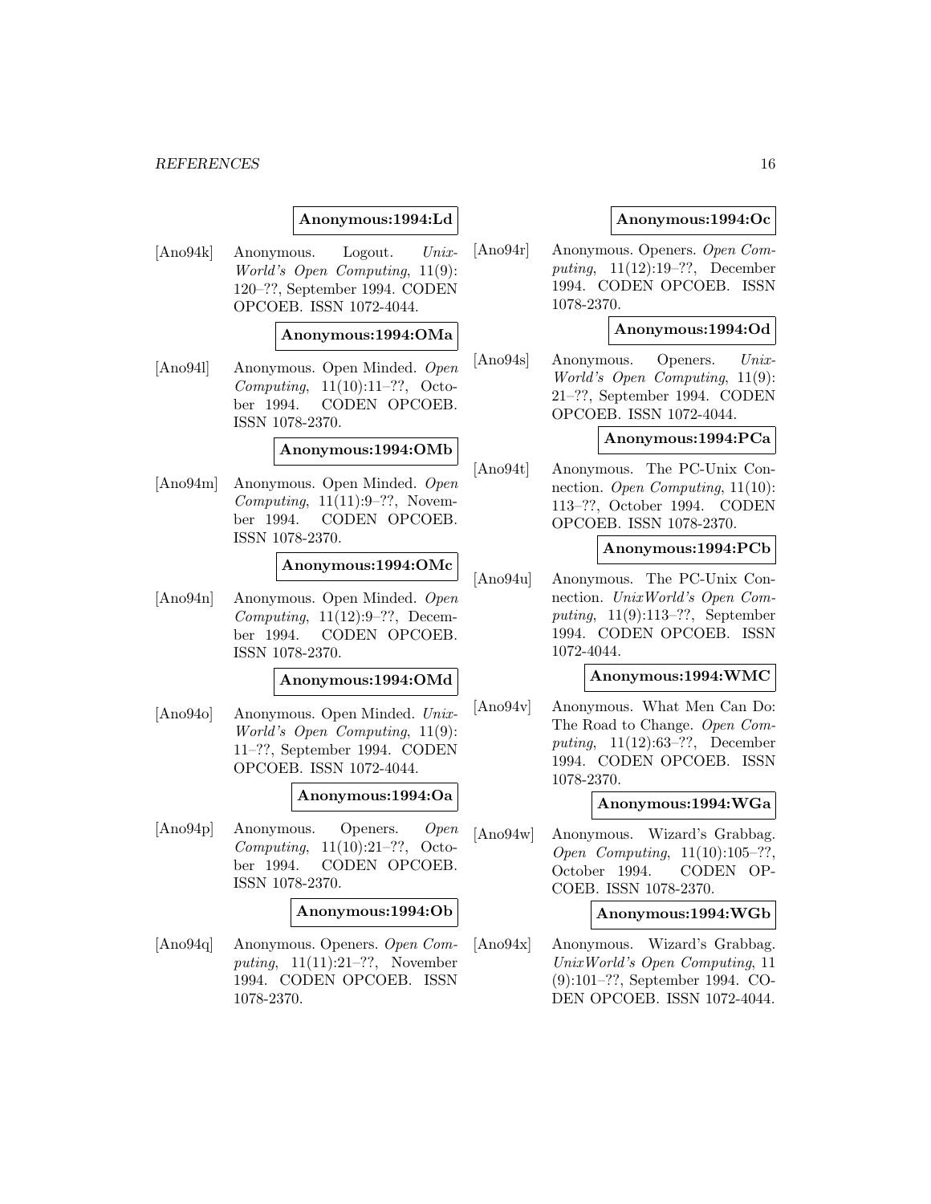**Anonymous:1994:Ld**

[Ano94k] Anonymous. Logout. *UnixWorld's Open Computing*, 11(9): 120–??, September 1994. CODEN OPCOEB. ISSN 1072-4044.

**Anonymous:1994:OMa**

[Ano94l] Anonymous. Open Minded. *Open Computing*, 11(10):11–??, October 1994. CODEN OPCOEB. ISSN 1078-2370.

**Anonymous:1994:OMb**

[Ano94m] Anonymous. Open Minded. *Open Computing*, 11(11):9–??, November 1994. CODEN OPCOEB. ISSN 1078-2370.

**Anonymous:1994:OMc**

[Ano94n] Anonymous. Open Minded. *Open Computing*, 11(12):9–??, December 1994. CODEN OPCOEB. ISSN 1078-2370.

**Anonymous:1994:OMd**

[Ano94o] Anonymous. Open Minded. *UnixWorld's Open Computing*, 11(9): 11–??, September 1994. CODEN OPCOEB. ISSN 1072-4044.

**Anonymous:1994:Oa**

[Ano94p] Anonymous. Openers. *Open Computing*, 11(10):21–??, October 1994. CODEN OPCOEB. ISSN 1078-2370.

**Anonymous:1994:Ob**

[Ano94q] Anonymous. Openers. *Open Computing*, 11(11):21–??, November 1994. CODEN OPCOEB. ISSN 1078-2370.

**Anonymous:1994:Oc**

[Ano94r] Anonymous. Openers. *Open Computing*, 11(12):19–??, December 1994. CODEN OPCOEB. ISSN 1078-2370.

**Anonymous:1994:Od**

[Ano94s] Anonymous. Openers. *UnixWorld's Open Computing*, 11(9): 21–??, September 1994. CODEN OPCOEB. ISSN 1072-4044.

**Anonymous:1994:PCa**

[Ano94t] Anonymous. The PC-Unix Connection. *Open Computing*, 11(10): 113–??, October 1994. CODEN OPCOEB. ISSN 1078-2370.

**Anonymous:1994:PCb**

[Ano94u] Anonymous. The PC-Unix Connection. *UnixWorld's Open Computing*, 11(9):113–??, September 1994. CODEN OPCOEB. ISSN 1072-4044.

**Anonymous:1994:WMC**

[Ano94v] Anonymous. What Men Can Do: The Road to Change. *Open Computing*, 11(12):63–??, December 1994. CODEN OPCOEB. ISSN 1078-2370.

**Anonymous:1994:WGa**

[Ano94w] Anonymous. Wizard's Grabbag. *Open Computing*, 11(10):105–??, October 1994. CODEN OPCOEB. ISSN 1078-2370.

**Anonymous:1994:WGb**

[Ano94x] Anonymous. Wizard's Grabbag. *UnixWorld's Open Computing*, 11 (9):101–??, September 1994. CODEN OPCOEB. ISSN 1072-4044.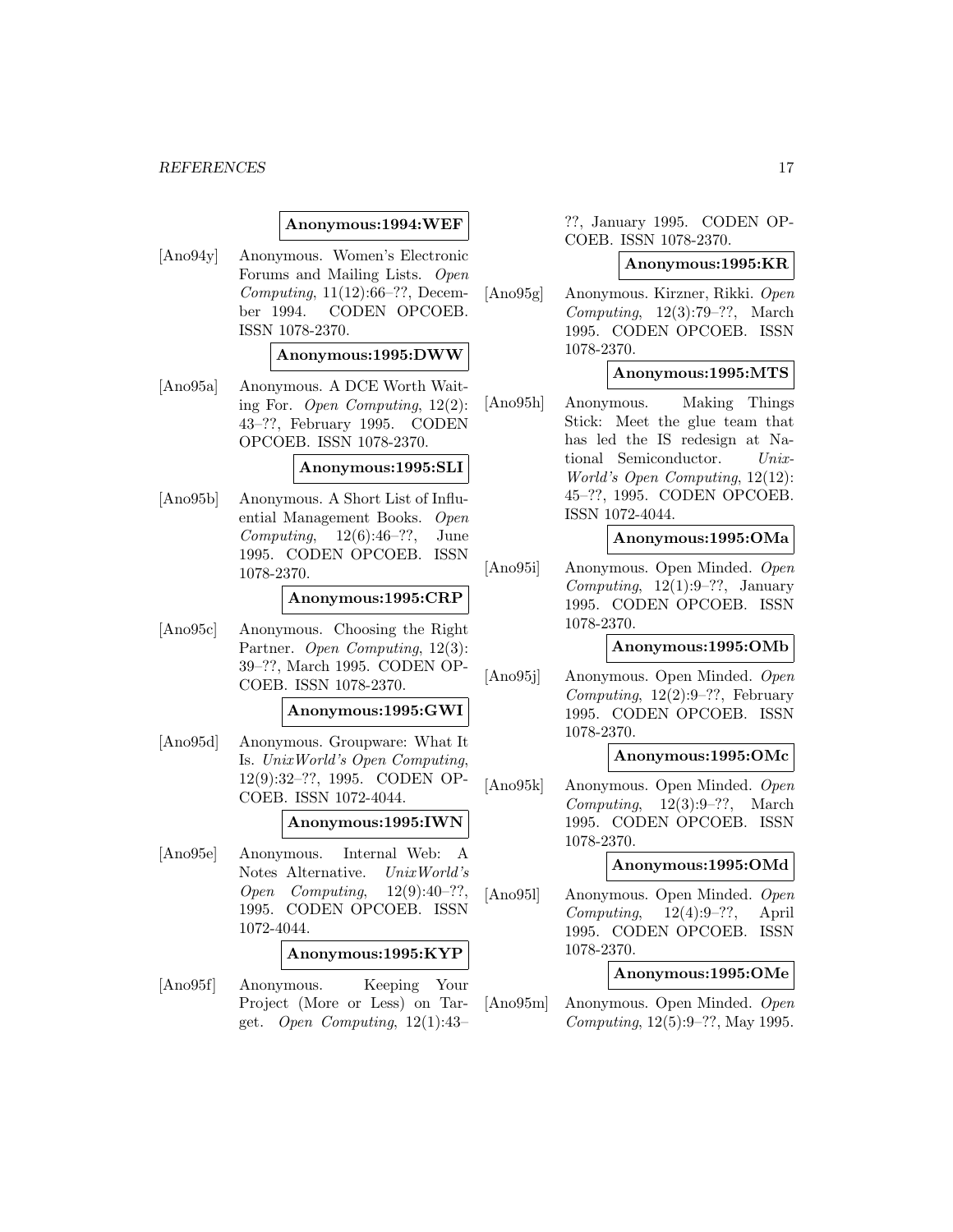**Anonymous:1994:WEF**

[Ano94y] Anonymous. Women's Electronic Forums and Mailing Lists. *Open Computing*, 11(12):66–??, December 1994. CODEN OPCOEB. ISSN 1078-2370.

**Anonymous:1995:DWW**

[Ano95a] Anonymous. A DCE Worth Waiting For. *Open Computing*, 12(2): 43–??, February 1995. CODEN OPCOEB. ISSN 1078-2370.

**Anonymous:1995:SLI**

[Ano95b] Anonymous. A Short List of Influential Management Books. *Open Computing*, 12(6):46–??, June 1995. CODEN OPCOEB. ISSN 1078-2370.

**Anonymous:1995:CRP**

[Ano95c] Anonymous. Choosing the Right Partner. *Open Computing*, 12(3): 39–??, March 1995. CODEN OPCOEB. ISSN 1078-2370.

**Anonymous:1995:GWI**

[Ano95d] Anonymous. Groupware: What It Is. *UnixWorld's Open Computing*, 12(9):32–??, 1995. CODEN OPCOEB. ISSN 1072-4044.

**Anonymous:1995:IWN**

[Ano95e] Anonymous. Internal Web: A Notes Alternative. *UnixWorld's Open Computing*, 12(9):40–??, 1995. CODEN OPCOEB. ISSN 1072-4044.

**Anonymous:1995:KYP**

[Ano95f] Anonymous. Keeping Your Project (More or Less) on Target. *Open Computing*, 12(1):43–??, January 1995. CODEN OPCOEB. ISSN 1078-2370.

**Anonymous:1995:KR**

[Ano95g] Anonymous. Kirzner, Rikki. *Open Computing*, 12(3):79–??, March 1995. CODEN OPCOEB. ISSN 1078-2370.

**Anonymous:1995:MTS**

[Ano95h] Anonymous. Making Things Stick: Meet the glue team that has led the IS redesign at National Semiconductor. *UnixWorld's Open Computing*, 12(12): 45–??, 1995. CODEN OPCOEB. ISSN 1072-4044.

**Anonymous:1995:OMa**

[Ano95i] Anonymous. Open Minded. *Open Computing*, 12(1):9–??, January 1995. CODEN OPCOEB. ISSN 1078-2370.

**Anonymous:1995:OMb**

[Ano95j] Anonymous. Open Minded. *Open Computing*, 12(2):9–??, February 1995. CODEN OPCOEB. ISSN 1078-2370.

**Anonymous:1995:OMc**

[Ano95k] Anonymous. Open Minded. *Open Computing*, 12(3):9–??, March 1995. CODEN OPCOEB. ISSN 1078-2370.

**Anonymous:1995:OMd**

[Ano95l] Anonymous. Open Minded. *Open Computing*, 12(4):9–??, April 1995. CODEN OPCOEB. ISSN 1078-2370.

**Anonymous:1995:OMe**

[Ano95m] Anonymous. Open Minded. *Open Computing*, 12(5):9–??, May 1995.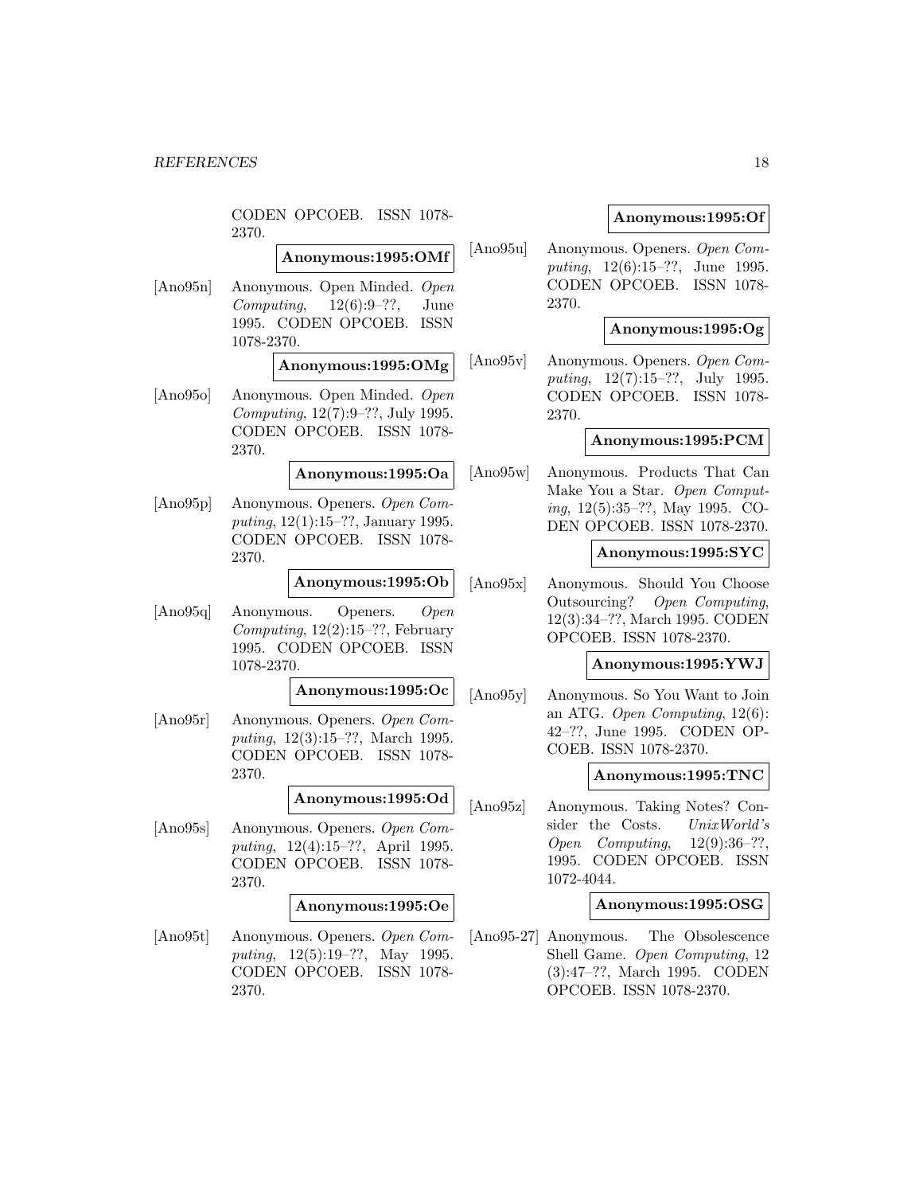CODEN OPCOEB. ISSN 1078-2370.

**Anonymous:1995:OMf**

[Ano95n] Anonymous. Open Minded. *Open Computing*, 12(6):9–??, June 1995. CODEN OPCOEB. ISSN 1078-2370.

**Anonymous:1995:OMg**

[Ano95o] Anonymous. Open Minded. *Open Computing*, 12(7):9–??, July 1995. CODEN OPCOEB. ISSN 1078-2370.

**Anonymous:1995:Oa**

[Ano95p] Anonymous. Openers. *Open Computing*, 12(1):15–??, January 1995. CODEN OPCOEB. ISSN 1078-2370.

**Anonymous:1995:Ob**

[Ano95q] Anonymous. Openers. *Open Computing*, 12(2):15–??, February 1995. CODEN OPCOEB. ISSN 1078-2370.

**Anonymous:1995:Oc**

[Ano95r] Anonymous. Openers. *Open Computing*, 12(3):15–??, March 1995. CODEN OPCOEB. ISSN 1078-2370.

**Anonymous:1995:Od**

[Ano95s] Anonymous. Openers. *Open Computing*, 12(4):15–??, April 1995. CODEN OPCOEB. ISSN 1078-2370.

**Anonymous:1995:Oe**

[Ano95t] Anonymous. Openers. *Open Computing*, 12(5):19–??, May 1995. CODEN OPCOEB. ISSN 1078-2370.

**Anonymous:1995:Of**

[Ano95u] Anonymous. Openers. *Open Computing*, 12(6):15–??, June 1995. CODEN OPCOEB. ISSN 1078-2370.

**Anonymous:1995:Og**

[Ano95v] Anonymous. Openers. *Open Computing*, 12(7):15–??, July 1995. CODEN OPCOEB. ISSN 1078-2370.

**Anonymous:1995:PCM**

[Ano95w] Anonymous. Products That Can Make You a Star. *Open Computing*, 12(5):35–??, May 1995. CODEN OPCOEB. ISSN 1078-2370.

**Anonymous:1995:SYC**

[Ano95x] Anonymous. Should You Choose Outsourcing? *Open Computing*, 12(3):34–??, March 1995. CODEN OPCOEB. ISSN 1078-2370.

**Anonymous:1995:YWJ**

[Ano95y] Anonymous. So You Want to Join an ATG. *Open Computing*, 12(6):42–??, June 1995. CODEN OPCOEB. ISSN 1078-2370.

**Anonymous:1995:TNC**

[Ano95z] Anonymous. Taking Notes? Consider the Costs. *UnixWorld's Open Computing*, 12(9):36–??, 1995. CODEN OPCOEB. ISSN 1072-4044.

**Anonymous:1995:OSG**

[Ano95-27] Anonymous. The Obsolescence Shell Game. *Open Computing*, 12(3):47–??, March 1995. CODEN OPCOEB. ISSN 1078-2370.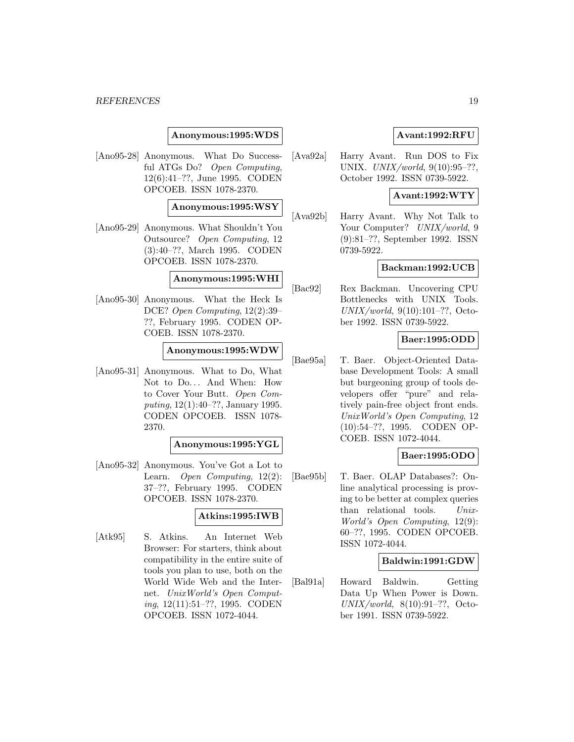**Anonymous:1995:WDS**

[Ano95-28] Anonymous. What Do Successful ATGs Do? *Open Computing*, 12(6):41–??, June 1995. CODEN OPCOEB. ISSN 1078-2370.

**Anonymous:1995:WSY**

[Ano95-29] Anonymous. What Shouldn't You Outsource? *Open Computing*, 12 (3):40–??, March 1995. CODEN OPCOEB. ISSN 1078-2370.

**Anonymous:1995:WHI**

[Ano95-30] Anonymous. What the Heck Is DCE? *Open Computing*, 12(2):39–??, February 1995. CODEN OPCOEB. ISSN 1078-2370.

**Anonymous:1995:WDW**

[Ano95-31] Anonymous. What to Do, What Not to Do... And When: How to Cover Your Butt. *Open Computing*, 12(1):40–??, January 1995. CODEN OPCOEB. ISSN 1078-2370.

**Anonymous:1995:YGL**

[Ano95-32] Anonymous. You've Got a Lot to Learn. *Open Computing*, 12(2): 37–??, February 1995. CODEN OPCOEB. ISSN 1078-2370.

**Atkins:1995:IWB**

[Atk95] S. Atkins. An Internet Web Browser: For starters, think about compatibility in the entire suite of tools you plan to use, both on the World Wide Web and the Internet. *UnixWorld's Open Computing*, 12(11):51–??, 1995. CODEN OPCOEB. ISSN 1072-4044.

**Avant:1992:RFU**

[Ava92a] Harry Avant. Run DOS to Fix UNIX. *UNIX/world*, 9(10):95–??, October 1992. ISSN 0739-5922.

**Avant:1992:WTY**

[Ava92b] Harry Avant. Why Not Talk to Your Computer? *UNIX/world*, 9 (9):81–??, September 1992. ISSN 0739-5922.

**Backman:1992:UCB**

[Bac92] Rex Backman. Uncovering CPU Bottlenecks with UNIX Tools. *UNIX/world*, 9(10):101–??, October 1992. ISSN 0739-5922.

**Baer:1995:ODD**

[Bae95a] T. Baer. Object-Oriented Database Development Tools: A small but burgeoning group of tools developers offer "pure" and relatively pain-free object front ends. *UnixWorld's Open Computing*, 12 (10):54–??, 1995. CODEN OPCOEB. ISSN 1072-4044.

**Baer:1995:ODO**

[Bae95b] T. Baer. OLAP Databases?: Online analytical processing is proving to be better at complex queries than relational tools. *UnixWorld's Open Computing*, 12(9): 60–??, 1995. CODEN OPCOEB. ISSN 1072-4044.

**Baldwin:1991:GDW**

[Bal91a] Howard Baldwin. Getting Data Up When Power is Down. *UNIX/world*, 8(10):91–??, October 1991. ISSN 0739-5922.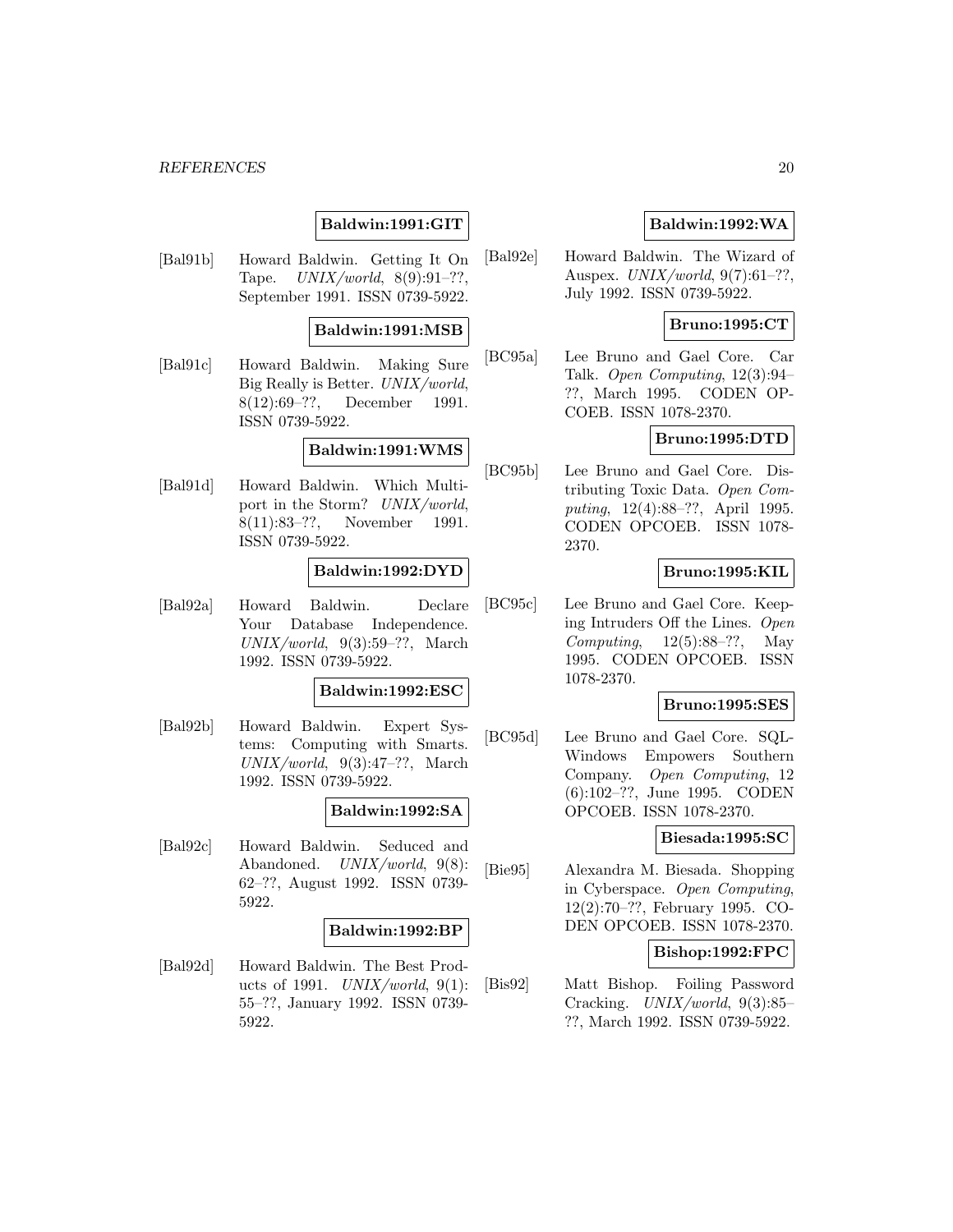**Baldwin:1991:GIT**

[Bal91b] Howard Baldwin. Getting It On Tape. *UNIX/world*, 8(9):91–??, September 1991. ISSN 0739-5922.

**Baldwin:1991:MSB**

[Bal91c] Howard Baldwin. Making Sure Big Really is Better. *UNIX/world*, 8(12):69–??, December 1991. ISSN 0739-5922.

**Baldwin:1991:WMS**

[Bal91d] Howard Baldwin. Which Multiport in the Storm? *UNIX/world*, 8(11):83–??, November 1991. ISSN 0739-5922.

**Baldwin:1992:DYD**

[Bal92a] Howard Baldwin. Declare Your Database Independence. *UNIX/world*, 9(3):59–??, March 1992. ISSN 0739-5922.

**Baldwin:1992:ESC**

[Bal92b] Howard Baldwin. Expert Systems: Computing with Smarts. *UNIX/world*, 9(3):47–??, March 1992. ISSN 0739-5922.

**Baldwin:1992:SA**

[Bal92c] Howard Baldwin. Seduced and Abandoned. *UNIX/world*, 9(8):62–??, August 1992. ISSN 0739-5922.

**Baldwin:1992:BP**

[Bal92d] Howard Baldwin. The Best Products of 1991. *UNIX/world*, 9(1):55–??, January 1992. ISSN 0739-5922.

**Baldwin:1992:WA**

[Bal92e] Howard Baldwin. The Wizard of Auspex. *UNIX/world*, 9(7):61–??, July 1992. ISSN 0739-5922.

**Bruno:1995:CT**

[BC95a] Lee Bruno and Gael Core. Car Talk. *Open Computing*, 12(3):94–??, March 1995. CODEN OPCOEB. ISSN 1078-2370.

**Bruno:1995:DTD**

[BC95b] Lee Bruno and Gael Core. Distributing Toxic Data. *Open Computing*, 12(4):88–??, April 1995. CODEN OPCOEB. ISSN 1078-2370.

**Bruno:1995:KIL**

[BC95c] Lee Bruno and Gael Core. Keeping Intruders Off the Lines. *Open Computing*, 12(5):88–??, May 1995. CODEN OPCOEB. ISSN 1078-2370.

**Bruno:1995:SES**

[BC95d] Lee Bruno and Gael Core. SQL-Windows Empowers Southern Company. *Open Computing*, 12(6):102–??, June 1995. CODEN OPCOEB. ISSN 1078-2370.

**Biesada:1995:SC**

[Bie95] Alexandra M. Biesada. Shopping in Cyberspace. *Open Computing*, 12(2):70–??, February 1995. CODEN OPCOEB. ISSN 1078-2370.

**Bishop:1992:FPC**

[Bis92] Matt Bishop. Foiling Password Cracking. *UNIX/world*, 9(3):85–??, March 1992. ISSN 0739-5922.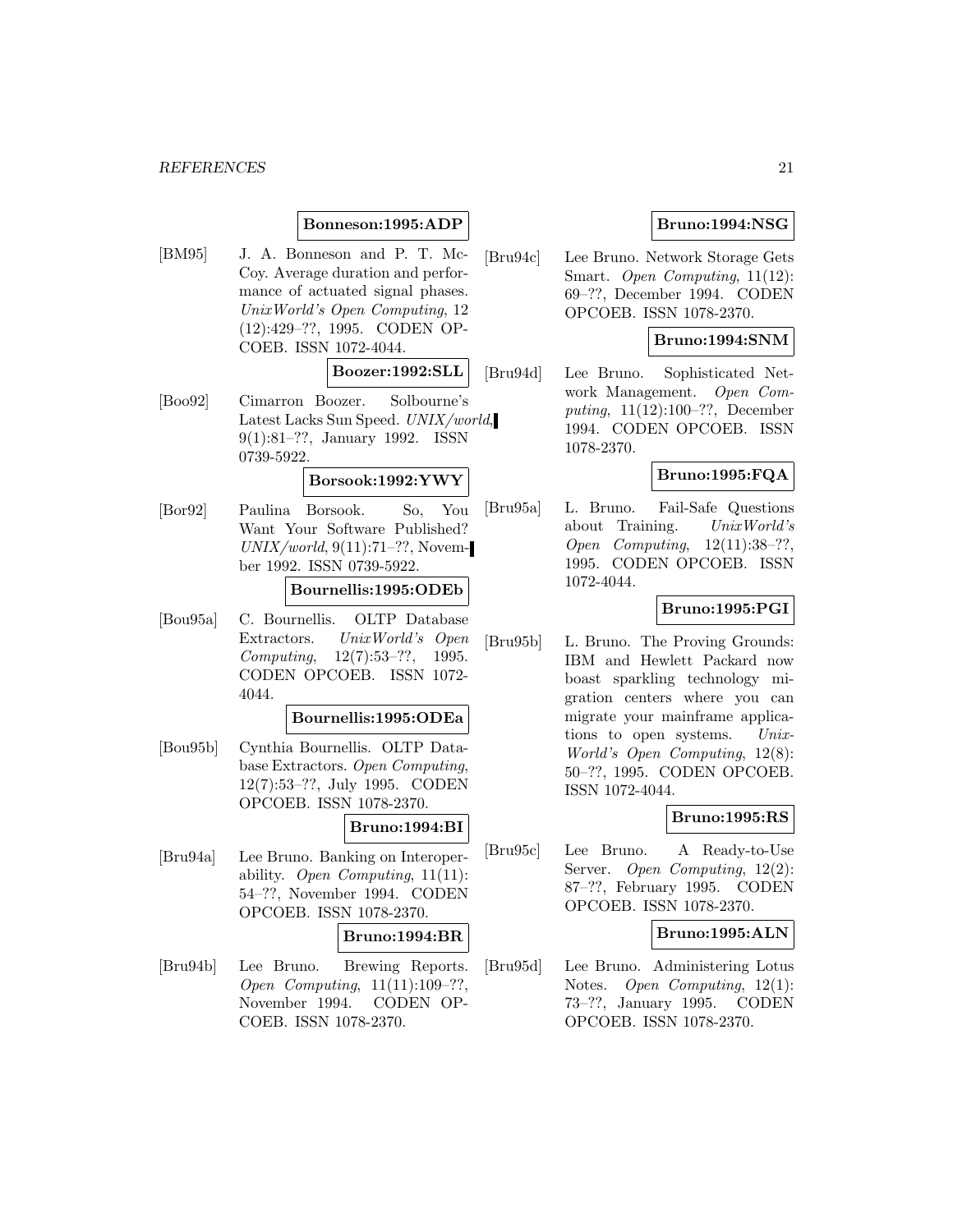**Bonneson:1995:ADP**

[BM95] J. A. Bonneson and P. T. McCoy. Average duration and performance of actuated signal phases. *UnixWorld's Open Computing*, 12 (12):429–??, 1995. CODEN OPCOEB. ISSN 1072-4044.

**Boozer:1992:SLL**

[Boo92] Cimarron Boozer. Solbourne's Latest Lacks Sun Speed. *UNIX/world*, 9(1):81–??, January 1992. ISSN 0739-5922.

**Borsook:1992:YWY**

[Bor92] Paulina Borsook. So, You Want Your Software Published? *UNIX/world*, 9(11):71–??, November 1992. ISSN 0739-5922.

**Bournellis:1995:ODEb**

[Bou95a] C. Bournellis. OLTP Database Extractors. *UnixWorld's Open Computing*, 12(7):53–??, 1995. CODEN OPCOEB. ISSN 1072-4044.

**Bournellis:1995:ODEa**

[Bou95b] Cynthia Bournellis. OLTP Database Extractors. *Open Computing*, 12(7):53–??, July 1995. CODEN OPCOEB. ISSN 1078-2370.

**Bruno:1994:BI**

[Bru94a] Lee Bruno. Banking on Interoperability. *Open Computing*, 11(11): 54–??, November 1994. CODEN OPCOEB. ISSN 1078-2370.

**Bruno:1994:BR**

[Bru94b] Lee Bruno. Brewing Reports. *Open Computing*, 11(11):109–??, November 1994. CODEN OPCOEB. ISSN 1078-2370.

**Bruno:1994:NSG**

[Bru94c] Lee Bruno. Network Storage Gets Smart. *Open Computing*, 11(12): 69–??, December 1994. CODEN OPCOEB. ISSN 1078-2370.

**Bruno:1994:SNM**

[Bru94d] Lee Bruno. Sophisticated Network Management. *Open Computing*, 11(12):100–??, December 1994. CODEN OPCOEB. ISSN 1078-2370.

**Bruno:1995:FQA**

[Bru95a] L. Bruno. Fail-Safe Questions about Training. *UnixWorld's Open Computing*, 12(11):38–??, 1995. CODEN OPCOEB. ISSN 1072-4044.

**Bruno:1995:PGI**

[Bru95b] L. Bruno. The Proving Grounds: IBM and Hewlett Packard now boast sparkling technology migration centers where you can migrate your mainframe applications to open systems. *UnixWorld's Open Computing*, 12(8): 50–??, 1995. CODEN OPCOEB. ISSN 1072-4044.

**Bruno:1995:RS**

[Bru95c] Lee Bruno. A Ready-to-Use Server. *Open Computing*, 12(2): 87–??, February 1995. CODEN OPCOEB. ISSN 1078-2370.

**Bruno:1995:ALN**

[Bru95d] Lee Bruno. Administering Lotus Notes. *Open Computing*, 12(1): 73–??, January 1995. CODEN OPCOEB. ISSN 1078-2370.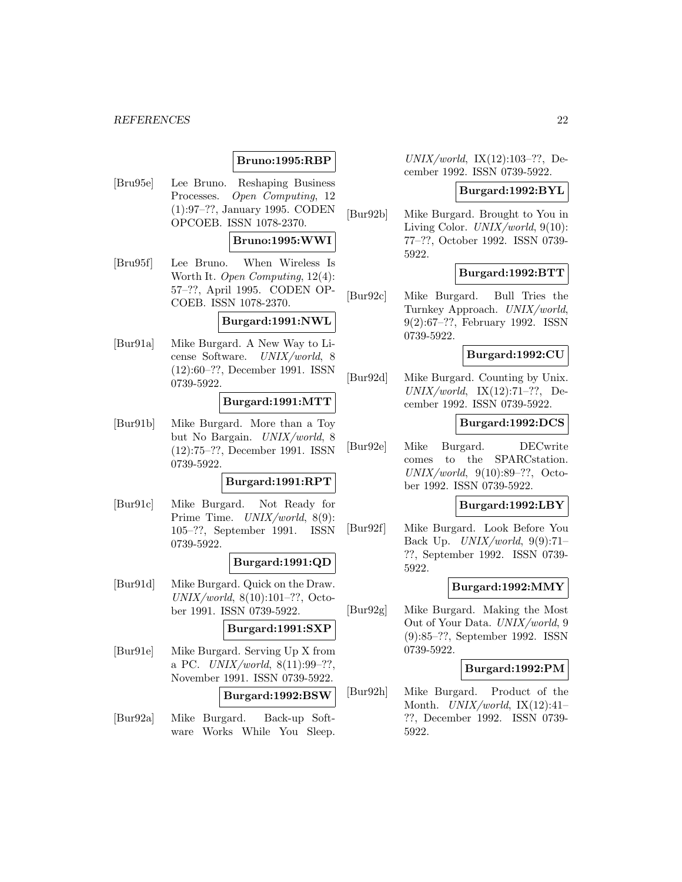**Bruno:1995:RBP**

[Bru95e] Lee Bruno. Reshaping Business Processes. *Open Computing*, 12 (1):97–??, January 1995. CODEN OPCOEB. ISSN 1078-2370.

**Bruno:1995:WWI**

[Bru95f] Lee Bruno. When Wireless Is Worth It. *Open Computing*, 12(4): 57–??, April 1995. CODEN OPCOEB. ISSN 1078-2370.

**Burgard:1991:NWL**

[Bur91a] Mike Burgard. A New Way to License Software. *UNIX/world*, 8 (12):60–??, December 1991. ISSN 0739-5922.

**Burgard:1991:MTT**

[Bur91b] Mike Burgard. More than a Toy but No Bargain. *UNIX/world*, 8 (12):75–??, December 1991. ISSN 0739-5922.

**Burgard:1991:RPT**

[Bur91c] Mike Burgard. Not Ready for Prime Time. *UNIX/world*, 8(9): 105–??, September 1991. ISSN 0739-5922.

**Burgard:1991:QD**

[Bur91d] Mike Burgard. Quick on the Draw. *UNIX/world*, 8(10):101–??, October 1991. ISSN 0739-5922.

**Burgard:1991:SXP**

[Bur91e] Mike Burgard. Serving Up X from a PC. *UNIX/world*, 8(11):99–??, November 1991. ISSN 0739-5922.

**Burgard:1992:BSW**

[Bur92a] Mike Burgard. Back-up Software Works While You Sleep. *UNIX/world*, IX(12):103–??, December 1992. ISSN 0739-5922.

**Burgard:1992:BYL**

[Bur92b] Mike Burgard. Brought to You in Living Color. *UNIX/world*, 9(10): 77–??, October 1992. ISSN 0739-5922.

**Burgard:1992:BTT**

[Bur92c] Mike Burgard. Bull Tries the Turnkey Approach. *UNIX/world*, 9(2):67–??, February 1992. ISSN 0739-5922.

**Burgard:1992:CU**

[Bur92d] Mike Burgard. Counting by Unix. *UNIX/world*, IX(12):71–??, December 1992. ISSN 0739-5922.

**Burgard:1992:DCS**

[Bur92e] Mike Burgard. DECwrite comes to the SPARCstation. *UNIX/world*, 9(10):89–??, October 1992. ISSN 0739-5922.

**Burgard:1992:LBY**

[Bur92f] Mike Burgard. Look Before You Back Up. *UNIX/world*, 9(9):71–??, September 1992. ISSN 0739-5922.

**Burgard:1992:MMY**

[Bur92g] Mike Burgard. Making the Most Out of Your Data. *UNIX/world*, 9 (9):85–??, September 1992. ISSN 0739-5922.

**Burgard:1992:PM**

[Bur92h] Mike Burgard. Product of the Month. *UNIX/world*, IX(12):41–??, December 1992. ISSN 0739-5922.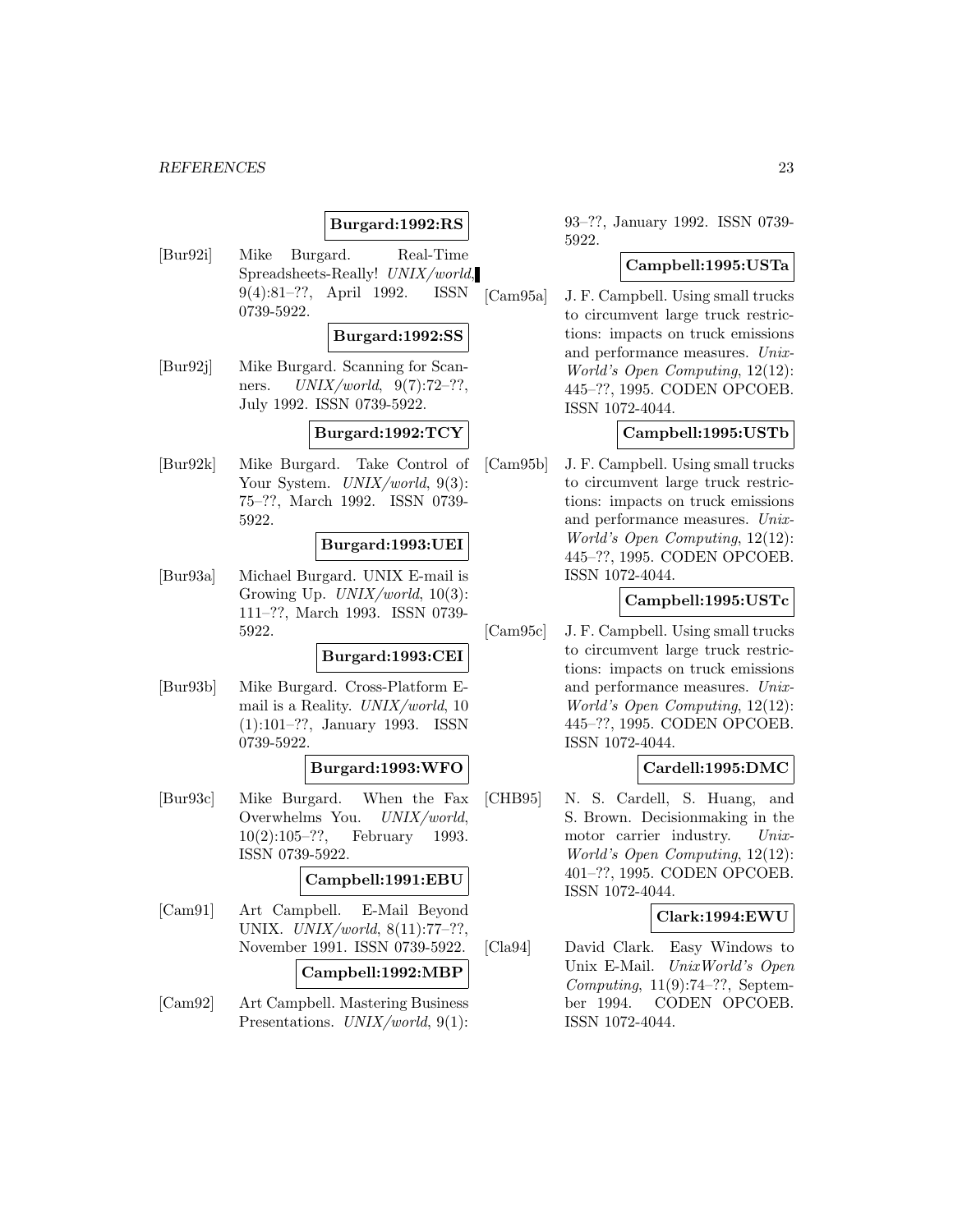**Burgard:1992:RS**

[Bur92i] Mike Burgard. Real-Time Spreadsheets-Really! *UNIX/world*, 9(4):81–??, April 1992. ISSN 0739-5922.

**Burgard:1992:SS**

[Bur92j] Mike Burgard. Scanning for Scanners. *UNIX/world*, 9(7):72–??, July 1992. ISSN 0739-5922.

**Burgard:1992:TCY**

[Bur92k] Mike Burgard. Take Control of Your System. *UNIX/world*, 9(3): 75–??, March 1992. ISSN 0739-5922.

**Burgard:1993:UEI**

[Bur93a] Michael Burgard. UNIX E-mail is Growing Up. *UNIX/world*, 10(3): 111–??, March 1993. ISSN 0739-5922.

**Burgard:1993:CEI**

[Bur93b] Mike Burgard. Cross-Platform E-mail is a Reality. *UNIX/world*, 10 (1):101–??, January 1993. ISSN 0739-5922.

**Burgard:1993:WFO**

[Bur93c] Mike Burgard. When the Fax Overwhelms You. *UNIX/world*, 10(2):105–??, February 1993. ISSN 0739-5922.

**Campbell:1991:EBU**

[Cam91] Art Campbell. E-Mail Beyond UNIX. *UNIX/world*, 8(11):77–??, November 1991. ISSN 0739-5922.

**Campbell:1992:MBP**

[Cam92] Art Campbell. Mastering Business Presentations. *UNIX/world*, 9(1): 93–??, January 1992. ISSN 0739-5922.

**Campbell:1995:USTa**

[Cam95a] J. F. Campbell. Using small trucks to circumvent large truck restrictions: impacts on truck emissions and performance measures. *UnixWorld's Open Computing*, 12(12): 445–??, 1995. CODEN OPCOEB. ISSN 1072-4044.

**Campbell:1995:USTb**

[Cam95b] J. F. Campbell. Using small trucks to circumvent large truck restrictions: impacts on truck emissions and performance measures. *UnixWorld's Open Computing*, 12(12): 445–??, 1995. CODEN OPCOEB. ISSN 1072-4044.

**Campbell:1995:USTc**

[Cam95c] J. F. Campbell. Using small trucks to circumvent large truck restrictions: impacts on truck emissions and performance measures. *UnixWorld's Open Computing*, 12(12): 445–??, 1995. CODEN OPCOEB. ISSN 1072-4044.

**Cardell:1995:DMC**

[CHB95] N. S. Cardell, S. Huang, and S. Brown. Decisionmaking in the motor carrier industry. *UnixWorld's Open Computing*, 12(12): 401–??, 1995. CODEN OPCOEB. ISSN 1072-4044.

**Clark:1994:EWU**

[Cla94] David Clark. Easy Windows to Unix E-Mail. *UnixWorld's Open Computing*, 11(9):74–??, September 1994. CODEN OPCOEB. ISSN 1072-4044.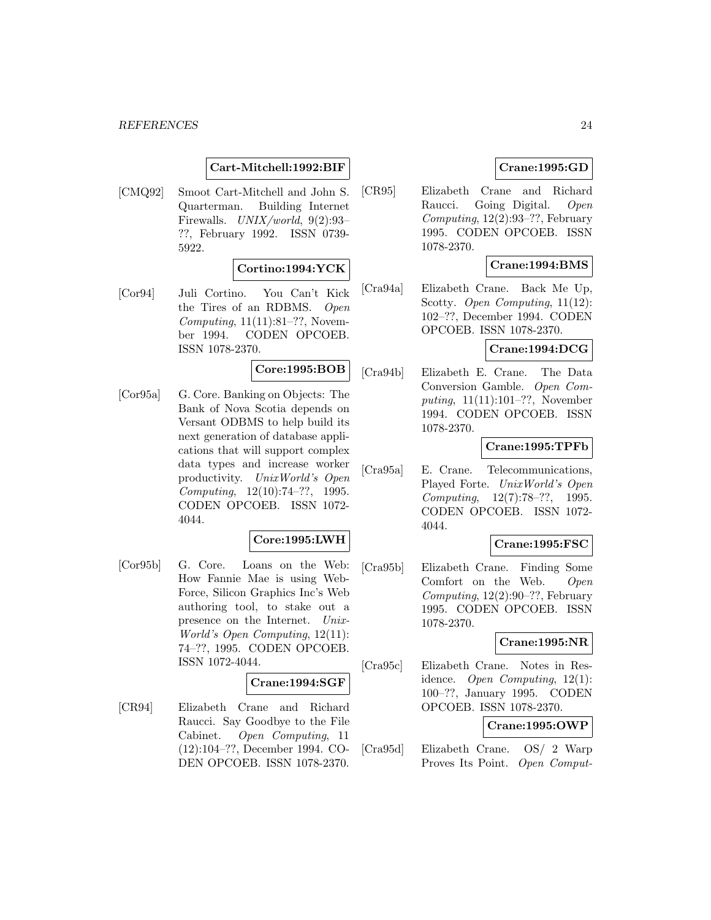**Cart-Mitchell:1992:BIF**

[CMQ92] Smoot Cart-Mitchell and John S. Quarterman. Building Internet Firewalls. *UNIX/world*, 9(2):93–??, February 1992. ISSN 0739-5922.

**Cortino:1994:YCK**

[Cor94] Juli Cortino. You Can't Kick the Tires of an RDBMS. *Open Computing*, 11(11):81–??, November 1994. CODEN OPCOEB. ISSN 1078-2370.

**Core:1995:BOB**

[Cor95a] G. Core. Banking on Objects: The Bank of Nova Scotia depends on Versant ODBMS to help build its next generation of database applications that will support complex data types and increase worker productivity. *UnixWorld's Open Computing*, 12(10):74–??, 1995. CODEN OPCOEB. ISSN 1072-4044.

**Core:1995:LWH**

[Cor95b] G. Core. Loans on the Web: How Fannie Mae is using WebForce, Silicon Graphics Inc's Web authoring tool, to stake out a presence on the Internet. *UnixWorld's Open Computing*, 12(11):74–??, 1995. CODEN OPCOEB. ISSN 1072-4044.

**Crane:1994:SGF**

[CR94] Elizabeth Crane and Richard Raucci. Say Goodbye to the File Cabinet. *Open Computing*, 11(12):104–??, December 1994. CODEN OPCOEB. ISSN 1078-2370.

**Crane:1995:GD**

[CR95] Elizabeth Crane and Richard Raucci. Going Digital. *Open Computing*, 12(2):93–??, February 1995. CODEN OPCOEB. ISSN 1078-2370.

**Crane:1994:BMS**

[Cra94a] Elizabeth Crane. Back Me Up, Scotty. *Open Computing*, 11(12):102–??, December 1994. CODEN OPCOEB. ISSN 1078-2370.

**Crane:1994:DCG**

[Cra94b] Elizabeth E. Crane. The Data Conversion Gamble. *Open Computing*, 11(11):101–??, November 1994. CODEN OPCOEB. ISSN 1078-2370.

**Crane:1995:TPFb**

[Cra95a] E. Crane. Telecommunications, Played Forte. *UnixWorld's Open Computing*, 12(7):78–??, 1995. CODEN OPCOEB. ISSN 1072-4044.

**Crane:1995:FSC**

[Cra95b] Elizabeth Crane. Finding Some Comfort on the Web. *Open Computing*, 12(2):90–??, February 1995. CODEN OPCOEB. ISSN 1078-2370.

**Crane:1995:NR**

[Cra95c] Elizabeth Crane. Notes in Residence. *Open Computing*, 12(1):100–??, January 1995. CODEN OPCOEB. ISSN 1078-2370.

**Crane:1995:OWP**

[Cra95d] Elizabeth Crane. OS/ 2 Warp Proves Its Point. *Open Comput-*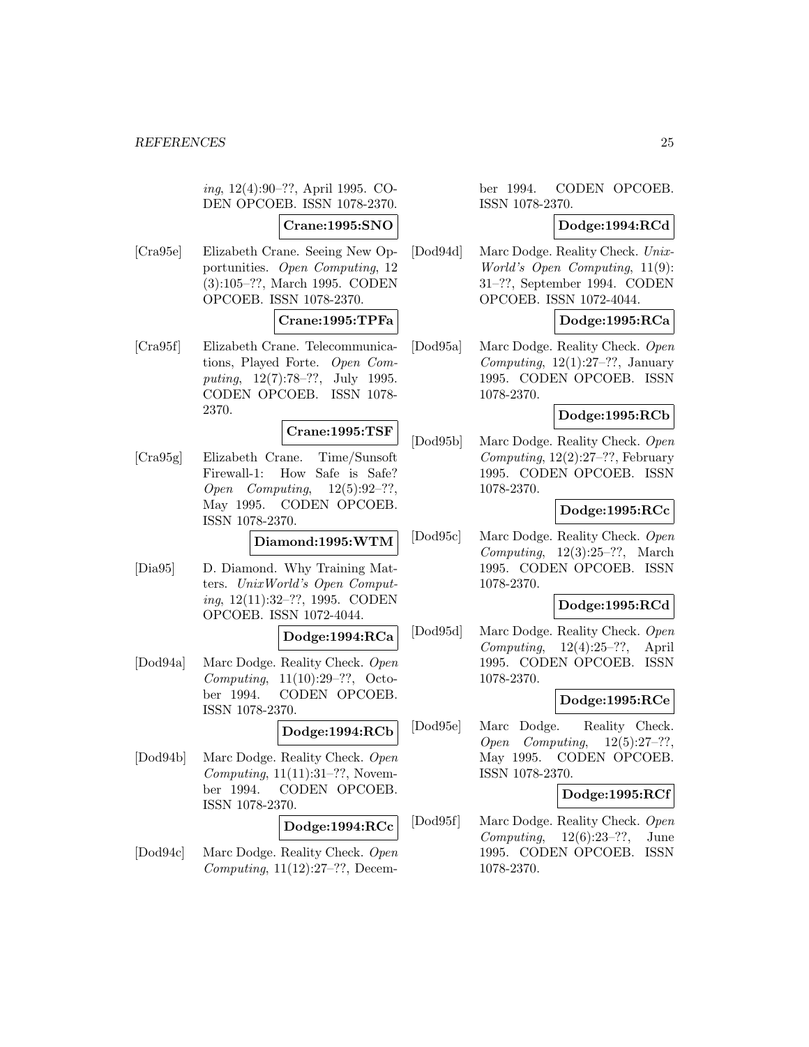*ing*, 12(4):90–??, April 1995. CODEN OPCOEB. ISSN 1078-2370.

**Crane:1995:SNO**

[Cra95e] Elizabeth Crane. Seeing New Opportunities. *Open Computing*, 12 (3):105–??, March 1995. CODEN OPCOEB. ISSN 1078-2370.

**Crane:1995:TPFa**

[Cra95f] Elizabeth Crane. Telecommunications, Played Forte. *Open Computing*, 12(7):78–??, July 1995. CODEN OPCOEB. ISSN 1078-2370.

**Crane:1995:TSF**

[Cra95g] Elizabeth Crane. Time/Sunsoft Firewall-1: How Safe is Safe? *Open Computing*, 12(5):92–??, May 1995. CODEN OPCOEB. ISSN 1078-2370.

**Diamond:1995:WTM**

[Dia95] D. Diamond. Why Training Matters. *UnixWorld's Open Computing*, 12(11):32–??, 1995. CODEN OPCOEB. ISSN 1072-4044.

**Dodge:1994:RCa**

[Dod94a] Marc Dodge. Reality Check. *Open Computing*, 11(10):29–??, October 1994. CODEN OPCOEB. ISSN 1078-2370.

**Dodge:1994:RCb**

[Dod94b] Marc Dodge. Reality Check. *Open Computing*, 11(11):31–??, November 1994. CODEN OPCOEB. ISSN 1078-2370.

**Dodge:1994:RCc**

[Dod94c] Marc Dodge. Reality Check. *Open Computing*, 11(12):27–??, December 1994. CODEN OPCOEB. ISSN 1078-2370.

**Dodge:1994:RCd**

[Dod94d] Marc Dodge. Reality Check. *UnixWorld's Open Computing*, 11(9): 31–??, September 1994. CODEN OPCOEB. ISSN 1072-4044.

**Dodge:1995:RCa**

[Dod95a] Marc Dodge. Reality Check. *Open Computing*, 12(1):27–??, January 1995. CODEN OPCOEB. ISSN 1078-2370.

**Dodge:1995:RCb**

[Dod95b] Marc Dodge. Reality Check. *Open Computing*, 12(2):27–??, February 1995. CODEN OPCOEB. ISSN 1078-2370.

**Dodge:1995:RCc**

[Dod95c] Marc Dodge. Reality Check. *Open Computing*, 12(3):25–??, March 1995. CODEN OPCOEB. ISSN 1078-2370.

**Dodge:1995:RCd**

[Dod95d] Marc Dodge. Reality Check. *Open Computing*, 12(4):25–??, April 1995. CODEN OPCOEB. ISSN 1078-2370.

**Dodge:1995:RCe**

[Dod95e] Marc Dodge. Reality Check. *Open Computing*, 12(5):27–??, May 1995. CODEN OPCOEB. ISSN 1078-2370.

**Dodge:1995:RCf**

[Dod95f] Marc Dodge. Reality Check. *Open Computing*, 12(6):23–??, June 1995. CODEN OPCOEB. ISSN 1078-2370.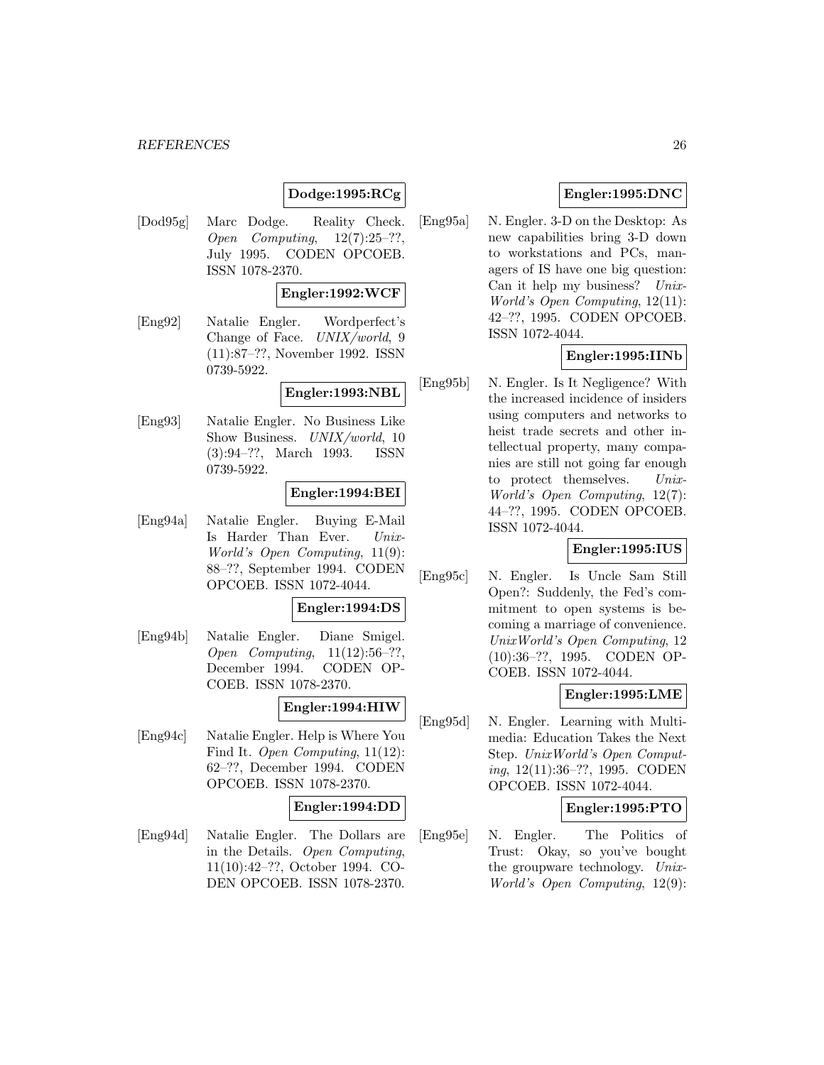**Dodge:1995:RCg**

[Dod95g] Marc Dodge. Reality Check. *Open Computing*, 12(7):25–??, July 1995. CODEN OPCOEB. ISSN 1078-2370.

**Engler:1992:WCF**

[Eng92] Natalie Engler. Wordperfect's Change of Face. *UNIX/world*, 9 (11):87–??, November 1992. ISSN 0739-5922.

**Engler:1993:NBL**

[Eng93] Natalie Engler. No Business Like Show Business. *UNIX/world*, 10 (3):94–??, March 1993. ISSN 0739-5922.

**Engler:1994:BEI**

[Eng94a] Natalie Engler. Buying E-Mail Is Harder Than Ever. *Unix-World's Open Computing*, 11(9): 88–??, September 1994. CODEN OPCOEB. ISSN 1072-4044.

**Engler:1994:DS**

[Eng94b] Natalie Engler. Diane Smigel. *Open Computing*, 11(12):56–??, December 1994. CODEN OPCOEB. ISSN 1078-2370.

**Engler:1994:HIW**

[Eng94c] Natalie Engler. Help is Where You Find It. *Open Computing*, 11(12): 62–??, December 1994. CODEN OPCOEB. ISSN 1078-2370.

**Engler:1994:DD**

[Eng94d] Natalie Engler. The Dollars are in the Details. *Open Computing*, 11(10):42–??, October 1994. CODEN OPCOEB. ISSN 1078-2370.

**Engler:1995:DNC**

[Eng95a] N. Engler. 3-D on the Desktop: As new capabilities bring 3-D down to workstations and PCs, managers of IS have one big question: Can it help my business? *Unix-World's Open Computing*, 12(11): 42–??, 1995. CODEN OPCOEB. ISSN 1072-4044.

**Engler:1995:IINb**

[Eng95b] N. Engler. Is It Negligence? With the increased incidence of insiders using computers and networks to heist trade secrets and other intellectual property, many companies are still not going far enough to protect themselves. *Unix-World's Open Computing*, 12(7): 44–??, 1995. CODEN OPCOEB. ISSN 1072-4044.

**Engler:1995:IUS**

[Eng95c] N. Engler. Is Uncle Sam Still Open?: Suddenly, the Fed's commitment to open systems is becoming a marriage of convenience. *UnixWorld's Open Computing*, 12 (10):36–??, 1995. CODEN OPCOEB. ISSN 1072-4044.

**Engler:1995:LME**

[Eng95d] N. Engler. Learning with Multimedia: Education Takes the Next Step. *UnixWorld's Open Computing*, 12(11):36–??, 1995. CODEN OPCOEB. ISSN 1072-4044.

**Engler:1995:PTO**

[Eng95e] N. Engler. The Politics of Trust: Okay, so you've bought the groupware technology. *Unix-World's Open Computing*, 12(9):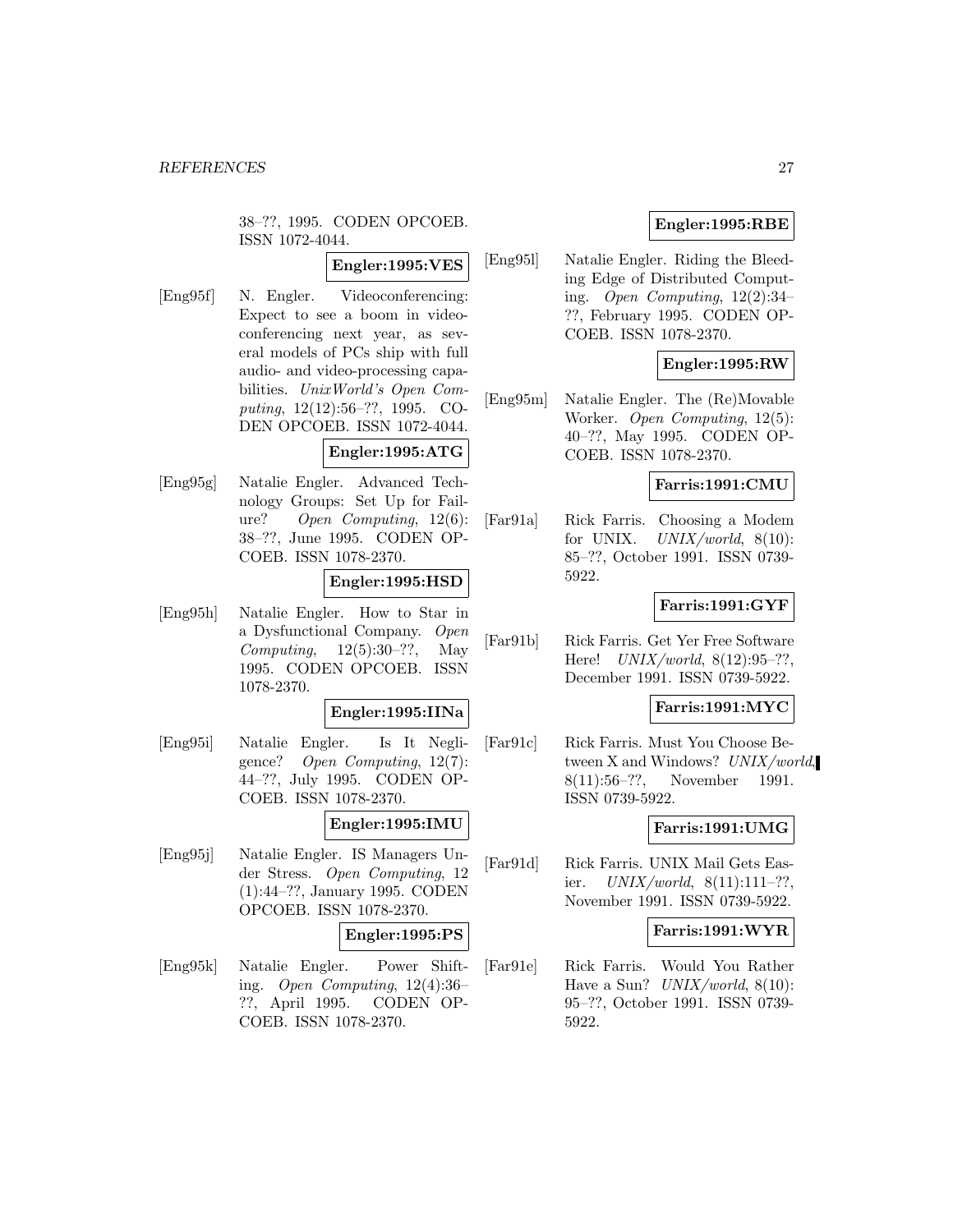38–??, 1995. CODEN OPCOEB. ISSN 1072-4044.

**Engler:1995:VES**

[Eng95f] N. Engler. Videoconferencing: Expect to see a boom in videoconferencing next year, as several models of PCs ship with full audio- and video-processing capabilities. *UnixWorld's Open Computing*, 12(12):56–??, 1995. CODEN OPCOEB. ISSN 1072-4044.

**Engler:1995:ATG**

[Eng95g] Natalie Engler. Advanced Technology Groups: Set Up for Failure? *Open Computing*, 12(6): 38–??, June 1995. CODEN OPCOEB. ISSN 1078-2370.

**Engler:1995:HSD**

[Eng95h] Natalie Engler. How to Star in a Dysfunctional Company. *Open Computing*, 12(5):30–??, May 1995. CODEN OPCOEB. ISSN 1078-2370.

**Engler:1995:IINa**

[Eng95i] Natalie Engler. Is It Negligence? *Open Computing*, 12(7): 44–??, July 1995. CODEN OPCOEB. ISSN 1078-2370.

**Engler:1995:IMU**

[Eng95j] Natalie Engler. IS Managers Under Stress. *Open Computing*, 12 (1):44–??, January 1995. CODEN OPCOEB. ISSN 1078-2370.

**Engler:1995:PS**

[Eng95k] Natalie Engler. Power Shifting. *Open Computing*, 12(4):36–??, April 1995. CODEN OPCOEB. ISSN 1078-2370.

**Engler:1995:RBE**

[Eng95l] Natalie Engler. Riding the Bleeding Edge of Distributed Computing. *Open Computing*, 12(2):34–??, February 1995. CODEN OPCOEB. ISSN 1078-2370.

**Engler:1995:RW**

[Eng95m] Natalie Engler. The (Re)Movable Worker. *Open Computing*, 12(5): 40–??, May 1995. CODEN OPCOEB. ISSN 1078-2370.

**Farris:1991:CMU**

[Far91a] Rick Farris. Choosing a Modem for UNIX. *UNIX/world*, 8(10): 85–??, October 1991. ISSN 0739-5922.

**Farris:1991:GYF**

[Far91b] Rick Farris. Get Yer Free Software Here! *UNIX/world*, 8(12):95–??, December 1991. ISSN 0739-5922.

**Farris:1991:MYC**

[Far91c] Rick Farris. Must You Choose Between X and Windows? *UNIX/world*, 8(11):56–??, November 1991. ISSN 0739-5922.

**Farris:1991:UMG**

[Far91d] Rick Farris. UNIX Mail Gets Easier. *UNIX/world*, 8(11):111–??, November 1991. ISSN 0739-5922.

**Farris:1991:WYR**

[Far91e] Rick Farris. Would You Rather Have a Sun? *UNIX/world*, 8(10): 95–??, October 1991. ISSN 0739-5922.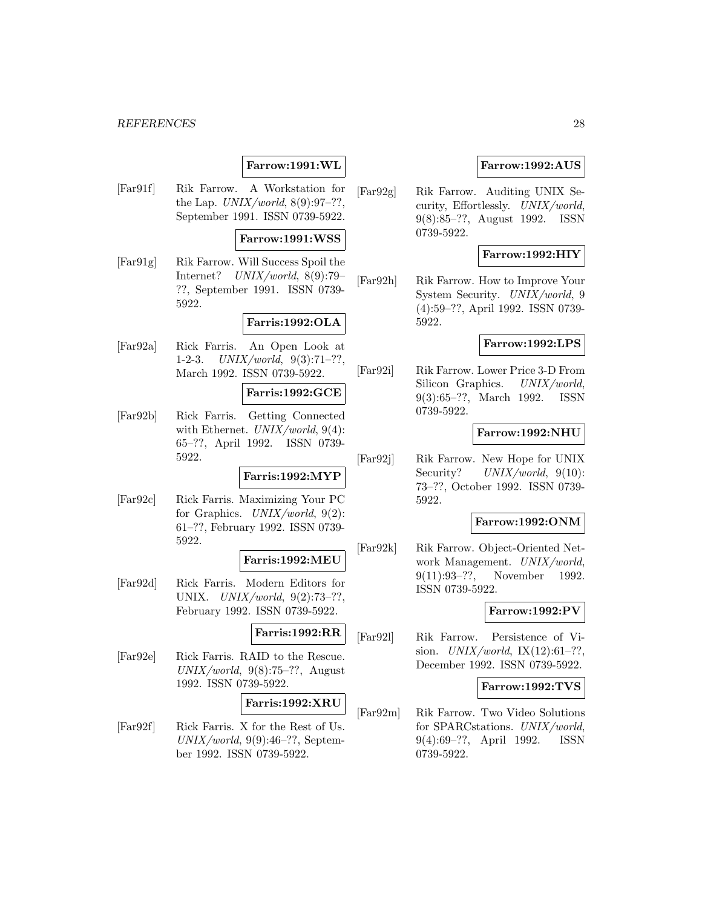**Farrow:1991:WL**

[Far91f] Rik Farrow. A Workstation for the Lap. *UNIX/world*, 8(9):97–??, September 1991. ISSN 0739-5922.

**Farrow:1991:WSS**

[Far91g] Rik Farrow. Will Success Spoil the Internet? *UNIX/world*, 8(9):79–??, September 1991. ISSN 0739-5922.

**Farris:1992:OLA**

[Far92a] Rick Farris. An Open Look at 1-2-3. *UNIX/world*, 9(3):71–??, March 1992. ISSN 0739-5922.

**Farris:1992:GCE**

[Far92b] Rick Farris. Getting Connected with Ethernet. *UNIX/world*, 9(4):65–??, April 1992. ISSN 0739-5922.

**Farris:1992:MYP**

[Far92c] Rick Farris. Maximizing Your PC for Graphics. *UNIX/world*, 9(2):61–??, February 1992. ISSN 0739-5922.

**Farris:1992:MEU**

[Far92d] Rick Farris. Modern Editors for UNIX. *UNIX/world*, 9(2):73–??, February 1992. ISSN 0739-5922.

**Farris:1992:RR**

[Far92e] Rick Farris. RAID to the Rescue. *UNIX/world*, 9(8):75–??, August 1992. ISSN 0739-5922.

**Farris:1992:XRU**

[Far92f] Rick Farris. X for the Rest of Us. *UNIX/world*, 9(9):46–??, September 1992. ISSN 0739-5922.

**Farrow:1992:AUS**

[Far92g] Rik Farrow. Auditing UNIX Security, Effortlessly. *UNIX/world*, 9(8):85–??, August 1992. ISSN 0739-5922.

**Farrow:1992:HIY**

[Far92h] Rik Farrow. How to Improve Your System Security. *UNIX/world*, 9(4):59–??, April 1992. ISSN 0739-5922.

**Farrow:1992:LPS**

[Far92i] Rik Farrow. Lower Price 3-D From Silicon Graphics. *UNIX/world*, 9(3):65–??, March 1992. ISSN 0739-5922.

**Farrow:1992:NHU**

[Far92j] Rik Farrow. New Hope for UNIX Security? *UNIX/world*, 9(10):73–??, October 1992. ISSN 0739-5922.

**Farrow:1992:ONM**

[Far92k] Rik Farrow. Object-Oriented Network Management. *UNIX/world*, 9(11):93–??, November 1992. ISSN 0739-5922.

**Farrow:1992:PV**

[Far92l] Rik Farrow. Persistence of Vision. *UNIX/world*, IX(12):61–??, December 1992. ISSN 0739-5922.

**Farrow:1992:TVS**

[Far92m] Rik Farrow. Two Video Solutions for SPARCstations. *UNIX/world*, 9(4):69–??, April 1992. ISSN 0739-5922.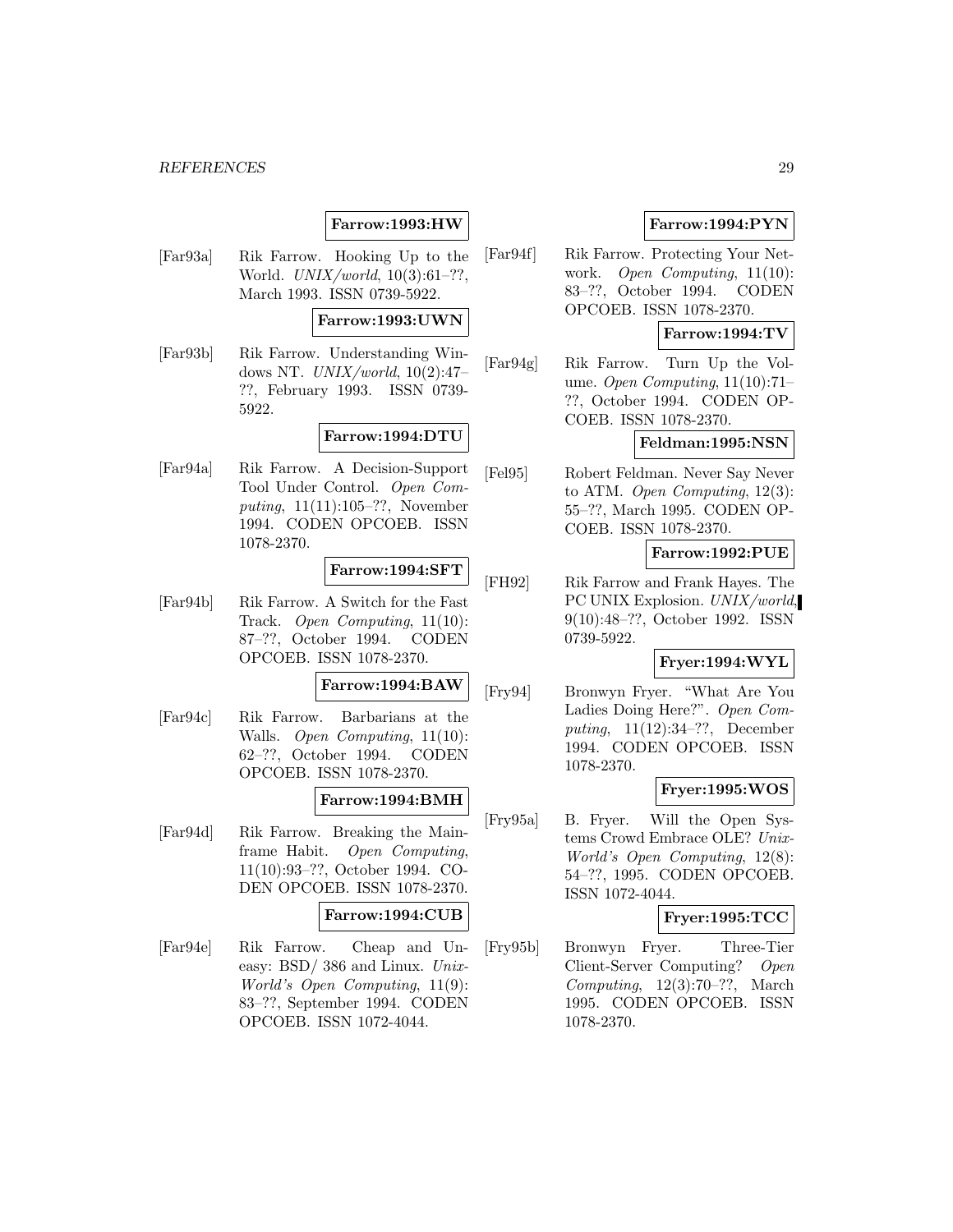**Farrow:1993:HW**

[Far93a] Rik Farrow. Hooking Up to the World. *UNIX/world*, 10(3):61–??, March 1993. ISSN 0739-5922.

**Farrow:1993:UWN**

[Far93b] Rik Farrow. Understanding Windows NT. *UNIX/world*, 10(2):47–??, February 1993. ISSN 0739-5922.

**Farrow:1994:DTU**

[Far94a] Rik Farrow. A Decision-Support Tool Under Control. *Open Computing*, 11(11):105–??, November 1994. CODEN OPCOEB. ISSN 1078-2370.

**Farrow:1994:SFT**

[Far94b] Rik Farrow. A Switch for the Fast Track. *Open Computing*, 11(10): 87–??, October 1994. CODEN OPCOEB. ISSN 1078-2370.

**Farrow:1994:BAW**

[Far94c] Rik Farrow. Barbarians at the Walls. *Open Computing*, 11(10): 62–??, October 1994. CODEN OPCOEB. ISSN 1078-2370.

**Farrow:1994:BMH**

[Far94d] Rik Farrow. Breaking the Mainframe Habit. *Open Computing*, 11(10):93–??, October 1994. CODEN OPCOEB. ISSN 1078-2370.

**Farrow:1994:CUB**

[Far94e] Rik Farrow. Cheap and Uneasy: BSD/ 386 and Linux. *Unix-World's Open Computing*, 11(9): 83–??, September 1994. CODEN OPCOEB. ISSN 1072-4044.

**Farrow:1994:PYN**

[Far94f] Rik Farrow. Protecting Your Network. *Open Computing*, 11(10): 83–??, October 1994. CODEN OPCOEB. ISSN 1078-2370.

**Farrow:1994:TV**

[Far94g] Rik Farrow. Turn Up the Volume. *Open Computing*, 11(10):71–??, October 1994. CODEN OPCOEB. ISSN 1078-2370.

**Feldman:1995:NSN**

[Fel95] Robert Feldman. Never Say Never to ATM. *Open Computing*, 12(3): 55–??, March 1995. CODEN OPCOEB. ISSN 1078-2370.

**Farrow:1992:PUE**

[FH92] Rik Farrow and Frank Hayes. The PC UNIX Explosion. *UNIX/world*, 9(10):48–??, October 1992. ISSN 0739-5922.

**Fryer:1994:WYL**

[Fry94] Bronwyn Fryer. "What Are You Ladies Doing Here?". *Open Computing*, 11(12):34–??, December 1994. CODEN OPCOEB. ISSN 1078-2370.

**Fryer:1995:WOS**

[Fry95a] B. Fryer. Will the Open Systems Crowd Embrace OLE? *Unix-World's Open Computing*, 12(8): 54–??, 1995. CODEN OPCOEB. ISSN 1072-4044.

**Fryer:1995:TCC**

[Fry95b] Bronwyn Fryer. Three-Tier Client-Server Computing? *Open Computing*, 12(3):70–??, March 1995. CODEN OPCOEB. ISSN 1078-2370.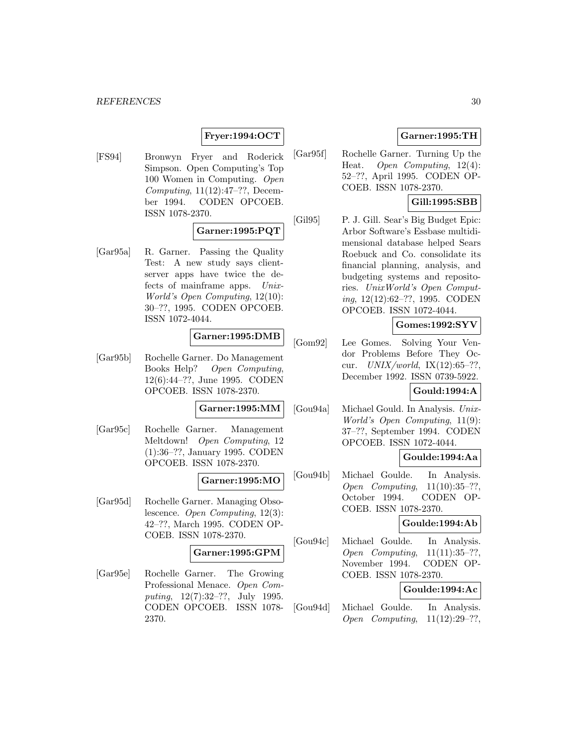**Fryer:1994:OCT**

[FS94] Bronwyn Fryer and Roderick Simpson. Open Computing's Top 100 Women in Computing. *Open Computing*, 11(12):47–??, December 1994. CODEN OPCOEB. ISSN 1078-2370.

**Garner:1995:PQT**

[Gar95a] R. Garner. Passing the Quality Test: A new study says client-server apps have twice the defects of mainframe apps. *UnixWorld's Open Computing*, 12(10): 30–??, 1995. CODEN OPCOEB. ISSN 1072-4044.

**Garner:1995:DMB**

[Gar95b] Rochelle Garner. Do Management Books Help? *Open Computing*, 12(6):44–??, June 1995. CODEN OPCOEB. ISSN 1078-2370.

**Garner:1995:MM**

[Gar95c] Rochelle Garner. Management Meltdown! *Open Computing*, 12 (1):36–??, January 1995. CODEN OPCOEB. ISSN 1078-2370.

**Garner:1995:MO**

[Gar95d] Rochelle Garner. Managing Obsolescence. *Open Computing*, 12(3): 42–??, March 1995. CODEN OPCOEB. ISSN 1078-2370.

**Garner:1995:GPM**

[Gar95e] Rochelle Garner. The Growing Professional Menace. *Open Computing*, 12(7):32–??, July 1995. CODEN OPCOEB. ISSN 1078-2370.

**Garner:1995:TH**

[Gar95f] Rochelle Garner. Turning Up the Heat. *Open Computing*, 12(4): 52–??, April 1995. CODEN OPCOEB. ISSN 1078-2370.

**Gill:1995:SBB**

[Gil95] P. J. Gill. Sear's Big Budget Epic: Arbor Software's Essbase multidimensional database helped Sears Roebuck and Co. consolidate its financial planning, analysis, and budgeting systems and repositories. *UnixWorld's Open Computing*, 12(12):62–??, 1995. CODEN OPCOEB. ISSN 1072-4044.

**Gomes:1992:SYV**

[Gom92] Lee Gomes. Solving Your Vendor Problems Before They Occur. *UNIX/world*, IX(12):65–??, December 1992. ISSN 0739-5922.

**Gould:1994:A**

[Gou94a] Michael Gould. In Analysis. *UnixWorld's Open Computing*, 11(9): 37–??, September 1994. CODEN OPCOEB. ISSN 1072-4044.

**Goulde:1994:Aa**

[Gou94b] Michael Goulde. In Analysis. *Open Computing*, 11(10):35–??, October 1994. CODEN OPCOEB. ISSN 1078-2370.

**Goulde:1994:Ab**

[Gou94c] Michael Goulde. In Analysis. *Open Computing*, 11(11):35–??, November 1994. CODEN OPCOEB. ISSN 1078-2370.

**Goulde:1994:Ac**

[Gou94d] Michael Goulde. In Analysis. *Open Computing*, 11(12):29–??,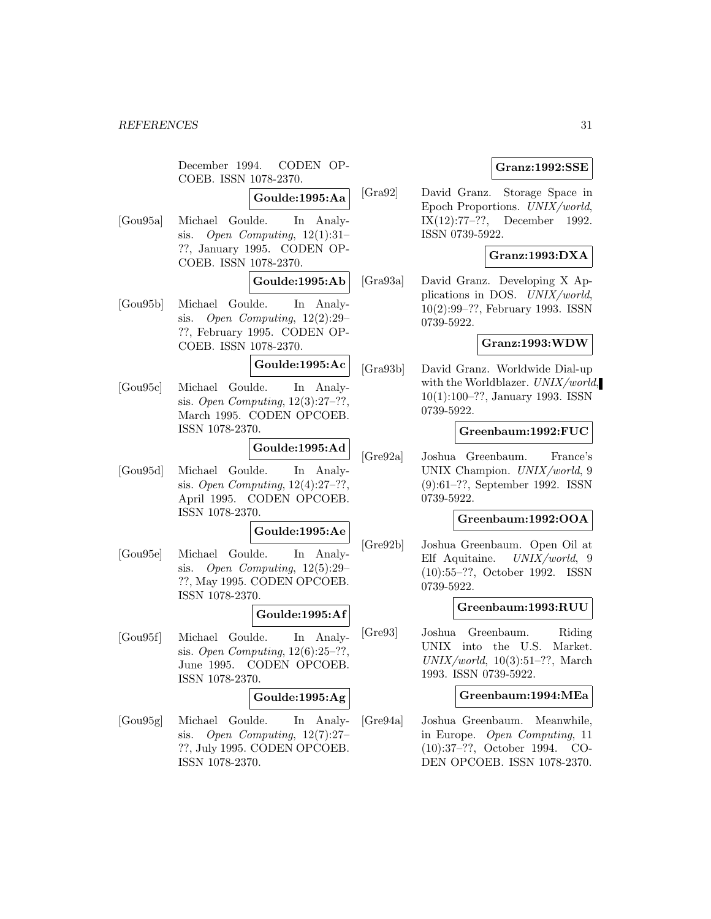December 1994. CODEN OPCOEB. ISSN 1078-2370.

**Goulde:1995:Aa**

[Gou95a] Michael Goulde. In Analysis. *Open Computing*, 12(1):31–??, January 1995. CODEN OPCOEB. ISSN 1078-2370.

**Goulde:1995:Ab**

[Gou95b] Michael Goulde. In Analysis. *Open Computing*, 12(2):29–??, February 1995. CODEN OPCOEB. ISSN 1078-2370.

**Goulde:1995:Ac**

[Gou95c] Michael Goulde. In Analysis. *Open Computing*, 12(3):27–??, March 1995. CODEN OPCOEB. ISSN 1078-2370.

**Goulde:1995:Ad**

[Gou95d] Michael Goulde. In Analysis. *Open Computing*, 12(4):27–??, April 1995. CODEN OPCOEB. ISSN 1078-2370.

**Goulde:1995:Ae**

[Gou95e] Michael Goulde. In Analysis. *Open Computing*, 12(5):29–??, May 1995. CODEN OPCOEB. ISSN 1078-2370.

**Goulde:1995:Af**

[Gou95f] Michael Goulde. In Analysis. *Open Computing*, 12(6):25–??, June 1995. CODEN OPCOEB. ISSN 1078-2370.

**Goulde:1995:Ag**

[Gou95g] Michael Goulde. In Analysis. *Open Computing*, 12(7):27–??, July 1995. CODEN OPCOEB. ISSN 1078-2370.

**Granz:1992:SSE**

[Gra92] David Granz. Storage Space in Epoch Proportions. *UNIX/world*, IX(12):77–??, December 1992. ISSN 0739-5922.

**Granz:1993:DXA**

[Gra93a] David Granz. Developing X Applications in DOS. *UNIX/world*, 10(2):99–??, February 1993. ISSN 0739-5922.

**Granz:1993:WDW**

[Gra93b] David Granz. Worldwide Dial-up with the Worldblazer. *UNIX/world*, 10(1):100–??, January 1993. ISSN 0739-5922.

**Greenbaum:1992:FUC**

[Gre92a] Joshua Greenbaum. France's UNIX Champion. *UNIX/world*, 9 (9):61–??, September 1992. ISSN 0739-5922.

**Greenbaum:1992:OOA**

[Gre92b] Joshua Greenbaum. Open Oil at Elf Aquitaine. *UNIX/world*, 9 (10):55–??, October 1992. ISSN 0739-5922.

**Greenbaum:1993:RUU**

[Gre93] Joshua Greenbaum. Riding UNIX into the U.S. Market. *UNIX/world*, 10(3):51–??, March 1993. ISSN 0739-5922.

**Greenbaum:1994:MEa**

[Gre94a] Joshua Greenbaum. Meanwhile, in Europe. *Open Computing*, 11 (10):37–??, October 1994. CODEN OPCOEB. ISSN 1078-2370.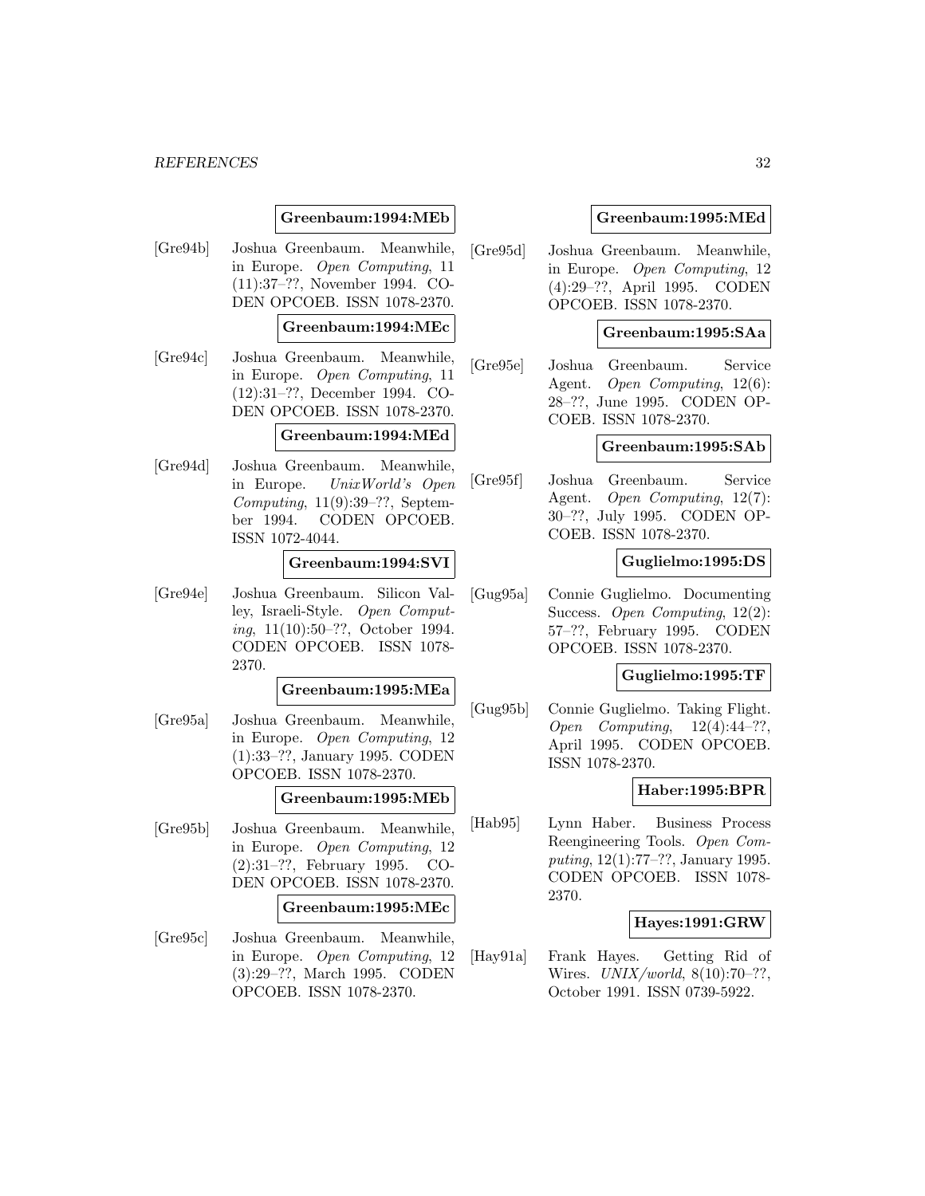**Greenbaum:1994:MEb**

[Gre94b] Joshua Greenbaum. Meanwhile, in Europe. *Open Computing*, 11 (11):37–??, November 1994. CODEN OPCOEB. ISSN 1078-2370.

**Greenbaum:1994:MEc**

[Gre94c] Joshua Greenbaum. Meanwhile, in Europe. *Open Computing*, 11 (12):31–??, December 1994. CODEN OPCOEB. ISSN 1078-2370.

**Greenbaum:1994:MEd**

[Gre94d] Joshua Greenbaum. Meanwhile, in Europe. *UnixWorld's Open Computing*, 11(9):39–??, September 1994. CODEN OPCOEB. ISSN 1072-4044.

**Greenbaum:1994:SVI**

[Gre94e] Joshua Greenbaum. Silicon Valley, Israeli-Style. *Open Computing*, 11(10):50–??, October 1994. CODEN OPCOEB. ISSN 1078-2370.

**Greenbaum:1995:MEa**

[Gre95a] Joshua Greenbaum. Meanwhile, in Europe. *Open Computing*, 12 (1):33–??, January 1995. CODEN OPCOEB. ISSN 1078-2370.

**Greenbaum:1995:MEb**

[Gre95b] Joshua Greenbaum. Meanwhile, in Europe. *Open Computing*, 12 (2):31–??, February 1995. CODEN OPCOEB. ISSN 1078-2370.

**Greenbaum:1995:MEc**

[Gre95c] Joshua Greenbaum. Meanwhile, in Europe. *Open Computing*, 12 (3):29–??, March 1995. CODEN OPCOEB. ISSN 1078-2370.

**Greenbaum:1995:MEd**

[Gre95d] Joshua Greenbaum. Meanwhile, in Europe. *Open Computing*, 12 (4):29–??, April 1995. CODEN OPCOEB. ISSN 1078-2370.

**Greenbaum:1995:SAa**

[Gre95e] Joshua Greenbaum. Service Agent. *Open Computing*, 12(6): 28–??, June 1995. CODEN OPCOEB. ISSN 1078-2370.

**Greenbaum:1995:SAb**

[Gre95f] Joshua Greenbaum. Service Agent. *Open Computing*, 12(7): 30–??, July 1995. CODEN OPCOEB. ISSN 1078-2370.

**Guglielmo:1995:DS**

[Gug95a] Connie Guglielmo. Documenting Success. *Open Computing*, 12(2): 57–??, February 1995. CODEN OPCOEB. ISSN 1078-2370.

**Guglielmo:1995:TF**

[Gug95b] Connie Guglielmo. Taking Flight. *Open Computing*, 12(4):44–??, April 1995. CODEN OPCOEB. ISSN 1078-2370.

**Haber:1995:BPR**

[Hab95] Lynn Haber. Business Process Reengineering Tools. *Open Computing*, 12(1):77–??, January 1995. CODEN OPCOEB. ISSN 1078-2370.

**Hayes:1991:GRW**

[Hay91a] Frank Hayes. Getting Rid of Wires. *UNIX/world*, 8(10):70–??, October 1991. ISSN 0739-5922.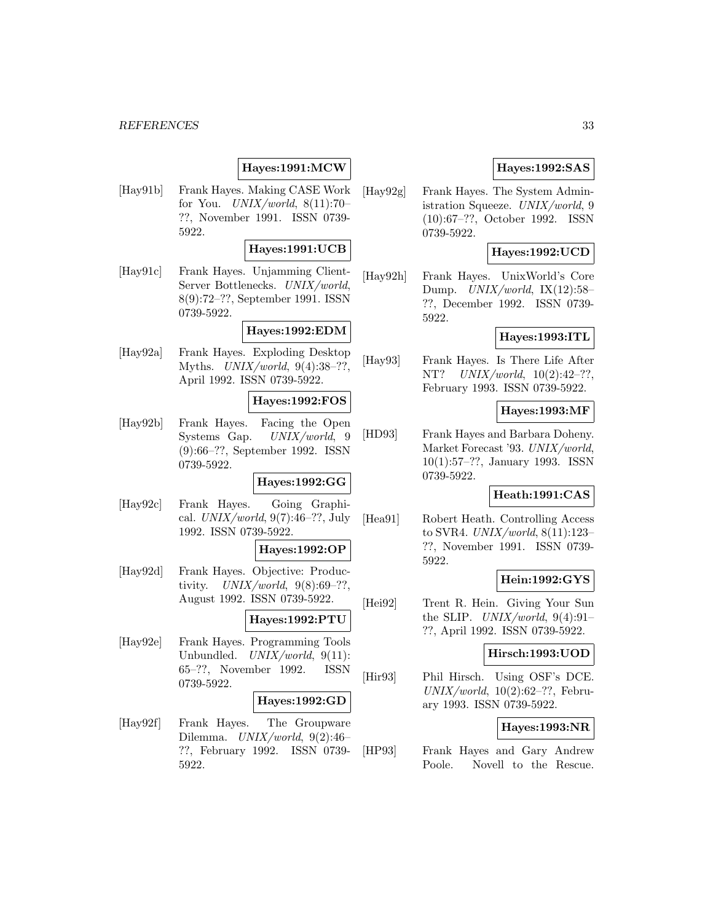**Hayes:1991:MCW**

[Hay91b] Frank Hayes. Making CASE Work for You. *UNIX/world*, 8(11):70–??, November 1991. ISSN 0739-5922.

**Hayes:1991:UCB**

[Hay91c] Frank Hayes. Unjamming Client-Server Bottlenecks. *UNIX/world*, 8(9):72–??, September 1991. ISSN 0739-5922.

**Hayes:1992:EDM**

[Hay92a] Frank Hayes. Exploding Desktop Myths. *UNIX/world*, 9(4):38–??, April 1992. ISSN 0739-5922.

**Hayes:1992:FOS**

[Hay92b] Frank Hayes. Facing the Open Systems Gap. *UNIX/world*, 9 (9):66–??, September 1992. ISSN 0739-5922.

**Hayes:1992:GG**

[Hay92c] Frank Hayes. Going Graphical. *UNIX/world*, 9(7):46–??, July 1992. ISSN 0739-5922.

**Hayes:1992:OP**

[Hay92d] Frank Hayes. Objective: Productivity. *UNIX/world*, 9(8):69–??, August 1992. ISSN 0739-5922.

**Hayes:1992:PTU**

[Hay92e] Frank Hayes. Programming Tools Unbundled. *UNIX/world*, 9(11): 65–??, November 1992. ISSN 0739-5922.

**Hayes:1992:GD**

[Hay92f] Frank Hayes. The Groupware Dilemma. *UNIX/world*, 9(2):46–??, February 1992. ISSN 0739-5922.

**Hayes:1992:SAS**

[Hay92g] Frank Hayes. The System Administration Squeeze. *UNIX/world*, 9 (10):67–??, October 1992. ISSN 0739-5922.

**Hayes:1992:UCD**

[Hay92h] Frank Hayes. UnixWorld's Core Dump. *UNIX/world*, IX(12):58–??, December 1992. ISSN 0739-5922.

**Hayes:1993:ITL**

[Hay93] Frank Hayes. Is There Life After NT? *UNIX/world*, 10(2):42–??, February 1993. ISSN 0739-5922.

**Hayes:1993:MF**

[HD93] Frank Hayes and Barbara Doheny. Market Forecast '93. *UNIX/world*, 10(1):57–??, January 1993. ISSN 0739-5922.

**Heath:1991:CAS**

[Hea91] Robert Heath. Controlling Access to SVR4. *UNIX/world*, 8(11):123–??, November 1991. ISSN 0739-5922.

**Hein:1992:GYS**

[Hei92] Trent R. Hein. Giving Your Sun the SLIP. *UNIX/world*, 9(4):91–??, April 1992. ISSN 0739-5922.

**Hirsch:1993:UOD**

[Hir93] Phil Hirsch. Using OSF's DCE. *UNIX/world*, 10(2):62–??, February 1993. ISSN 0739-5922.

**Hayes:1993:NR**

[HP93] Frank Hayes and Gary Andrew Poole. Novell to the Rescue.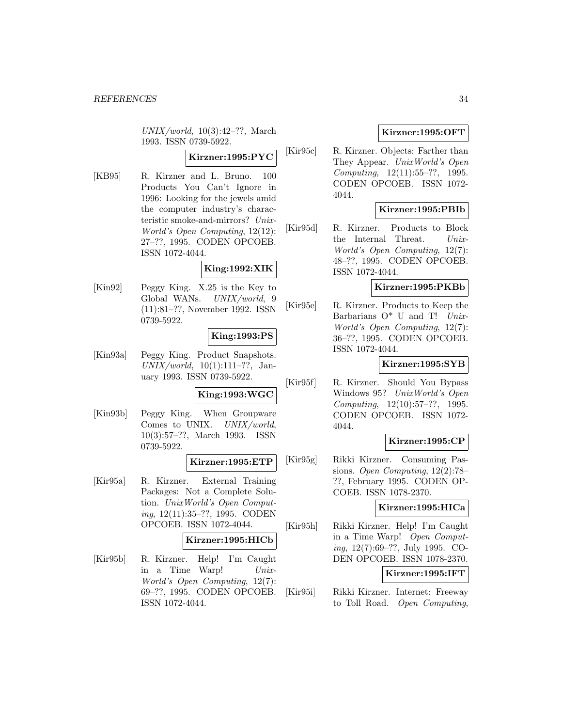*UNIX/world*, 10(3):42–??, March 1993. ISSN 0739-5922.

**Kirzner:1995:PYC**

[KB95] R. Kirzner and L. Bruno. 100 Products You Can't Ignore in 1996: Looking for the jewels amid the computer industry's characteristic smoke-and-mirrors? *Unix-World's Open Computing*, 12(12): 27–??, 1995. CODEN OPCOEB. ISSN 1072-4044.

**King:1992:XIK**

[Kin92] Peggy King. X.25 is the Key to Global WANs. *UNIX/world*, 9 (11):81–??, November 1992. ISSN 0739-5922.

**King:1993:PS**

[Kin93a] Peggy King. Product Snapshots. *UNIX/world*, 10(1):111–??, January 1993. ISSN 0739-5922.

**King:1993:WGC**

[Kin93b] Peggy King. When Groupware Comes to UNIX. *UNIX/world*, 10(3):57–??, March 1993. ISSN 0739-5922.

**Kirzner:1995:ETP**

[Kir95a] R. Kirzner. External Training Packages: Not a Complete Solution. *UnixWorld's Open Computing*, 12(11):35–??, 1995. CODEN OPCOEB. ISSN 1072-4044.

**Kirzner:1995:HICb**

[Kir95b] R. Kirzner. Help! I'm Caught in a Time Warp! *Unix-World's Open Computing*, 12(7): 69–??, 1995. CODEN OPCOEB. ISSN 1072-4044.

**Kirzner:1995:OFT**

[Kir95c] R. Kirzner. Objects: Farther than They Appear. *UnixWorld's Open Computing*, 12(11):55–??, 1995. CODEN OPCOEB. ISSN 1072-4044.

**Kirzner:1995:PBIb**

[Kir95d] R. Kirzner. Products to Block the Internal Threat. *Unix-World's Open Computing*, 12(7): 48–??, 1995. CODEN OPCOEB. ISSN 1072-4044.

**Kirzner:1995:PKBb**

[Kir95e] R. Kirzner. Products to Keep the Barbarians O* U and T! *Unix-World's Open Computing*, 12(7): 36–??, 1995. CODEN OPCOEB. ISSN 1072-4044.

**Kirzner:1995:SYB**

[Kir95f] R. Kirzner. Should You Bypass Windows 95? *UnixWorld's Open Computing*, 12(10):57–??, 1995. CODEN OPCOEB. ISSN 1072-4044.

**Kirzner:1995:CP**

[Kir95g] Rikki Kirzner. Consuming Passions. *Open Computing*, 12(2):78–??, February 1995. CODEN OPCOEB. ISSN 1078-2370.

**Kirzner:1995:HICa**

[Kir95h] Rikki Kirzner. Help! I'm Caught in a Time Warp! *Open Computing*, 12(7):69–??, July 1995. CODEN OPCOEB. ISSN 1078-2370.

**Kirzner:1995:IFT**

[Kir95i] Rikki Kirzner. Internet: Freeway to Toll Road. *Open Computing*,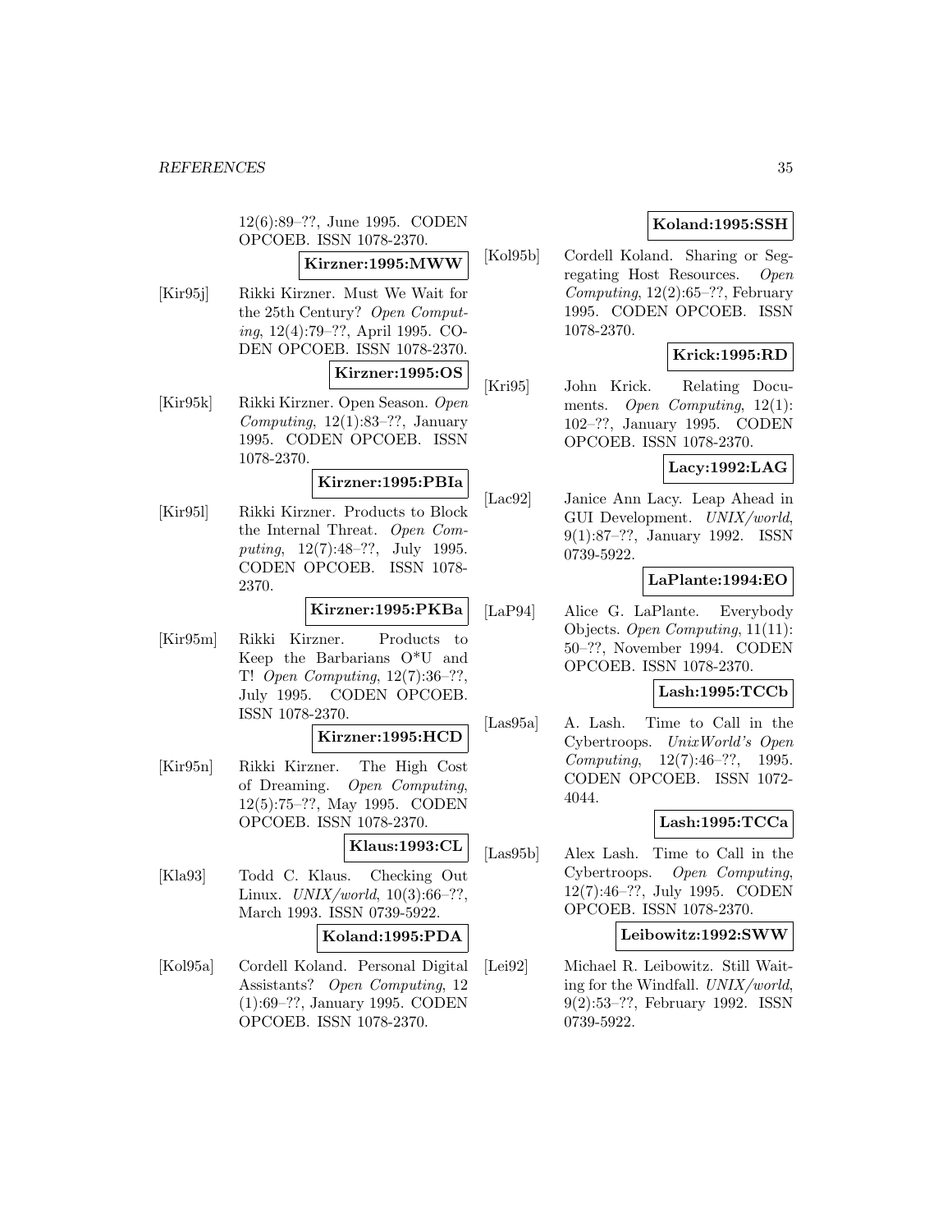12(6):89–??, June 1995. CODEN OPCOEB. ISSN 1078-2370.

**Kirzner:1995:MWW**

[Kir95j] Rikki Kirzner. Must We Wait for the 25th Century? *Open Computing*, 12(4):79–??, April 1995. CODEN OPCOEB. ISSN 1078-2370.

**Kirzner:1995:OS**

[Kir95k] Rikki Kirzner. Open Season. *Open Computing*, 12(1):83–??, January 1995. CODEN OPCOEB. ISSN 1078-2370.

**Kirzner:1995:PBIa**

[Kir95l] Rikki Kirzner. Products to Block the Internal Threat. *Open Computing*, 12(7):48–??, July 1995. CODEN OPCOEB. ISSN 1078-2370.

**Kirzner:1995:PKBa**

[Kir95m] Rikki Kirzner. Products to Keep the Barbarians O*U and T! *Open Computing*, 12(7):36–??, July 1995. CODEN OPCOEB. ISSN 1078-2370.

**Kirzner:1995:HCD**

[Kir95n] Rikki Kirzner. The High Cost of Dreaming. *Open Computing*, 12(5):75–??, May 1995. CODEN OPCOEB. ISSN 1078-2370.

**Klaus:1993:CL**

[Kla93] Todd C. Klaus. Checking Out Linux. *UNIX/world*, 10(3):66–??, March 1993. ISSN 0739-5922.

**Koland:1995:PDA**

[Kol95a] Cordell Koland. Personal Digital Assistants? *Open Computing*, 12 (1):69–??, January 1995. CODEN OPCOEB. ISSN 1078-2370.

**Koland:1995:SSH**

[Kol95b] Cordell Koland. Sharing or Segregating Host Resources. *Open Computing*, 12(2):65–??, February 1995. CODEN OPCOEB. ISSN 1078-2370.

**Krick:1995:RD**

[Kri95] John Krick. Relating Documents. *Open Computing*, 12(1): 102–??, January 1995. CODEN OPCOEB. ISSN 1078-2370.

**Lacy:1992:LAG**

[Lac92] Janice Ann Lacy. Leap Ahead in GUI Development. *UNIX/world*, 9(1):87–??, January 1992. ISSN 0739-5922.

**LaPlante:1994:EO**

[LaP94] Alice G. LaPlante. Everybody Objects. *Open Computing*, 11(11): 50–??, November 1994. CODEN OPCOEB. ISSN 1078-2370.

**Lash:1995:TCCb**

[Las95a] A. Lash. Time to Call in the Cybertroops. *UnixWorld's Open Computing*, 12(7):46–??, 1995. CODEN OPCOEB. ISSN 1072-4044.

**Lash:1995:TCCa**

[Las95b] Alex Lash. Time to Call in the Cybertroops. *Open Computing*, 12(7):46–??, July 1995. CODEN OPCOEB. ISSN 1078-2370.

**Leibowitz:1992:SWW**

[Lei92] Michael R. Leibowitz. Still Waiting for the Windfall. *UNIX/world*, 9(2):53–??, February 1992. ISSN 0739-5922.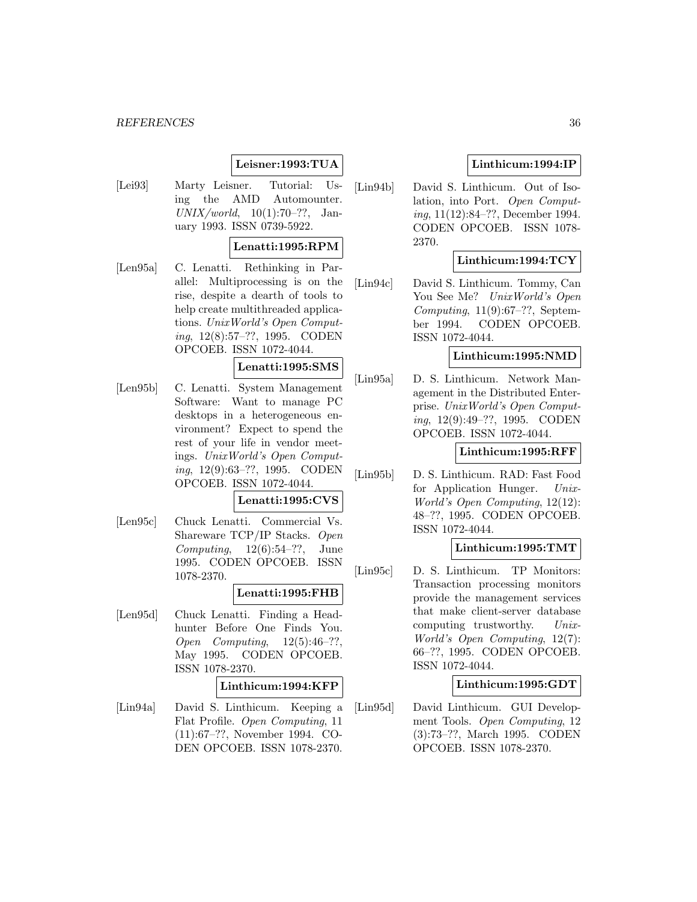**Leisner:1993:TUA**

[Lei93] Marty Leisner. Tutorial: Using the AMD Automounter. *UNIX/world*, 10(1):70–??, January 1993. ISSN 0739-5922.

**Lenatti:1995:RPM**

[Len95a] C. Lenatti. Rethinking in Parallel: Multiprocessing is on the rise, despite a dearth of tools to help create multithreaded applications. *UnixWorld's Open Computing*, 12(8):57–??, 1995. CODEN OPCOEB. ISSN 1072-4044.

**Lenatti:1995:SMS**

[Len95b] C. Lenatti. System Management Software: Want to manage PC desktops in a heterogeneous environment? Expect to spend the rest of your life in vendor meetings. *UnixWorld's Open Computing*, 12(9):63–??, 1995. CODEN OPCOEB. ISSN 1072-4044.

**Lenatti:1995:CVS**

[Len95c] Chuck Lenatti. Commercial Vs. Shareware TCP/IP Stacks. *Open Computing*, 12(6):54–??, June 1995. CODEN OPCOEB. ISSN 1078-2370.

**Lenatti:1995:FHB**

[Len95d] Chuck Lenatti. Finding a Headhunter Before One Finds You. *Open Computing*, 12(5):46–??, May 1995. CODEN OPCOEB. ISSN 1078-2370.

**Linthicum:1994:KFP**

[Lin94a] David S. Linthicum. Keeping a Flat Profile. *Open Computing*, 11 (11):67–??, November 1994. CODEN OPCOEB. ISSN 1078-2370.

**Linthicum:1994:IP**

[Lin94b] David S. Linthicum. Out of Isolation, into Port. *Open Computing*, 11(12):84–??, December 1994. CODEN OPCOEB. ISSN 1078-2370.

**Linthicum:1994:TCY**

[Lin94c] David S. Linthicum. Tommy, Can You See Me? *UnixWorld's Open Computing*, 11(9):67–??, September 1994. CODEN OPCOEB. ISSN 1072-4044.

**Linthicum:1995:NMD**

[Lin95a] D. S. Linthicum. Network Management in the Distributed Enterprise. *UnixWorld's Open Computing*, 12(9):49–??, 1995. CODEN OPCOEB. ISSN 1072-4044.

**Linthicum:1995:RFF**

[Lin95b] D. S. Linthicum. RAD: Fast Food for Application Hunger. *UnixWorld's Open Computing*, 12(12): 48–??, 1995. CODEN OPCOEB. ISSN 1072-4044.

**Linthicum:1995:TMT**

[Lin95c] D. S. Linthicum. TP Monitors: Transaction processing monitors provide the management services that make client-server database computing trustworthy. *UnixWorld's Open Computing*, 12(7): 66–??, 1995. CODEN OPCOEB. ISSN 1072-4044.

**Linthicum:1995:GDT**

[Lin95d] David Linthicum. GUI Development Tools. *Open Computing*, 12 (3):73–??, March 1995. CODEN OPCOEB. ISSN 1078-2370.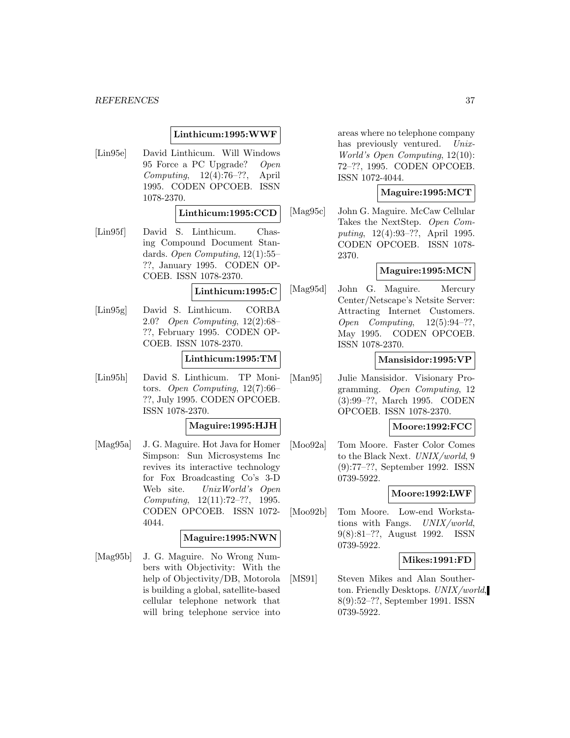**Linthicum:1995:WWF**

[Lin95e] David Linthicum. Will Windows 95 Force a PC Upgrade? *Open Computing*, 12(4):76–??, April 1995. CODEN OPCOEB. ISSN 1078-2370.

**Linthicum:1995:CCD**

[Lin95f] David S. Linthicum. Chasing Compound Document Standards. *Open Computing*, 12(1):55–??, January 1995. CODEN OPCOEB. ISSN 1078-2370.

**Linthicum:1995:C**

[Lin95g] David S. Linthicum. CORBA 2.0? *Open Computing*, 12(2):68–??, February 1995. CODEN OPCOEB. ISSN 1078-2370.

**Linthicum:1995:TM**

[Lin95h] David S. Linthicum. TP Monitors. *Open Computing*, 12(7):66–??, July 1995. CODEN OPCOEB. ISSN 1078-2370.

**Maguire:1995:HJH**

[Mag95a] J. G. Maguire. Hot Java for Homer Simpson: Sun Microsystems Inc revives its interactive technology for Fox Broadcasting Co's 3-D Web site. *UnixWorld's Open Computing*, 12(11):72–??, 1995. CODEN OPCOEB. ISSN 1072-4044.

**Maguire:1995:NWN**

[Mag95b] J. G. Maguire. No Wrong Numbers with Objectivity: With the help of Objectivity/DB, Motorola is building a global, satellite-based cellular telephone network that will bring telephone service into areas where no telephone company has previously ventured. *Unix-World's Open Computing*, 12(10):72–??, 1995. CODEN OPCOEB. ISSN 1072-4044.

**Maguire:1995:MCT**

[Mag95c] John G. Maguire. McCaw Cellular Takes the NextStep. *Open Computing*, 12(4):93–??, April 1995. CODEN OPCOEB. ISSN 1078-2370.

**Maguire:1995:MCN**

[Mag95d] John G. Maguire. Mercury Center/Netscape's Netsite Server: Attracting Internet Customers. *Open Computing*, 12(5):94–??, May 1995. CODEN OPCOEB. ISSN 1078-2370.

**Mansisidor:1995:VP**

[Man95] Julie Mansisidor. Visionary Programming. *Open Computing*, 12 (3):99–??, March 1995. CODEN OPCOEB. ISSN 1078-2370.

**Moore:1992:FCC**

[Moo92a] Tom Moore. Faster Color Comes to the Black Next. *UNIX/world*, 9 (9):77–??, September 1992. ISSN 0739-5922.

**Moore:1992:LWF**

[Moo92b] Tom Moore. Low-end Workstations with Fangs. *UNIX/world*, 9(8):81–??, August 1992. ISSN 0739-5922.

**Mikes:1991:FD**

[MS91] Steven Mikes and Alan Southerton. Friendly Desktops. *UNIX/world*, 8(9):52–??, September 1991. ISSN 0739-5922.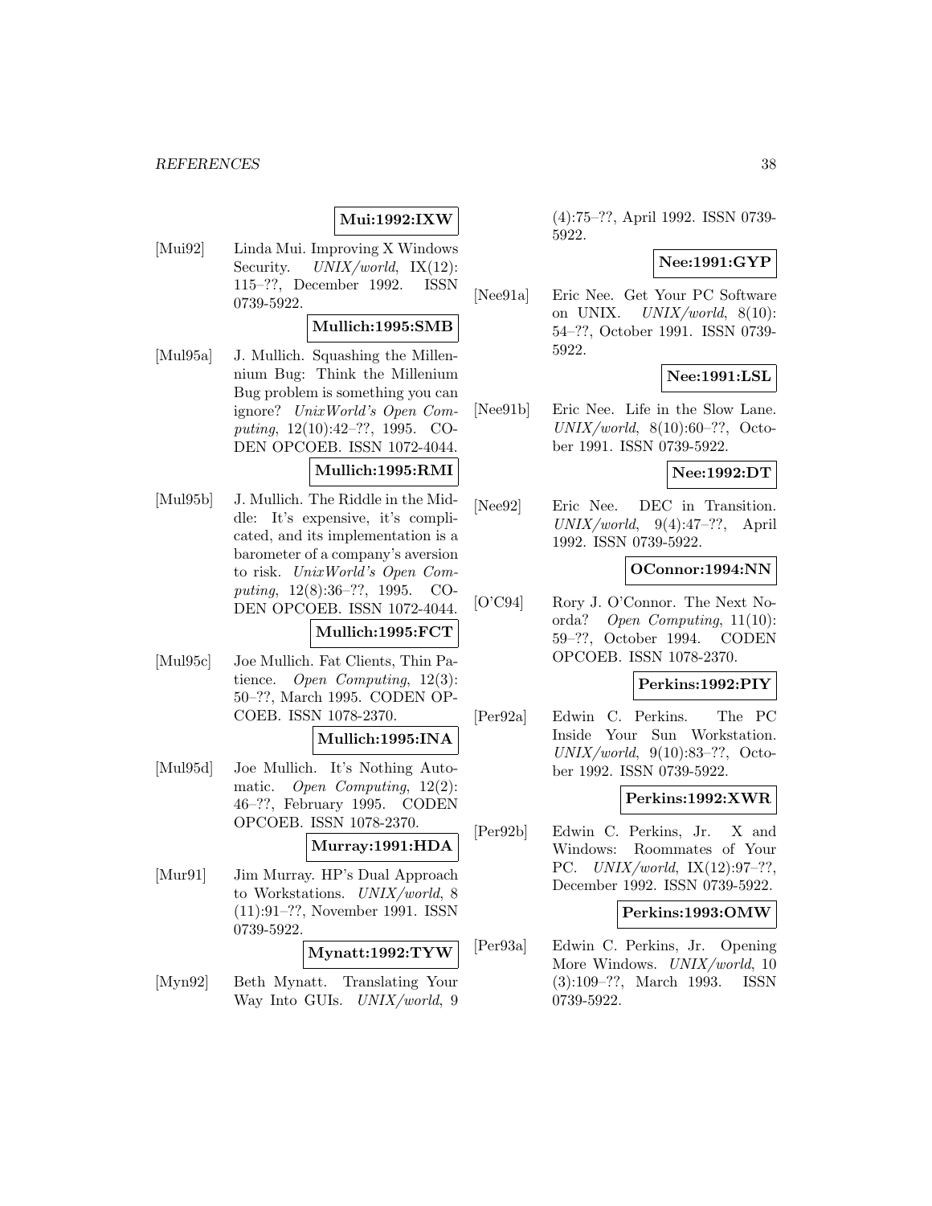**Mui:1992:IXW**

[Mui92] Linda Mui. Improving X Windows Security. *UNIX/world*, IX(12): 115–??, December 1992. ISSN 0739-5922.

**Mullich:1995:SMB**

[Mul95a] J. Mullich. Squashing the Millennium Bug: Think the Millenium Bug problem is something you can ignore? *UnixWorld's Open Computing*, 12(10):42–??, 1995. CODEN OPCOEB. ISSN 1072-4044.

**Mullich:1995:RMI**

[Mul95b] J. Mullich. The Riddle in the Middle: It's expensive, it's complicated, and its implementation is a barometer of a company's aversion to risk. *UnixWorld's Open Computing*, 12(8):36–??, 1995. CODEN OPCOEB. ISSN 1072-4044.

**Mullich:1995:FCT**

[Mul95c] Joe Mullich. Fat Clients, Thin Patience. *Open Computing*, 12(3): 50–??, March 1995. CODEN OPCOEB. ISSN 1078-2370.

**Mullich:1995:INA**

[Mul95d] Joe Mullich. It's Nothing Automatic. *Open Computing*, 12(2): 46–??, February 1995. CODEN OPCOEB. ISSN 1078-2370.

**Murray:1991:HDA**

[Mur91] Jim Murray. HP's Dual Approach to Workstations. *UNIX/world*, 8 (11):91–??, November 1991. ISSN 0739-5922.

**Mynatt:1992:TYW**

[Myn92] Beth Mynatt. Translating Your Way Into GUIs. *UNIX/world*, 9 (4):75–??, April 1992. ISSN 0739-5922.

**Nee:1991:GYP**

[Nee91a] Eric Nee. Get Your PC Software on UNIX. *UNIX/world*, 8(10): 54–??, October 1991. ISSN 0739-5922.

**Nee:1991:LSL**

[Nee91b] Eric Nee. Life in the Slow Lane. *UNIX/world*, 8(10):60–??, October 1991. ISSN 0739-5922.

**Nee:1992:DT**

[Nee92] Eric Nee. DEC in Transition. *UNIX/world*, 9(4):47–??, April 1992. ISSN 0739-5922.

**OConnor:1994:NN**

[O'C94] Rory J. O'Connor. The Next Noorda? *Open Computing*, 11(10): 59–??, October 1994. CODEN OPCOEB. ISSN 1078-2370.

**Perkins:1992:PIY**

[Per92a] Edwin C. Perkins. The PC Inside Your Sun Workstation. *UNIX/world*, 9(10):83–??, October 1992. ISSN 0739-5922.

**Perkins:1992:XWR**

[Per92b] Edwin C. Perkins, Jr. X and Windows: Roommates of Your PC. *UNIX/world*, IX(12):97–??, December 1992. ISSN 0739-5922.

**Perkins:1993:OMW**

[Per93a] Edwin C. Perkins, Jr. Opening More Windows. *UNIX/world*, 10 (3):109–??, March 1993. ISSN 0739-5922.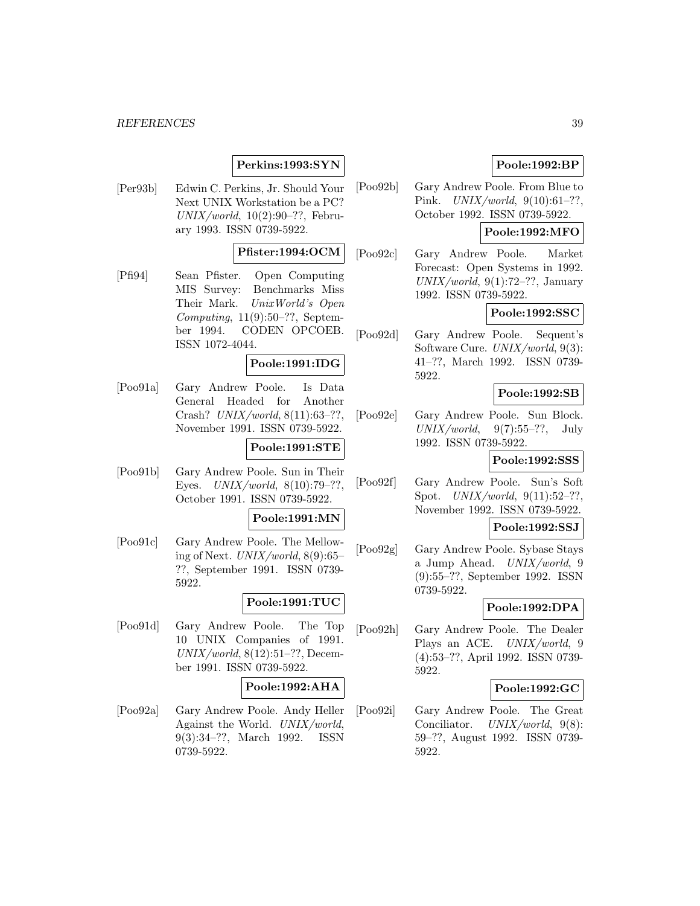**Perkins:1993:SYN**

[Per93b] Edwin C. Perkins, Jr. Should Your Next UNIX Workstation be a PC? *UNIX/world*, 10(2):90–??, February 1993. ISSN 0739-5922.

**Pfister:1994:OCM**

[Pfi94] Sean Pfister. Open Computing MIS Survey: Benchmarks Miss Their Mark. *UnixWorld's Open Computing*, 11(9):50–??, September 1994. CODEN OPCOEB. ISSN 1072-4044.

**Poole:1991:IDG**

[Poo91a] Gary Andrew Poole. Is Data General Headed for Another Crash? *UNIX/world*, 8(11):63–??, November 1991. ISSN 0739-5922.

**Poole:1991:STE**

[Poo91b] Gary Andrew Poole. Sun in Their Eyes. *UNIX/world*, 8(10):79–??, October 1991. ISSN 0739-5922.

**Poole:1991:MN**

[Poo91c] Gary Andrew Poole. The Mellowing of Next. *UNIX/world*, 8(9):65–??, September 1991. ISSN 0739-5922.

**Poole:1991:TUC**

[Poo91d] Gary Andrew Poole. The Top 10 UNIX Companies of 1991. *UNIX/world*, 8(12):51–??, December 1991. ISSN 0739-5922.

**Poole:1992:AHA**

[Poo92a] Gary Andrew Poole. Andy Heller Against the World. *UNIX/world*, 9(3):34–??, March 1992. ISSN 0739-5922.

**Poole:1992:BP**

[Poo92b] Gary Andrew Poole. From Blue to Pink. *UNIX/world*, 9(10):61–??, October 1992. ISSN 0739-5922.

**Poole:1992:MFO**

[Poo92c] Gary Andrew Poole. Market Forecast: Open Systems in 1992. *UNIX/world*, 9(1):72–??, January 1992. ISSN 0739-5922.

**Poole:1992:SSC**

[Poo92d] Gary Andrew Poole. Sequent's Software Cure. *UNIX/world*, 9(3):41–??, March 1992. ISSN 0739-5922.

**Poole:1992:SB**

[Poo92e] Gary Andrew Poole. Sun Block. *UNIX/world*, 9(7):55–??, July 1992. ISSN 0739-5922.

**Poole:1992:SSS**

[Poo92f] Gary Andrew Poole. Sun's Soft Spot. *UNIX/world*, 9(11):52–??, November 1992. ISSN 0739-5922.

**Poole:1992:SSJ**

[Poo92g] Gary Andrew Poole. Sybase Stays a Jump Ahead. *UNIX/world*, 9(9):55–??, September 1992. ISSN 0739-5922.

**Poole:1992:DPA**

[Poo92h] Gary Andrew Poole. The Dealer Plays an ACE. *UNIX/world*, 9(4):53–??, April 1992. ISSN 0739-5922.

**Poole:1992:GC**

[Poo92i] Gary Andrew Poole. The Great Conciliator. *UNIX/world*, 9(8):59–??, August 1992. ISSN 0739-5922.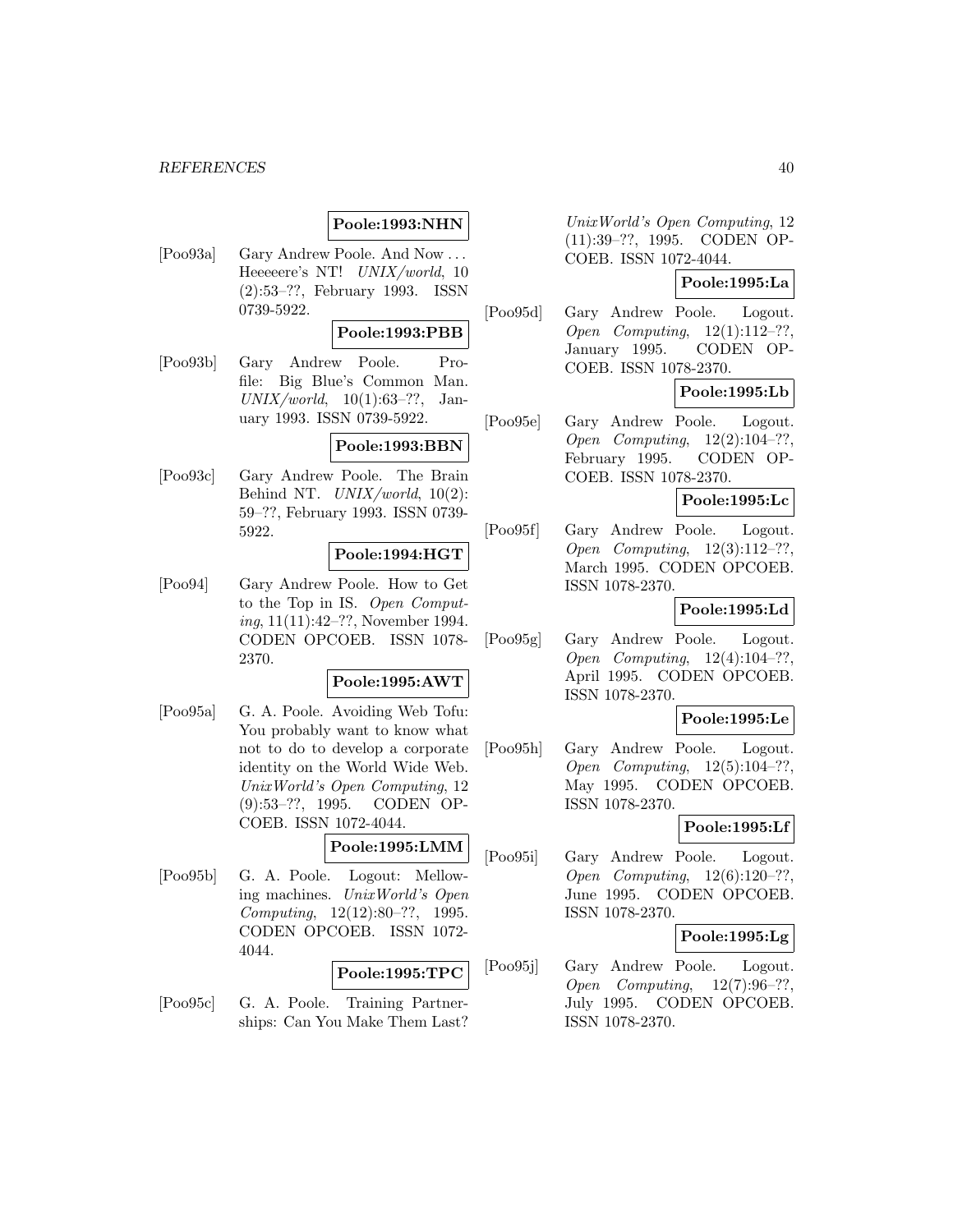**Poole:1993:NHN**

[Poo93a] Gary Andrew Poole. And Now ... Heeeeere's NT! *UNIX/world*, 10 (2):53–??, February 1993. ISSN 0739-5922.

**Poole:1993:PBB**

[Poo93b] Gary Andrew Poole. Profile: Big Blue's Common Man. *UNIX/world*, 10(1):63–??, January 1993. ISSN 0739-5922.

**Poole:1993:BBN**

[Poo93c] Gary Andrew Poole. The Brain Behind NT. *UNIX/world*, 10(2): 59–??, February 1993. ISSN 0739-5922.

**Poole:1994:HGT**

[Poo94] Gary Andrew Poole. How to Get to the Top in IS. *Open Computing*, 11(11):42–??, November 1994. CODEN OPCOEB. ISSN 1078-2370.

**Poole:1995:AWT**

[Poo95a] G. A. Poole. Avoiding Web Tofu: You probably want to know what not to do to develop a corporate identity on the World Wide Web. *UnixWorld's Open Computing*, 12 (9):53–??, 1995. CODEN OPCOEB. ISSN 1072-4044.

**Poole:1995:LMM**

[Poo95b] G. A. Poole. Logout: Mellowing machines. *UnixWorld's Open Computing*, 12(12):80–??, 1995. CODEN OPCOEB. ISSN 1072-4044.

**Poole:1995:TPC**

[Poo95c] G. A. Poole. Training Partnerships: Can You Make Them Last? *UnixWorld's Open Computing*, 12 (11):39–??, 1995. CODEN OPCOEB. ISSN 1072-4044.

**Poole:1995:La**

[Poo95d] Gary Andrew Poole. Logout. *Open Computing*, 12(1):112–??, January 1995. CODEN OPCOEB. ISSN 1078-2370.

**Poole:1995:Lb**

[Poo95e] Gary Andrew Poole. Logout. *Open Computing*, 12(2):104–??, February 1995. CODEN OPCOEB. ISSN 1078-2370.

**Poole:1995:Lc**

[Poo95f] Gary Andrew Poole. Logout. *Open Computing*, 12(3):112–??, March 1995. CODEN OPCOEB. ISSN 1078-2370.

**Poole:1995:Ld**

[Poo95g] Gary Andrew Poole. Logout. *Open Computing*, 12(4):104–??, April 1995. CODEN OPCOEB. ISSN 1078-2370.

**Poole:1995:Le**

[Poo95h] Gary Andrew Poole. Logout. *Open Computing*, 12(5):104–??, May 1995. CODEN OPCOEB. ISSN 1078-2370.

**Poole:1995:Lf**

[Poo95i] Gary Andrew Poole. Logout. *Open Computing*, 12(6):120–??, June 1995. CODEN OPCOEB. ISSN 1078-2370.

**Poole:1995:Lg**

[Poo95j] Gary Andrew Poole. Logout. *Open Computing*, 12(7):96–??, July 1995. CODEN OPCOEB. ISSN 1078-2370.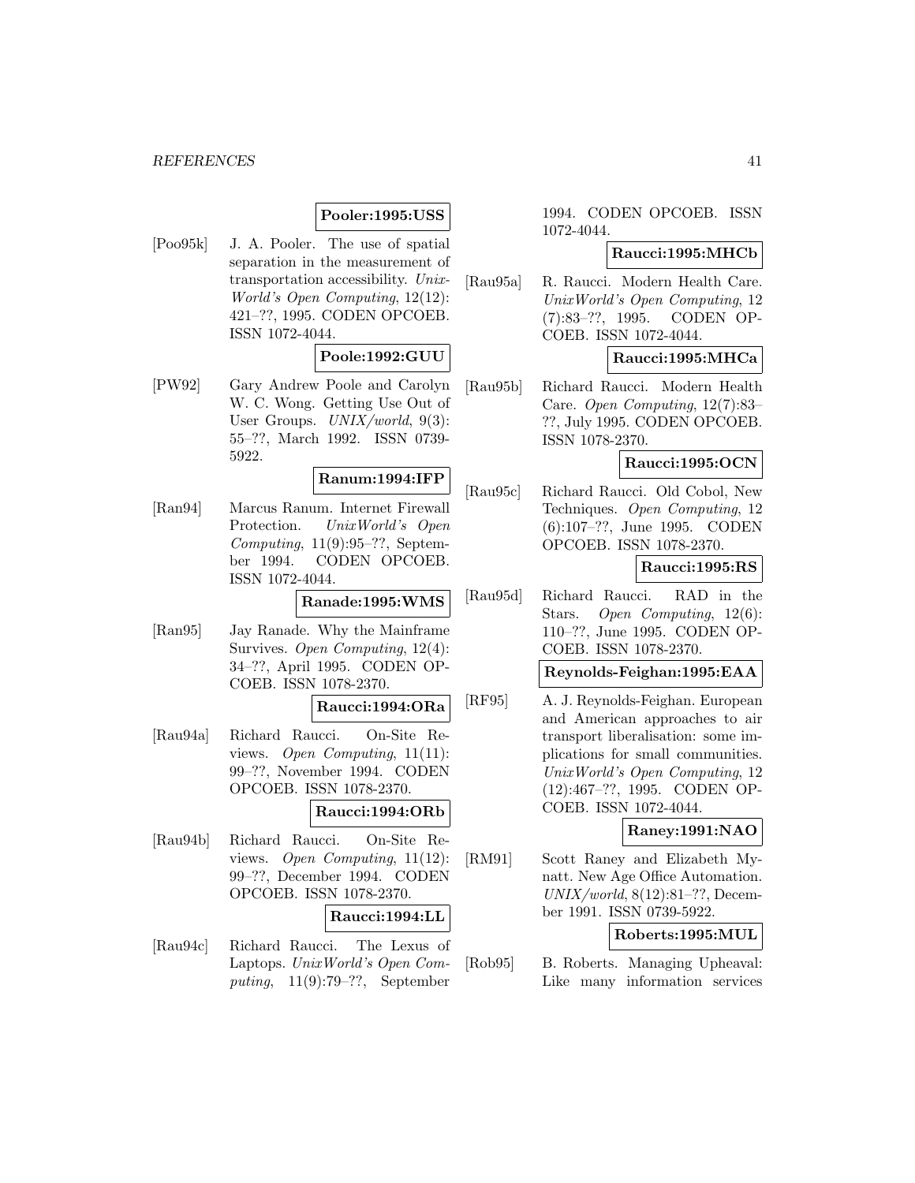**Pooler:1995:USS**

[Poo95k] J. A. Pooler. The use of spatial separation in the measurement of transportation accessibility. *UnixWorld's Open Computing*, 12(12): 421–??, 1995. CODEN OPCOEB. ISSN 1072-4044.

**Poole:1992:GUU**

[PW92] Gary Andrew Poole and Carolyn W. C. Wong. Getting Use Out of User Groups. *UNIX/world*, 9(3): 55–??, March 1992. ISSN 0739-5922.

**Ranum:1994:IFP**

[Ran94] Marcus Ranum. Internet Firewall Protection. *UnixWorld's Open Computing*, 11(9):95–??, September 1994. CODEN OPCOEB. ISSN 1072-4044.

**Ranade:1995:WMS**

[Ran95] Jay Ranade. Why the Mainframe Survives. *Open Computing*, 12(4): 34–??, April 1995. CODEN OPCOEB. ISSN 1078-2370.

**Raucci:1994:ORa**

[Rau94a] Richard Raucci. On-Site Reviews. *Open Computing*, 11(11): 99–??, November 1994. CODEN OPCOEB. ISSN 1078-2370.

**Raucci:1994:ORb**

[Rau94b] Richard Raucci. On-Site Reviews. *Open Computing*, 11(12): 99–??, December 1994. CODEN OPCOEB. ISSN 1078-2370.

**Raucci:1994:LL**

[Rau94c] Richard Raucci. The Lexus of Laptops. *UnixWorld's Open Computing*, 11(9):79–??, September 1994. CODEN OPCOEB. ISSN 1072-4044.

**Raucci:1995:MHCb**

[Rau95a] R. Raucci. Modern Health Care. *UnixWorld's Open Computing*, 12 (7):83–??, 1995. CODEN OPCOEB. ISSN 1072-4044.

**Raucci:1995:MHCa**

[Rau95b] Richard Raucci. Modern Health Care. *Open Computing*, 12(7):83–??, July 1995. CODEN OPCOEB. ISSN 1078-2370.

**Raucci:1995:OCN**

[Rau95c] Richard Raucci. Old Cobol, New Techniques. *Open Computing*, 12 (6):107–??, June 1995. CODEN OPCOEB. ISSN 1078-2370.

**Raucci:1995:RS**

[Rau95d] Richard Raucci. RAD in the Stars. *Open Computing*, 12(6): 110–??, June 1995. CODEN OPCOEB. ISSN 1078-2370.

**Reynolds-Feighan:1995:EAA**

[RF95] A. J. Reynolds-Feighan. European and American approaches to air transport liberalisation: some implications for small communities. *UnixWorld's Open Computing*, 12 (12):467–??, 1995. CODEN OPCOEB. ISSN 1072-4044.

**Raney:1991:NAO**

[RM91] Scott Raney and Elizabeth Mynatt. New Age Office Automation. *UNIX/world*, 8(12):81–??, December 1991. ISSN 0739-5922.

**Roberts:1995:MUL**

[Rob95] B. Roberts. Managing Upheaval: Like many information services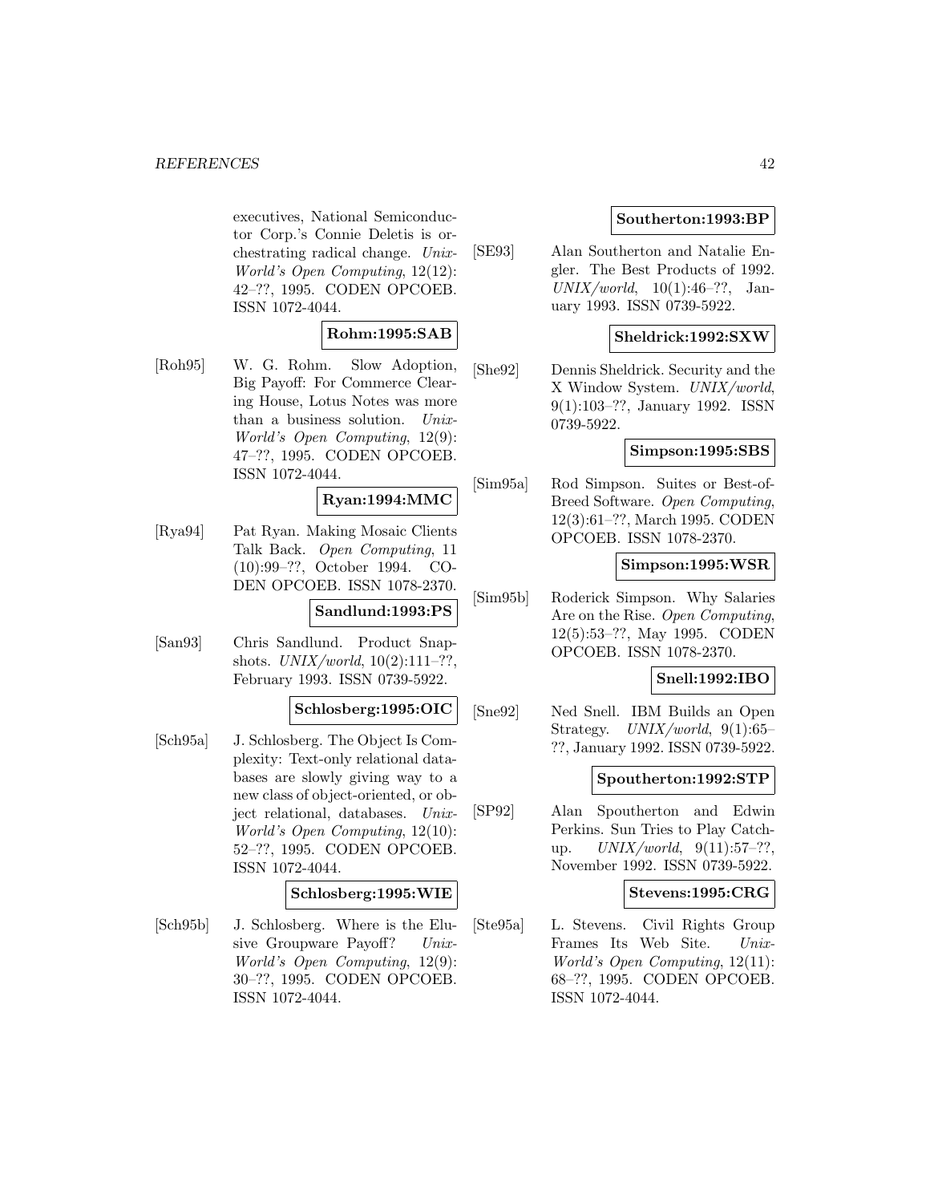executives, National Semiconductor Corp.'s Connie Deletis is orchestrating radical change. *Unix-World's Open Computing*, 12(12): 42–??, 1995. CODEN OPCOEB. ISSN 1072-4044.

**Rohm:1995:SAB**

[Roh95] W. G. Rohm. Slow Adoption, Big Payoff: For Commerce Clearing House, Lotus Notes was more than a business solution. *Unix-World's Open Computing*, 12(9): 47–??, 1995. CODEN OPCOEB. ISSN 1072-4044.

**Ryan:1994:MMC**

[Rya94] Pat Ryan. Making Mosaic Clients Talk Back. *Open Computing*, 11 (10):99–??, October 1994. CODEN OPCOEB. ISSN 1078-2370.

**Sandlund:1993:PS**

[San93] Chris Sandlund. Product Snapshots. *UNIX/world*, 10(2):111–??, February 1993. ISSN 0739-5922.

**Schlosberg:1995:OIC**

[Sch95a] J. Schlosberg. The Object Is Complexity: Text-only relational databases are slowly giving way to a new class of object-oriented, or object relational, databases. *Unix-World's Open Computing*, 12(10): 52–??, 1995. CODEN OPCOEB. ISSN 1072-4044.

**Schlosberg:1995:WIE**

[Sch95b] J. Schlosberg. Where is the Elusive Groupware Payoff? *Unix-World's Open Computing*, 12(9): 30–??, 1995. CODEN OPCOEB. ISSN 1072-4044.

**Southerton:1993:BP**

[SE93] Alan Southerton and Natalie Engler. The Best Products of 1992. *UNIX/world*, 10(1):46–??, January 1993. ISSN 0739-5922.

**Sheldrick:1992:SXW**

[She92] Dennis Sheldrick. Security and the X Window System. *UNIX/world*, 9(1):103–??, January 1992. ISSN 0739-5922.

**Simpson:1995:SBS**

[Sim95a] Rod Simpson. Suites or Best-of-Breed Software. *Open Computing*, 12(3):61–??, March 1995. CODEN OPCOEB. ISSN 1078-2370.

**Simpson:1995:WSR**

[Sim95b] Roderick Simpson. Why Salaries Are on the Rise. *Open Computing*, 12(5):53–??, May 1995. CODEN OPCOEB. ISSN 1078-2370.

**Snell:1992:IBO**

[Sne92] Ned Snell. IBM Builds an Open Strategy. *UNIX/world*, 9(1):65–??, January 1992. ISSN 0739-5922.

**Spoutherton:1992:STP**

[SP92] Alan Spoutherton and Edwin Perkins. Sun Tries to Play Catch-up. *UNIX/world*, 9(11):57–??, November 1992. ISSN 0739-5922.

**Stevens:1995:CRG**

[Ste95a] L. Stevens. Civil Rights Group Frames Its Web Site. *Unix-World's Open Computing*, 12(11): 68–??, 1995. CODEN OPCOEB. ISSN 1072-4044.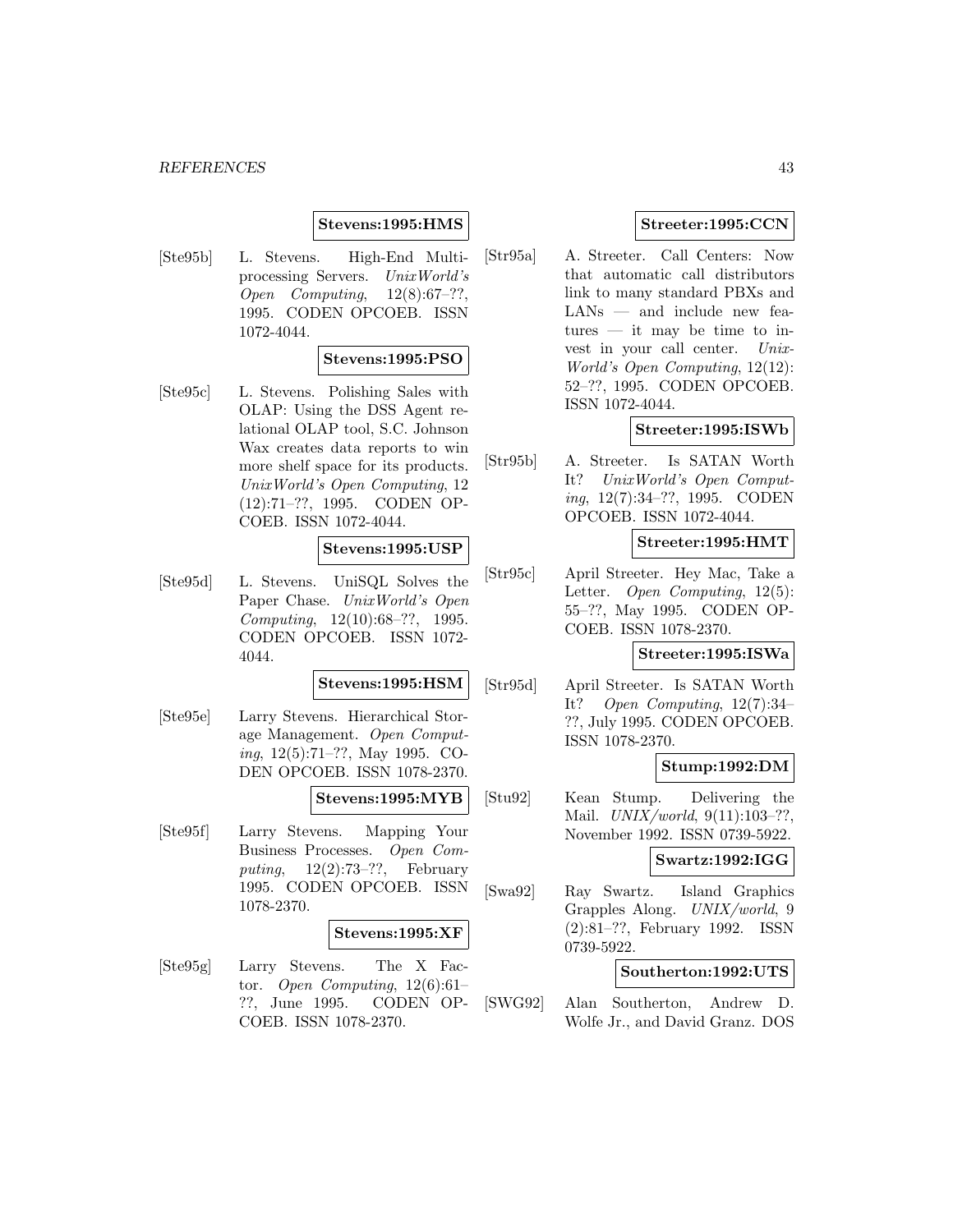**Stevens:1995:HMS**

[Ste95b] L. Stevens. High-End Multiprocessing Servers. *UnixWorld's Open Computing*, 12(8):67–??, 1995. CODEN OPCOEB. ISSN 1072-4044.

**Stevens:1995:PSO**

[Ste95c] L. Stevens. Polishing Sales with OLAP: Using the DSS Agent relational OLAP tool, S.C. Johnson Wax creates data reports to win more shelf space for its products. *UnixWorld's Open Computing*, 12 (12):71–??, 1995. CODEN OPCOEB. ISSN 1072-4044.

**Stevens:1995:USP**

[Ste95d] L. Stevens. UniSQL Solves the Paper Chase. *UnixWorld's Open Computing*, 12(10):68–??, 1995. CODEN OPCOEB. ISSN 1072-4044.

**Stevens:1995:HSM**

[Ste95e] Larry Stevens. Hierarchical Storage Management. *Open Computing*, 12(5):71–??, May 1995. CODEN OPCOEB. ISSN 1078-2370.

**Stevens:1995:MYB**

[Ste95f] Larry Stevens. Mapping Your Business Processes. *Open Computing*, 12(2):73–??, February 1995. CODEN OPCOEB. ISSN 1078-2370.

**Stevens:1995:XF**

[Ste95g] Larry Stevens. The X Factor. *Open Computing*, 12(6):61–??, June 1995. CODEN OPCOEB. ISSN 1078-2370.

**Streeter:1995:CCN**

[Str95a] A. Streeter. Call Centers: Now that automatic call distributors link to many standard PBXs and LANs — and include new features — it may be time to invest in your call center. *UnixWorld's Open Computing*, 12(12): 52–??, 1995. CODEN OPCOEB. ISSN 1072-4044.

**Streeter:1995:ISWb**

[Str95b] A. Streeter. Is SATAN Worth It? *UnixWorld's Open Computing*, 12(7):34–??, 1995. CODEN OPCOEB. ISSN 1072-4044.

**Streeter:1995:HMT**

[Str95c] April Streeter. Hey Mac, Take a Letter. *Open Computing*, 12(5): 55–??, May 1995. CODEN OPCOEB. ISSN 1078-2370.

**Streeter:1995:ISWa**

[Str95d] April Streeter. Is SATAN Worth It? *Open Computing*, 12(7):34–??, July 1995. CODEN OPCOEB. ISSN 1078-2370.

**Stump:1992:DM**

[Stu92] Kean Stump. Delivering the Mail. *UNIX/world*, 9(11):103–??, November 1992. ISSN 0739-5922.

**Swartz:1992:IGG**

[Swa92] Ray Swartz. Island Graphics Grapples Along. *UNIX/world*, 9 (2):81–??, February 1992. ISSN 0739-5922.

**Southerton:1992:UTS**

[SWG92] Alan Southerton, Andrew D. Wolfe Jr., and David Granz. DOS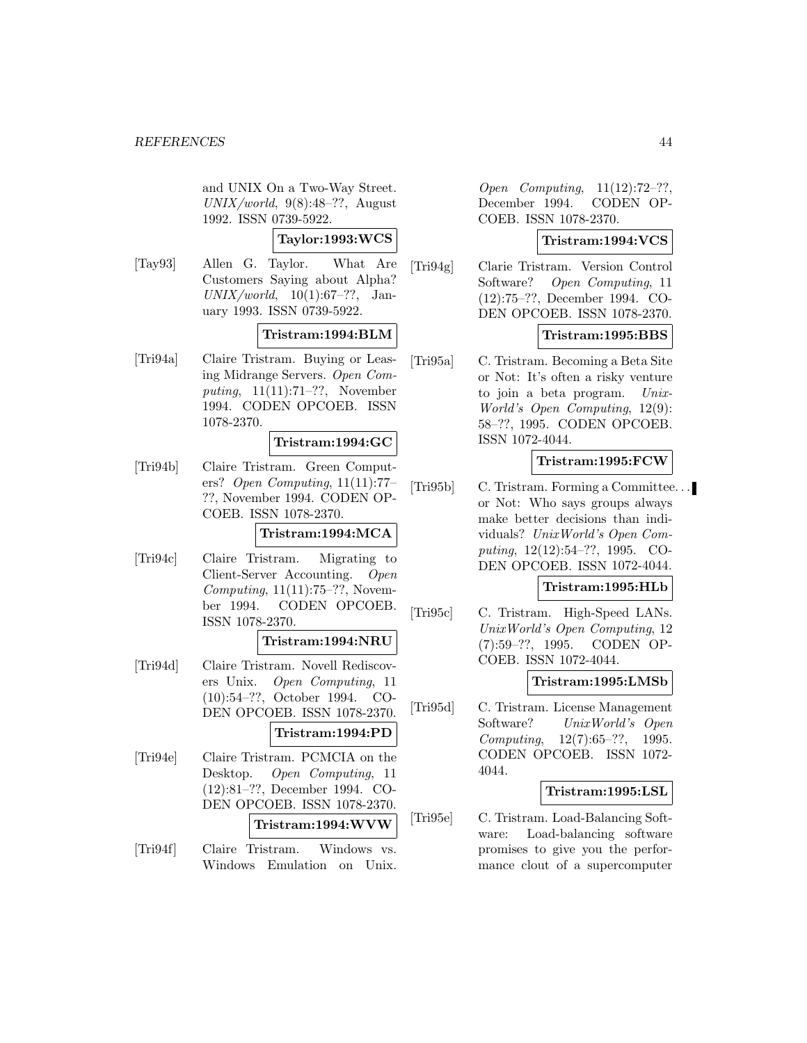and UNIX On a Two-Way Street. *UNIX/world*, 9(8):48–??, August 1992. ISSN 0739-5922.

**Taylor:1993:WCS**

[Tay93] Allen G. Taylor. What Are Customers Saying about Alpha? *UNIX/world*, 10(1):67–??, January 1993. ISSN 0739-5922.

**Tristram:1994:BLM**

[Tri94a] Claire Tristram. Buying or Leasing Midrange Servers. *Open Computing*, 11(11):71–??, November 1994. CODEN OPCOEB. ISSN 1078-2370.

**Tristram:1994:GC**

[Tri94b] Claire Tristram. Green Computers? *Open Computing*, 11(11):77–??, November 1994. CODEN OPCOEB. ISSN 1078-2370.

**Tristram:1994:MCA**

[Tri94c] Claire Tristram. Migrating to Client-Server Accounting. *Open Computing*, 11(11):75–??, November 1994. CODEN OPCOEB. ISSN 1078-2370.

**Tristram:1994:NRU**

[Tri94d] Claire Tristram. Novell Rediscovers Unix. *Open Computing*, 11 (10):54–??, October 1994. CODEN OPCOEB. ISSN 1078-2370.

**Tristram:1994:PD**

[Tri94e] Claire Tristram. PCMCIA on the Desktop. *Open Computing*, 11 (12):81–??, December 1994. CODEN OPCOEB. ISSN 1078-2370.

**Tristram:1994:WVW**

[Tri94f] Claire Tristram. Windows vs. Windows Emulation on Unix. *Open Computing*, 11(12):72–??, December 1994. CODEN OPCOEB. ISSN 1078-2370.

**Tristram:1994:VCS**

[Tri94g] Clarie Tristram. Version Control Software? *Open Computing*, 11 (12):75–??, December 1994. CODEN OPCOEB. ISSN 1078-2370.

**Tristram:1995:BBS**

[Tri95a] C. Tristram. Becoming a Beta Site or Not: It's often a risky venture to join a beta program. *UnixWorld's Open Computing*, 12(9): 58–??, 1995. CODEN OPCOEB. ISSN 1072-4044.

**Tristram:1995:FCW**

[Tri95b] C. Tristram. Forming a Committee... or Not: Who says groups always make better decisions than individuals? *UnixWorld's Open Computing*, 12(12):54–??, 1995. CODEN OPCOEB. ISSN 1072-4044.

**Tristram:1995:HLb**

[Tri95c] C. Tristram. High-Speed LANs. *UnixWorld's Open Computing*, 12 (7):59–??, 1995. CODEN OPCOEB. ISSN 1072-4044.

**Tristram:1995:LMSb**

[Tri95d] C. Tristram. License Management Software? *UnixWorld's Open Computing*, 12(7):65–??, 1995. CODEN OPCOEB. ISSN 1072-4044.

**Tristram:1995:LSL**

[Tri95e] C. Tristram. Load-Balancing Software: Load-balancing software promises to give you the performance clout of a supercomputer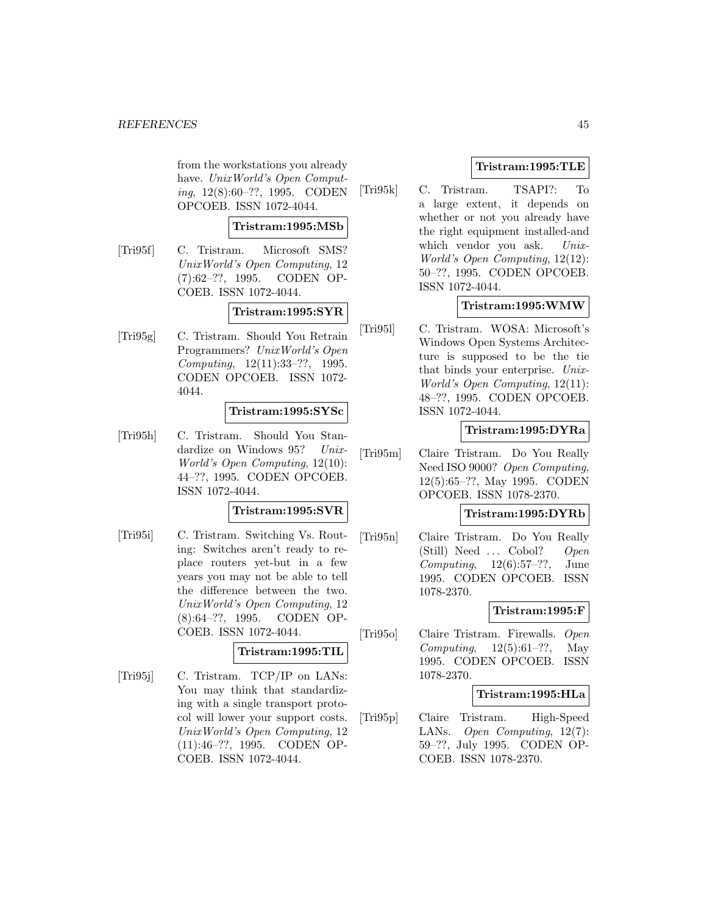from the workstations you already have. *UnixWorld's Open Computing*, 12(8):60–??, 1995. CODEN OPCOEB. ISSN 1072-4044.

**Tristram:1995:MSb**

[Tri95f] C. Tristram. Microsoft SMS? *UnixWorld's Open Computing*, 12 (7):62–??, 1995. CODEN OPCOEB. ISSN 1072-4044.

**Tristram:1995:SYR**

[Tri95g] C. Tristram. Should You Retrain Programmers? *UnixWorld's Open Computing*, 12(11):33–??, 1995. CODEN OPCOEB. ISSN 1072-4044.

**Tristram:1995:SYSc**

[Tri95h] C. Tristram. Should You Standardize on Windows 95? *UnixWorld's Open Computing*, 12(10): 44–??, 1995. CODEN OPCOEB. ISSN 1072-4044.

**Tristram:1995:SVR**

[Tri95i] C. Tristram. Switching Vs. Routing: Switches aren't ready to replace routers yet-but in a few years you may not be able to tell the difference between the two. *UnixWorld's Open Computing*, 12 (8):64–??, 1995. CODEN OPCOEB. ISSN 1072-4044.

**Tristram:1995:TIL**

[Tri95j] C. Tristram. TCP/IP on LANs: You may think that standardizing with a single transport protocol will lower your support costs. *UnixWorld's Open Computing*, 12 (11):46–??, 1995. CODEN OPCOEB. ISSN 1072-4044.

**Tristram:1995:TLE**

[Tri95k] C. Tristram. TSAPI?: To a large extent, it depends on whether or not you already have the right equipment installed-and which vendor you ask. *UnixWorld's Open Computing*, 12(12): 50–??, 1995. CODEN OPCOEB. ISSN 1072-4044.

**Tristram:1995:WMW**

[Tri95l] C. Tristram. WOSA: Microsoft's Windows Open Systems Architecture is supposed to be the tie that binds your enterprise. *UnixWorld's Open Computing*, 12(11): 48–??, 1995. CODEN OPCOEB. ISSN 1072-4044.

**Tristram:1995:DYRa**

[Tri95m] Claire Tristram. Do You Really Need ISO 9000? *Open Computing*, 12(5):65–??, May 1995. CODEN OPCOEB. ISSN 1078-2370.

**Tristram:1995:DYRb**

[Tri95n] Claire Tristram. Do You Really (Still) Need ... Cobol? *Open Computing*, 12(6):57–??, June 1995. CODEN OPCOEB. ISSN 1078-2370.

**Tristram:1995:F**

[Tri95o] Claire Tristram. Firewalls. *Open Computing*, 12(5):61–??, May 1995. CODEN OPCOEB. ISSN 1078-2370.

**Tristram:1995:HLa**

[Tri95p] Claire Tristram. High-Speed LANs. *Open Computing*, 12(7): 59–??, July 1995. CODEN OPCOEB. ISSN 1078-2370.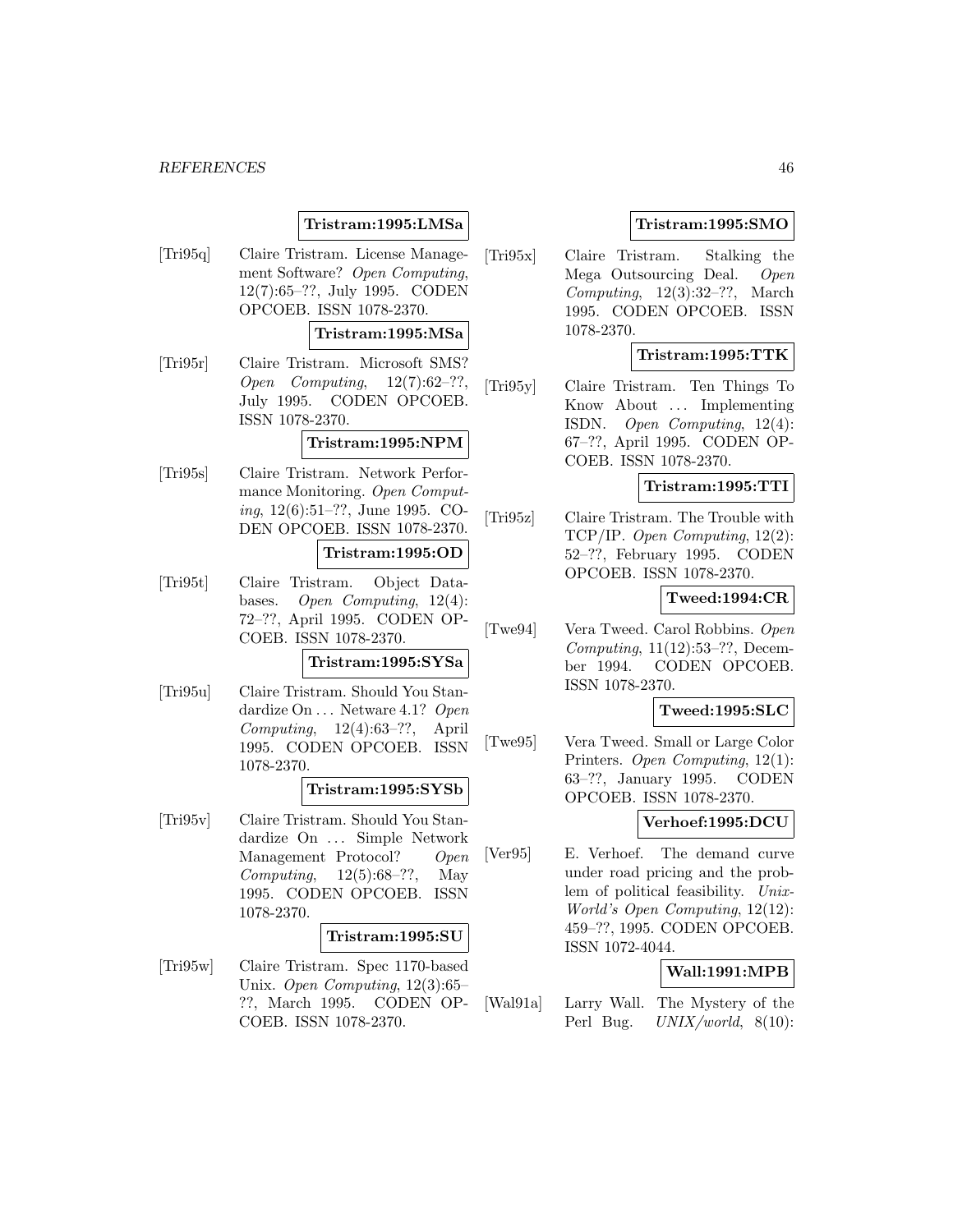**Tristram:1995:LMSa**

[Tri95q] Claire Tristram. License Management Software? *Open Computing*, 12(7):65–??, July 1995. CODEN OPCOEB. ISSN 1078-2370.

**Tristram:1995:MSa**

[Tri95r] Claire Tristram. Microsoft SMS? *Open Computing*, 12(7):62–??, July 1995. CODEN OPCOEB. ISSN 1078-2370.

**Tristram:1995:NPM**

[Tri95s] Claire Tristram. Network Performance Monitoring. *Open Computing*, 12(6):51–??, June 1995. CODEN OPCOEB. ISSN 1078-2370.

**Tristram:1995:OD**

[Tri95t] Claire Tristram. Object Databases. *Open Computing*, 12(4): 72–??, April 1995. CODEN OPCOEB. ISSN 1078-2370.

**Tristram:1995:SYSa**

[Tri95u] Claire Tristram. Should You Standardize On . . . Netware 4.1? *Open Computing*, 12(4):63–??, April 1995. CODEN OPCOEB. ISSN 1078-2370.

**Tristram:1995:SYSb**

[Tri95v] Claire Tristram. Should You Standardize On . . . Simple Network Management Protocol? *Open Computing*, 12(5):68–??, May 1995. CODEN OPCOEB. ISSN 1078-2370.

**Tristram:1995:SU**

[Tri95w] Claire Tristram. Spec 1170-based Unix. *Open Computing*, 12(3):65–??, March 1995. CODEN OPCOEB. ISSN 1078-2370.

**Tristram:1995:SMO**

[Tri95x] Claire Tristram. Stalking the Mega Outsourcing Deal. *Open Computing*, 12(3):32–??, March 1995. CODEN OPCOEB. ISSN 1078-2370.

**Tristram:1995:TTK**

[Tri95y] Claire Tristram. Ten Things To Know About . . . Implementing ISDN. *Open Computing*, 12(4): 67–??, April 1995. CODEN OPCOEB. ISSN 1078-2370.

**Tristram:1995:TTI**

[Tri95z] Claire Tristram. The Trouble with TCP/IP. *Open Computing*, 12(2): 52–??, February 1995. CODEN OPCOEB. ISSN 1078-2370.

**Tweed:1994:CR**

[Twe94] Vera Tweed. Carol Robbins. *Open Computing*, 11(12):53–??, December 1994. CODEN OPCOEB. ISSN 1078-2370.

**Tweed:1995:SLC**

[Twe95] Vera Tweed. Small or Large Color Printers. *Open Computing*, 12(1): 63–??, January 1995. CODEN OPCOEB. ISSN 1078-2370.

**Verhoef:1995:DCU**

[Ver95] E. Verhoef. The demand curve under road pricing and the problem of political feasibility. *UnixWorld's Open Computing*, 12(12): 459–??, 1995. CODEN OPCOEB. ISSN 1072-4044.

**Wall:1991:MPB**

[Wal91a] Larry Wall. The Mystery of the Perl Bug. *UNIX/world*, 8(10):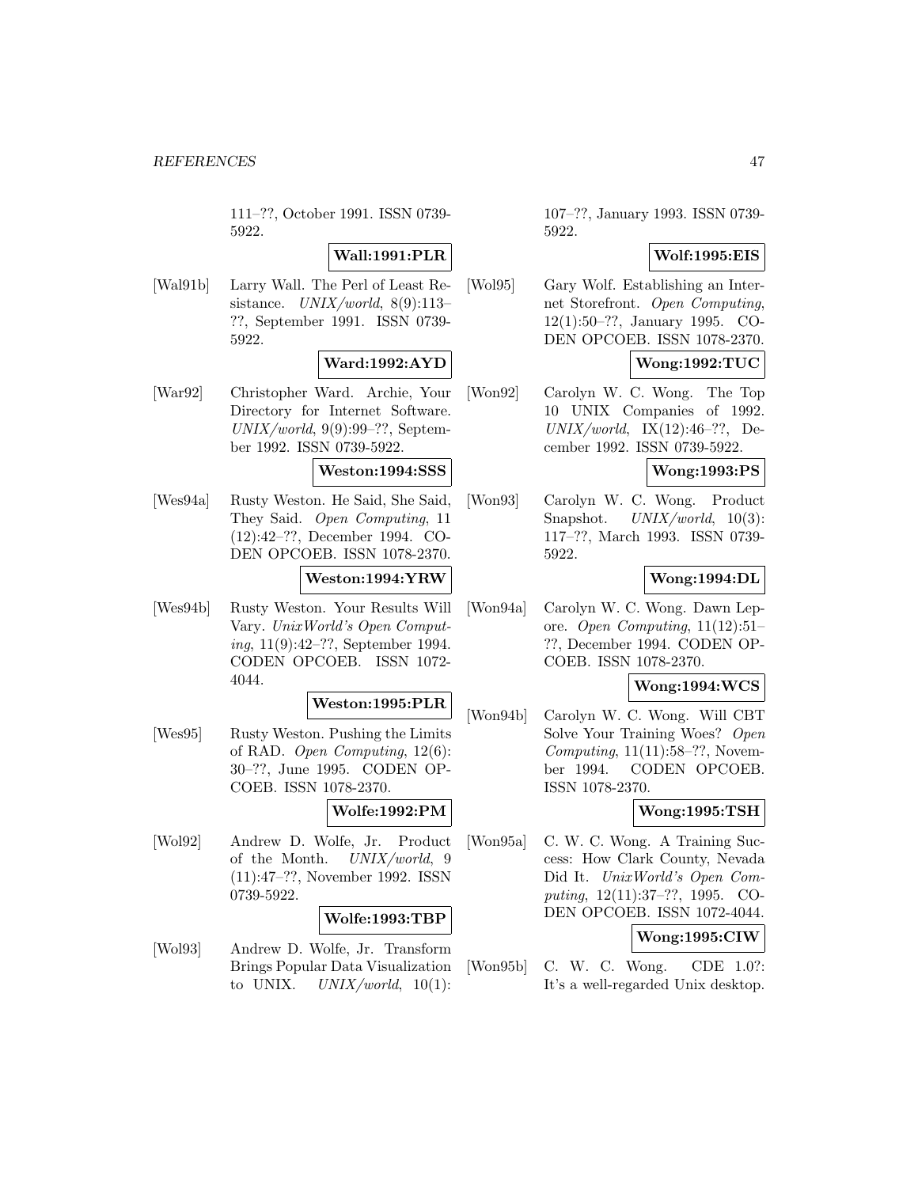111–??, October 1991. ISSN 0739-5922.

**Wall:1991:PLR**

[Wal91b] Larry Wall. The Perl of Least Resistance. *UNIX/world*, 8(9):113–??, September 1991. ISSN 0739-5922.

**Ward:1992:AYD**

[War92] Christopher Ward. Archie, Your Directory for Internet Software. *UNIX/world*, 9(9):99–??, September 1992. ISSN 0739-5922.

**Weston:1994:SSS**

[Wes94a] Rusty Weston. He Said, She Said, They Said. *Open Computing*, 11 (12):42–??, December 1994. CODEN OPCOEB. ISSN 1078-2370.

**Weston:1994:YRW**

[Wes94b] Rusty Weston. Your Results Will Vary. *UnixWorld's Open Computing*, 11(9):42–??, September 1994. CODEN OPCOEB. ISSN 1072-4044.

**Weston:1995:PLR**

[Wes95] Rusty Weston. Pushing the Limits of RAD. *Open Computing*, 12(6): 30–??, June 1995. CODEN OPCOEB. ISSN 1078-2370.

**Wolfe:1992:PM**

[Wol92] Andrew D. Wolfe, Jr. Product of the Month. *UNIX/world*, 9 (11):47–??, November 1992. ISSN 0739-5922.

**Wolfe:1993:TBP**

[Wol93] Andrew D. Wolfe, Jr. Transform Brings Popular Data Visualization to UNIX. *UNIX/world*, 10(1): 107–??, January 1993. ISSN 0739-5922.

**Wolf:1995:EIS**

[Wol95] Gary Wolf. Establishing an Internet Storefront. *Open Computing*, 12(1):50–??, January 1995. CODEN OPCOEB. ISSN 1078-2370.

**Wong:1992:TUC**

[Won92] Carolyn W. C. Wong. The Top 10 UNIX Companies of 1992. *UNIX/world*, IX(12):46–??, December 1992. ISSN 0739-5922.

**Wong:1993:PS**

[Won93] Carolyn W. C. Wong. Product Snapshot. *UNIX/world*, 10(3): 117–??, March 1993. ISSN 0739-5922.

**Wong:1994:DL**

[Won94a] Carolyn W. C. Wong. Dawn Lepore. *Open Computing*, 11(12):51–??, December 1994. CODEN OPCOEB. ISSN 1078-2370.

**Wong:1994:WCS**

[Won94b] Carolyn W. C. Wong. Will CBT Solve Your Training Woes? *Open Computing*, 11(11):58–??, November 1994. CODEN OPCOEB. ISSN 1078-2370.

**Wong:1995:TSH**

[Won95a] C. W. C. Wong. A Training Success: How Clark County, Nevada Did It. *UnixWorld's Open Computing*, 12(11):37–??, 1995. CODEN OPCOEB. ISSN 1072-4044.

**Wong:1995:CIW**

[Won95b] C. W. C. Wong. CDE 1.0?: It's a well-regarded Unix desktop.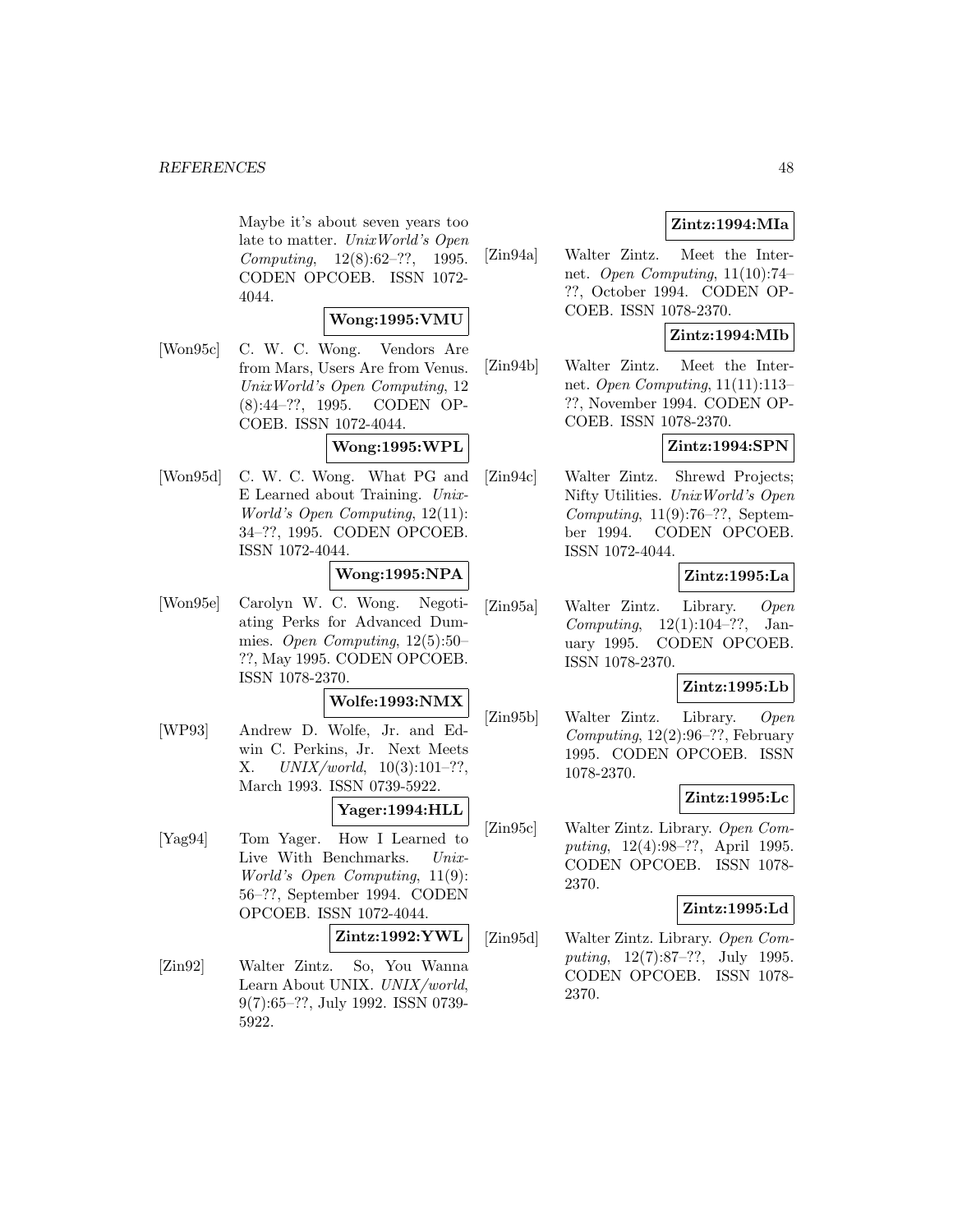Maybe it's about seven years too late to matter. *UnixWorld's Open Computing*, 12(8):62–??, 1995. CODEN OPCOEB. ISSN 1072-4044.

**Wong:1995:VMU**

[Won95c] C. W. C. Wong. Vendors Are from Mars, Users Are from Venus. *UnixWorld's Open Computing*, 12 (8):44–??, 1995. CODEN OPCOEB. ISSN 1072-4044.

**Wong:1995:WPL**

[Won95d] C. W. C. Wong. What PG and E Learned about Training. *UnixWorld's Open Computing*, 12(11): 34–??, 1995. CODEN OPCOEB. ISSN 1072-4044.

**Wong:1995:NPA**

[Won95e] Carolyn W. C. Wong. Negotiating Perks for Advanced Dummies. *Open Computing*, 12(5):50–??, May 1995. CODEN OPCOEB. ISSN 1078-2370.

**Wolfe:1993:NMX**

[WP93] Andrew D. Wolfe, Jr. and Edwin C. Perkins, Jr. Next Meets X. *UNIX/world*, 10(3):101–??, March 1993. ISSN 0739-5922.

**Yager:1994:HLL**

[Yag94] Tom Yager. How I Learned to Live With Benchmarks. *UnixWorld's Open Computing*, 11(9): 56–??, September 1994. CODEN OPCOEB. ISSN 1072-4044.

**Zintz:1992:YWL**

[Zin92] Walter Zintz. So, You Wanna Learn About UNIX. *UNIX/world*, 9(7):65–??, July 1992. ISSN 0739-5922.

**Zintz:1994:MIa**

[Zin94a] Walter Zintz. Meet the Internet. *Open Computing*, 11(10):74–??, October 1994. CODEN OPCOEB. ISSN 1078-2370.

**Zintz:1994:MIb**

[Zin94b] Walter Zintz. Meet the Internet. *Open Computing*, 11(11):113–??, November 1994. CODEN OPCOEB. ISSN 1078-2370.

**Zintz:1994:SPN**

[Zin94c] Walter Zintz. Shrewd Projects; Nifty Utilities. *UnixWorld's Open Computing*, 11(9):76–??, September 1994. CODEN OPCOEB. ISSN 1072-4044.

**Zintz:1995:La**

[Zin95a] Walter Zintz. Library. *Open Computing*, 12(1):104–??, January 1995. CODEN OPCOEB. ISSN 1078-2370.

**Zintz:1995:Lb**

[Zin95b] Walter Zintz. Library. *Open Computing*, 12(2):96–??, February 1995. CODEN OPCOEB. ISSN 1078-2370.

**Zintz:1995:Lc**

[Zin95c] Walter Zintz. Library. *Open Computing*, 12(4):98–??, April 1995. CODEN OPCOEB. ISSN 1078-2370.

**Zintz:1995:Ld**

[Zin95d] Walter Zintz. Library. *Open Computing*, 12(7):87–??, July 1995. CODEN OPCOEB. ISSN 1078-2370.